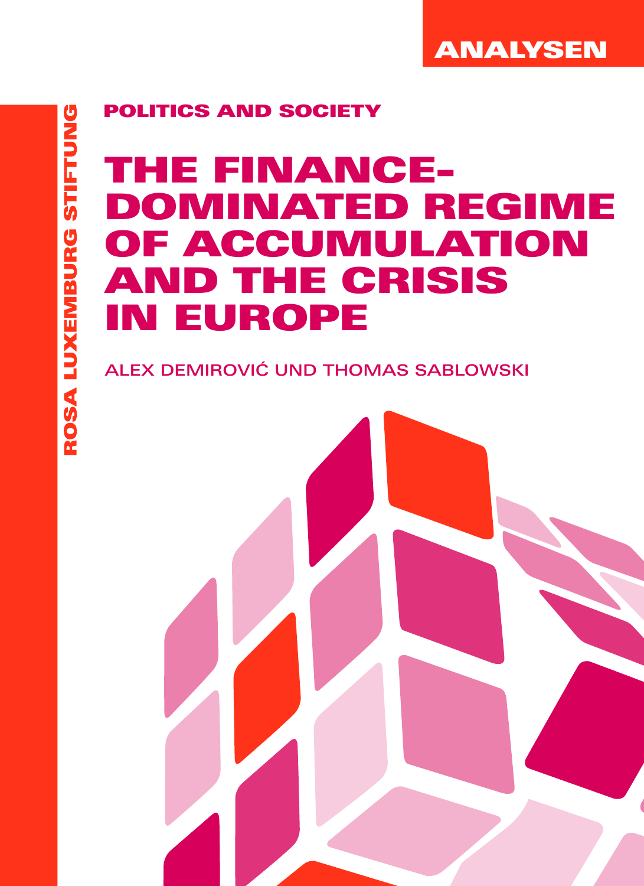ANALYSEN

ROSA LUXEMBURG STIFTUNG

POLITICS AND SOCIETY

# THE FINANCE-DOMINATED REGIME OF ACCUMULATION AND THE CRISIS IN EUROPE

ALEX DEMIROVIĆ UND THOMAS SABLOWSKI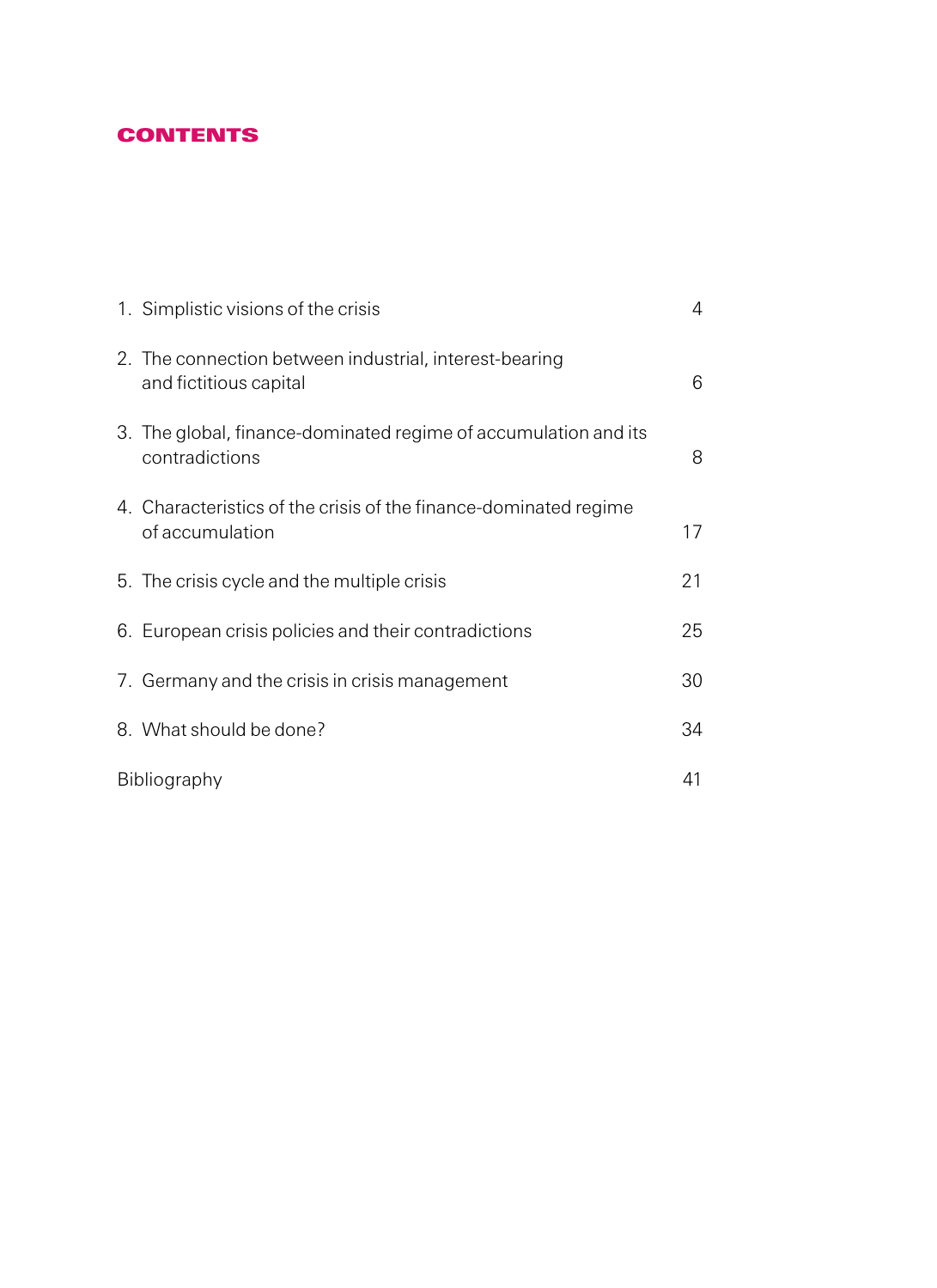# CONTENTS

| | |
|---|---|
| 1. Simplistic visions of the crisis | 4 |
| 2. The connection between industrial, interest-bearing and fictitious capital | 6 |
| 3. The global, finance-dominated regime of accumulation and its contradictions | 8 |
| 4. Characteristics of the crisis of the finance-dominated regime of accumulation | 17 |
| 5. The crisis cycle and the multiple crisis | 21 |
| 6. European crisis policies and their contradictions | 25 |
| 7. Germany and the crisis in crisis management | 30 |
| 8. What should be done? | 34 |
| Bibliography | 41 |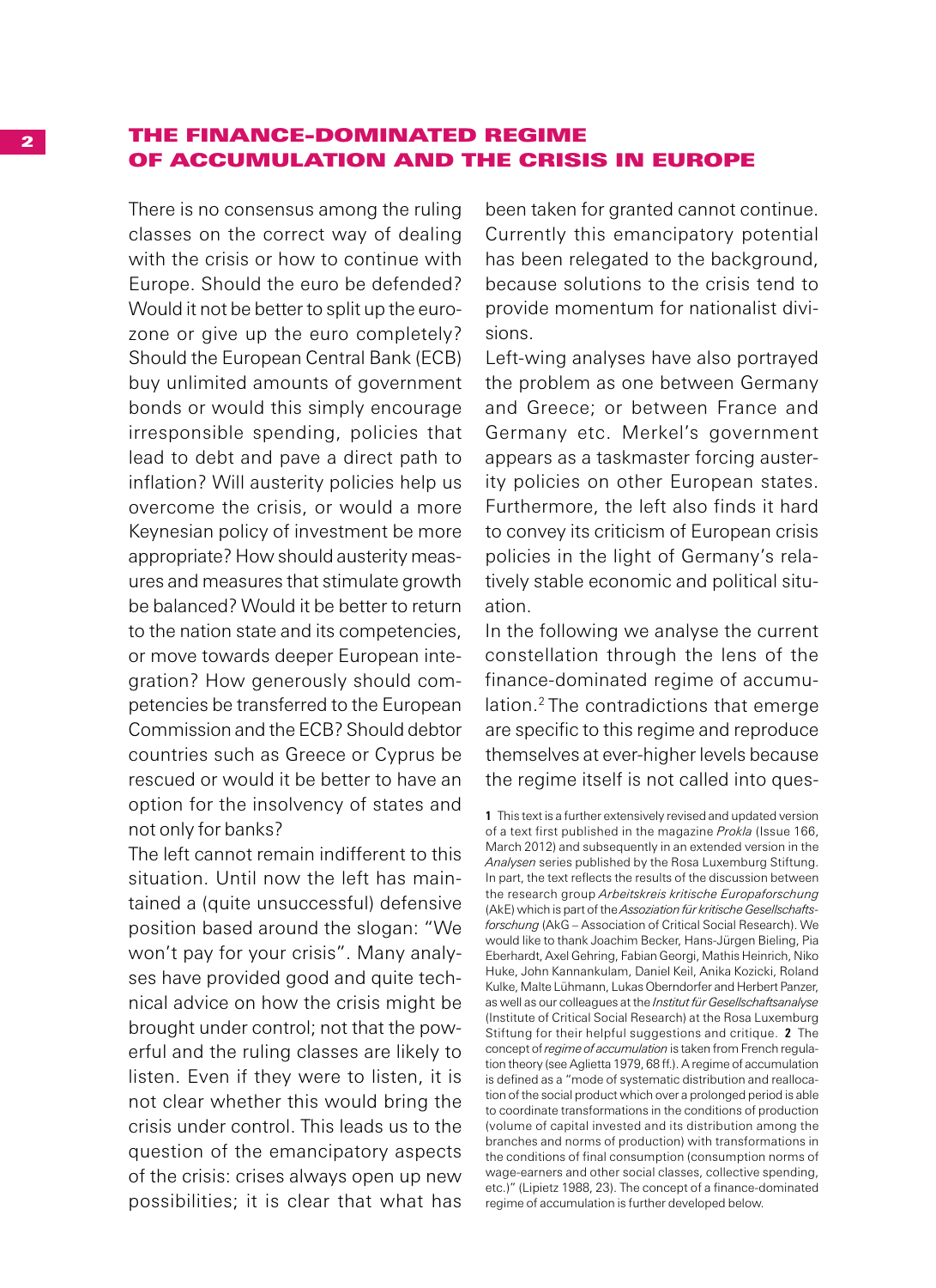# THE FINANCE-DOMINATED REGIME OF ACCUMULATION AND THE CRISIS IN EUROPE

There is no consensus among the ruling classes on the correct way of dealing with the crisis or how to continue with Europe. Should the euro be defended? Would it not be better to split up the eurozone or give up the euro completely? Should the European Central Bank (ECB) buy unlimited amounts of government bonds or would this simply encourage irresponsible spending, policies that lead to debt and pave a direct path to inflation? Will austerity policies help us overcome the crisis, or would a more Keynesian policy of investment be more appropriate? How should austerity measures and measures that stimulate growth be balanced? Would it be better to return to the nation state and its competencies, or move towards deeper European integration? How generously should competencies be transferred to the European Commission and the ECB? Should debtor countries such as Greece or Cyprus be rescued or would it be better to have an option for the insolvency of states and not only for banks?

The left cannot remain indifferent to this situation. Until now the left has maintained a (quite unsuccessful) defensive position based around the slogan: "We won't pay for your crisis". Many analyses have provided good and quite technical advice on how the crisis might be brought under control; not that the powerful and the ruling classes are likely to listen. Even if they were to listen, it is not clear whether this would bring the crisis under control. This leads us to the question of the emancipatory aspects of the crisis: crises always open up new possibilities; it is clear that what has been taken for granted cannot continue. Currently this emancipatory potential has been relegated to the background, because solutions to the crisis tend to provide momentum for nationalist divisions.

Left-wing analyses have also portrayed the problem as one between Germany and Greece; or between France and Germany etc. Merkel's government appears as a taskmaster forcing austerity policies on other European states. Furthermore, the left also finds it hard to convey its criticism of European crisis policies in the light of Germany's relatively stable economic and political situation.

In the following we analyse the current constellation through the lens of the finance-dominated regime of accumulation.[2] The contradictions that emerge are specific to this regime and reproduce themselves at ever-higher levels because the regime itself is not called into ques-

**1** This text is a further extensively revised and updated version of a text first published in the magazine *Prokla* (Issue 166, March 2012) and subsequently in an extended version in the *Analysen* series published by the Rosa Luxemburg Stiftung. In part, the text reflects the results of the discussion between the research group *Arbeitskreis kritische Europaforschung* (AkE) which is part of the *Assoziation für kritische Gesellschaftsforschung* (AkG – Association of Critical Social Research). We would like to thank Joachim Becker, Hans-Jürgen Bieling, Pia Eberhardt, Axel Gehring, Fabian Georgi, Mathis Heinrich, Niko Huke, John Kannankulam, Daniel Keil, Anika Kozicki, Roland Kulke, Malte Lühmann, Lukas Oberndorfer and Herbert Panzer, as well as our colleagues at the *Institut für Gesellschaftsanalyse* (Institute of Critical Social Research) at the Rosa Luxemburg Stiftung for their helpful suggestions and critique. **2** The concept of *regime of accumulation* is taken from French regulation theory (see Aglietta 1979, 68 ff.). A regime of accumulation is defined as a "mode of systematic distribution and reallocation of the social product which over a prolonged period is able to coordinate transformations in the conditions of production (volume of capital invested and its distribution among the branches and norms of production) with transformations in the conditions of final consumption (consumption norms of wage-earners and other social classes, collective spending, etc.)" (Lipietz 1988, 23). The concept of a finance-dominated regime of accumulation is further developed below.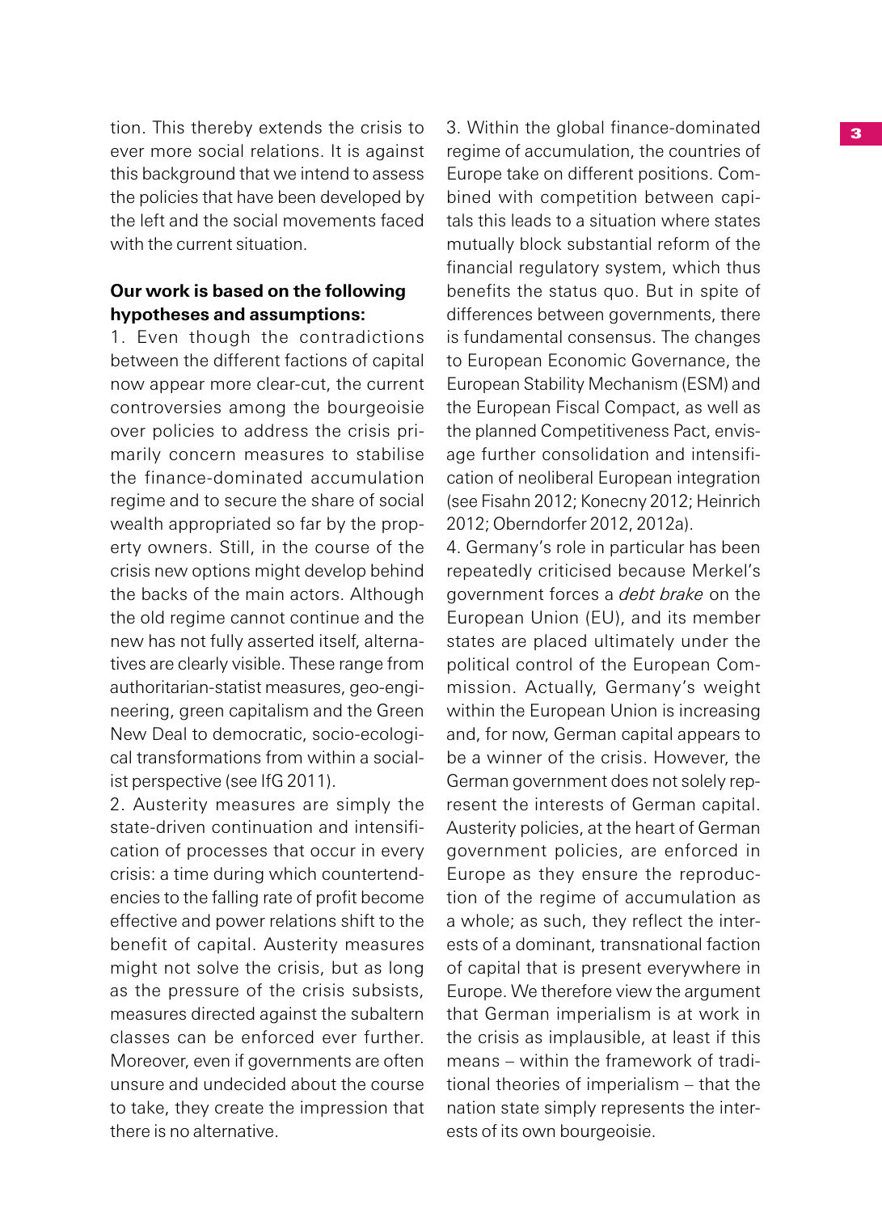tion. This thereby extends the crisis to ever more social relations. It is against this background that we intend to assess the policies that have been developed by the left and the social movements faced with the current situation.

**Our work is based on the following hypotheses and assumptions:**

1. Even though the contradictions between the different factions of capital now appear more clear-cut, the current controversies among the bourgeoisie over policies to address the crisis primarily concern measures to stabilise the finance-dominated accumulation regime and to secure the share of social wealth appropriated so far by the property owners. Still, in the course of the crisis new options might develop behind the backs of the main actors. Although the old regime cannot continue and the new has not fully asserted itself, alternatives are clearly visible. These range from authoritarian-statist measures, geo-engineering, green capitalism and the Green New Deal to democratic, socio-ecological transformations from within a socialist perspective (see IfG 2011).

2. Austerity measures are simply the state-driven continuation and intensification of processes that occur in every crisis: a time during which countertendencies to the falling rate of profit become effective and power relations shift to the benefit of capital. Austerity measures might not solve the crisis, but as long as the pressure of the crisis subsists, measures directed against the subaltern classes can be enforced ever further. Moreover, even if governments are often unsure and undecided about the course to take, they create the impression that there is no alternative.

3. Within the global finance-dominated regime of accumulation, the countries of Europe take on different positions. Combined with competition between capitals this leads to a situation where states mutually block substantial reform of the financial regulatory system, which thus benefits the status quo. But in spite of differences between governments, there is fundamental consensus. The changes to European Economic Governance, the European Stability Mechanism (ESM) and the European Fiscal Compact, as well as the planned Competitiveness Pact, envisage further consolidation and intensification of neoliberal European integration (see Fisahn 2012; Konecny 2012; Heinrich 2012; Oberndorfer 2012, 2012a).

4. Germany's role in particular has been repeatedly criticised because Merkel's government forces a *debt brake* on the European Union (EU), and its member states are placed ultimately under the political control of the European Commission. Actually, Germany's weight within the European Union is increasing and, for now, German capital appears to be a winner of the crisis. However, the German government does not solely represent the interests of German capital. Austerity policies, at the heart of German government policies, are enforced in Europe as they ensure the reproduction of the regime of accumulation as a whole; as such, they reflect the interests of a dominant, transnational faction of capital that is present everywhere in Europe. We therefore view the argument that German imperialism is at work in the crisis as implausible, at least if this means – within the framework of traditional theories of imperialism – that the nation state simply represents the interests of its own bourgeoisie.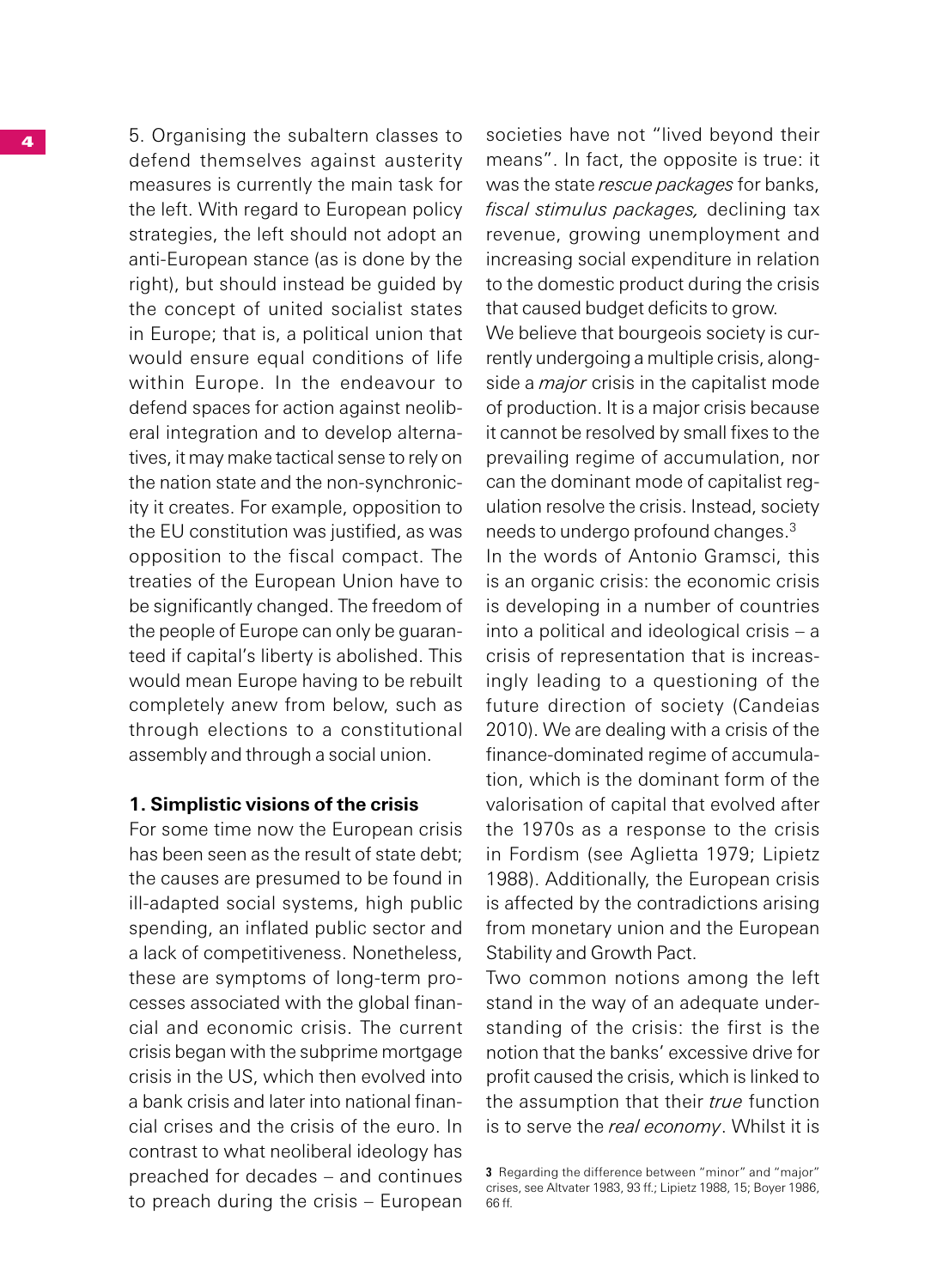5. Organising the subaltern classes to defend themselves against austerity measures is currently the main task for the left. With regard to European policy strategies, the left should not adopt an anti-European stance (as is done by the right), but should instead be guided by the concept of united socialist states in Europe; that is, a political union that would ensure equal conditions of life within Europe. In the endeavour to defend spaces for action against neoliberal integration and to develop alternatives, it may make tactical sense to rely on the nation state and the non-synchronicity it creates. For example, opposition to the EU constitution was justified, as was opposition to the fiscal compact. The treaties of the European Union have to be significantly changed. The freedom of the people of Europe can only be guaranteed if capital's liberty is abolished. This would mean Europe having to be rebuilt completely anew from below, such as through elections to a constitutional assembly and through a social union.

## 1. Simplistic visions of the crisis

For some time now the European crisis has been seen as the result of state debt; the causes are presumed to be found in ill-adapted social systems, high public spending, an inflated public sector and a lack of competitiveness. Nonetheless, these are symptoms of long-term processes associated with the global financial and economic crisis. The current crisis began with the subprime mortgage crisis in the US, which then evolved into a bank crisis and later into national financial crises and the crisis of the euro. In contrast to what neoliberal ideology has preached for decades – and continues to preach during the crisis – European societies have not "lived beyond their means". In fact, the opposite is true: it was the state *rescue packages* for banks, *fiscal stimulus packages,* declining tax revenue, growing unemployment and increasing social expenditure in relation to the domestic product during the crisis that caused budget deficits to grow.

We believe that bourgeois society is currently undergoing a multiple crisis, alongside a *major* crisis in the capitalist mode of production. It is a major crisis because it cannot be resolved by small fixes to the prevailing regime of accumulation, nor can the dominant mode of capitalist regulation resolve the crisis. Instead, society needs to undergo profound changes.[3]

In the words of Antonio Gramsci, this is an organic crisis: the economic crisis is developing in a number of countries into a political and ideological crisis – a crisis of representation that is increasingly leading to a questioning of the future direction of society (Candeias 2010). We are dealing with a crisis of the finance-dominated regime of accumulation, which is the dominant form of the valorisation of capital that evolved after the 1970s as a response to the crisis in Fordism (see Aglietta 1979; Lipietz 1988). Additionally, the European crisis is affected by the contradictions arising from monetary union and the European Stability and Growth Pact.

Two common notions among the left stand in the way of an adequate understanding of the crisis: the first is the notion that the banks' excessive drive for profit caused the crisis, which is linked to the assumption that their *true* function is to serve the *real economy*. Whilst it is

**3** Regarding the difference between "minor" and "major" crises, see Altvater 1983, 93 ff.; Lipietz 1988, 15; Boyer 1986, 66 ff.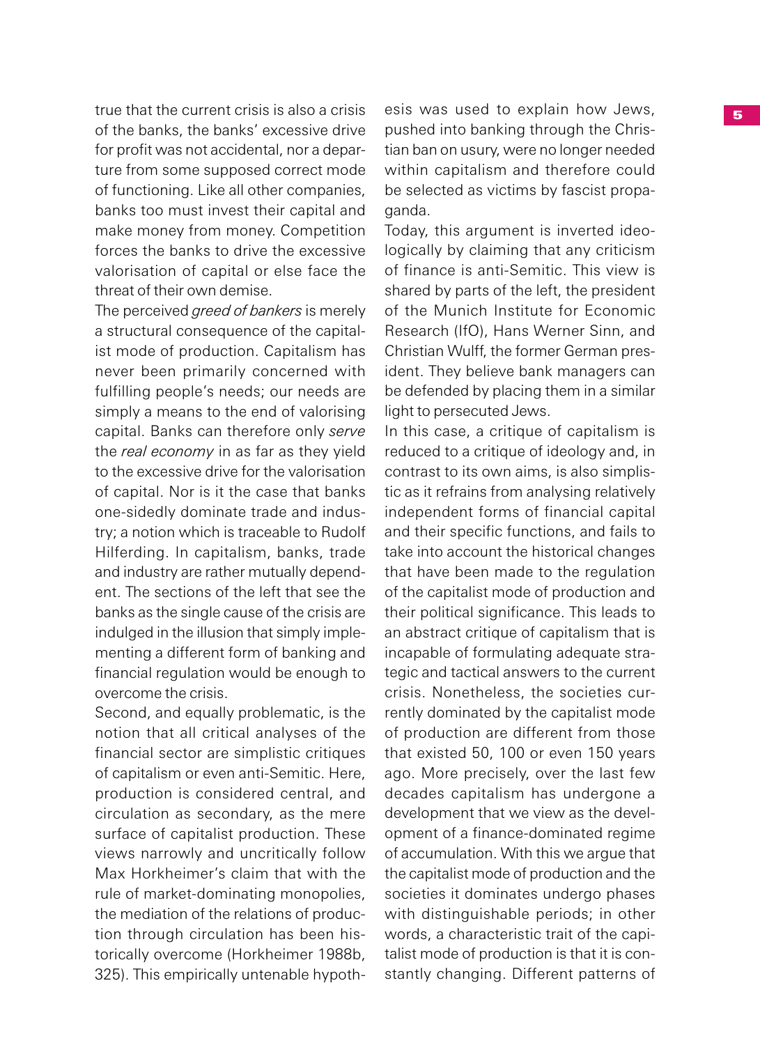true that the current crisis is also a crisis of the banks, the banks' excessive drive for profit was not accidental, nor a departure from some supposed correct mode of functioning. Like all other companies, banks too must invest their capital and make money from money. Competition forces the banks to drive the excessive valorisation of capital or else face the threat of their own demise.

The perceived *greed of bankers* is merely a structural consequence of the capitalist mode of production. Capitalism has never been primarily concerned with fulfilling people's needs; our needs are simply a means to the end of valorising capital. Banks can therefore only *serve* the *real economy* in as far as they yield to the excessive drive for the valorisation of capital. Nor is it the case that banks one-sidedly dominate trade and industry; a notion which is traceable to Rudolf Hilferding. In capitalism, banks, trade and industry are rather mutually dependent. The sections of the left that see the banks as the single cause of the crisis are indulged in the illusion that simply implementing a different form of banking and financial regulation would be enough to overcome the crisis.

Second, and equally problematic, is the notion that all critical analyses of the financial sector are simplistic critiques of capitalism or even anti-Semitic. Here, production is considered central, and circulation as secondary, as the mere surface of capitalist production. These views narrowly and uncritically follow Max Horkheimer's claim that with the rule of market-dominating monopolies, the mediation of the relations of production through circulation has been historically overcome (Horkheimer 1988b, 325). This empirically untenable hypothesis was used to explain how Jews, pushed into banking through the Christian ban on usury, were no longer needed within capitalism and therefore could be selected as victims by fascist propaganda.

Today, this argument is inverted ideologically by claiming that any criticism of finance is anti-Semitic. This view is shared by parts of the left, the president of the Munich Institute for Economic Research (IfO), Hans Werner Sinn, and Christian Wulff, the former German president. They believe bank managers can be defended by placing them in a similar light to persecuted Jews.

In this case, a critique of capitalism is reduced to a critique of ideology and, in contrast to its own aims, is also simplistic as it refrains from analysing relatively independent forms of financial capital and their specific functions, and fails to take into account the historical changes that have been made to the regulation of the capitalist mode of production and their political significance. This leads to an abstract critique of capitalism that is incapable of formulating adequate strategic and tactical answers to the current crisis. Nonetheless, the societies currently dominated by the capitalist mode of production are different from those that existed 50, 100 or even 150 years ago. More precisely, over the last few decades capitalism has undergone a development that we view as the development of a finance-dominated regime of accumulation. With this we argue that the capitalist mode of production and the societies it dominates undergo phases with distinguishable periods; in other words, a characteristic trait of the capitalist mode of production is that it is constantly changing. Different patterns of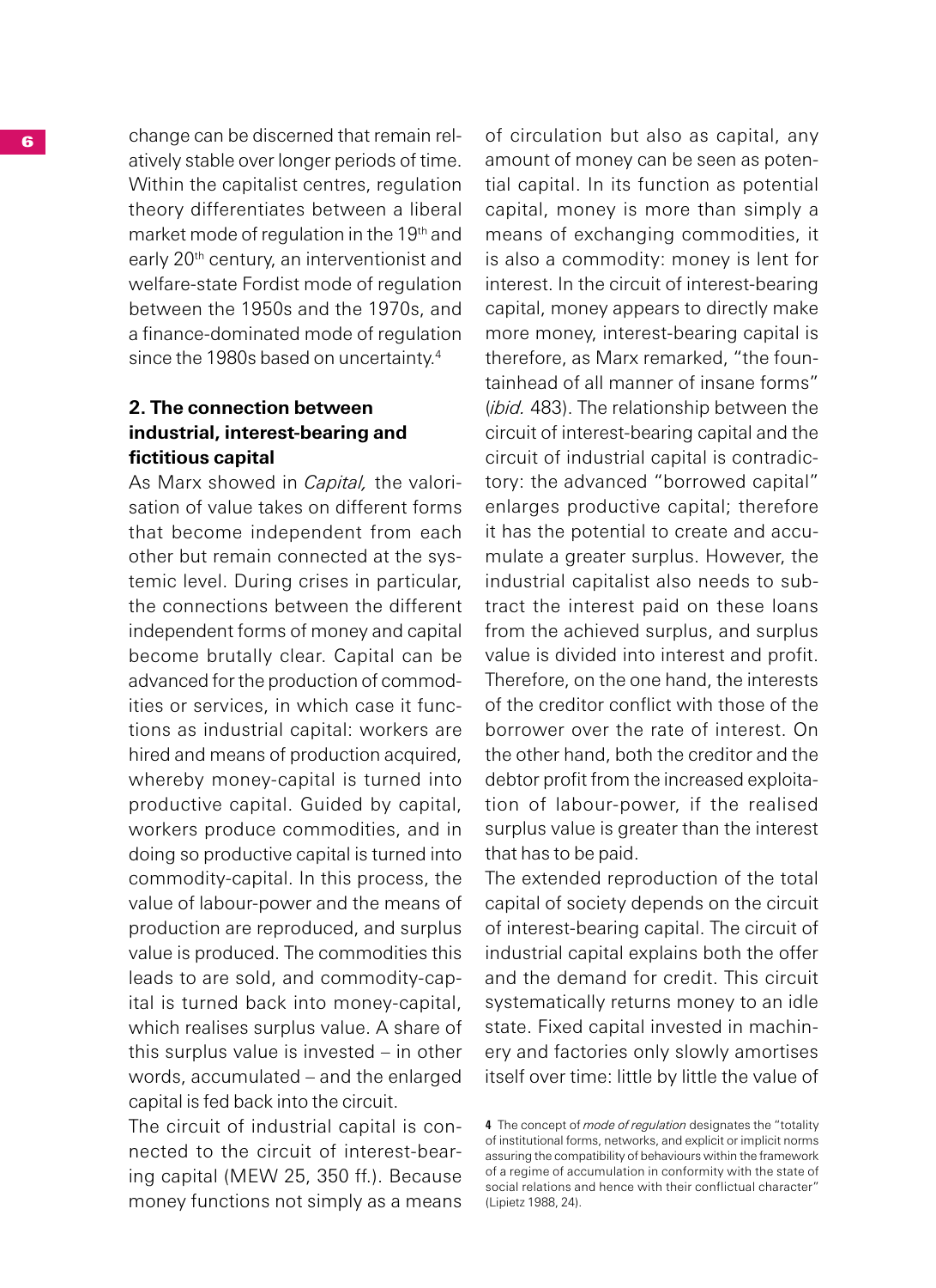change can be discerned that remain relatively stable over longer periods of time. Within the capitalist centres, regulation theory differentiates between a liberal market mode of regulation in the 19th and early 20th century, an interventionist and welfare-state Fordist mode of regulation between the 1950s and the 1970s, and a finance-dominated mode of regulation since the 1980s based on uncertainty.[4]

## 2. The connection between industrial, interest-bearing and fictitious capital

As Marx showed in *Capital,* the valorisation of value takes on different forms that become independent from each other but remain connected at the systemic level. During crises in particular, the connections between the different independent forms of money and capital become brutally clear. Capital can be advanced for the production of commodities or services, in which case it functions as industrial capital: workers are hired and means of production acquired, whereby money-capital is turned into productive capital. Guided by capital, workers produce commodities, and in doing so productive capital is turned into commodity-capital. In this process, the value of labour-power and the means of production are reproduced, and surplus value is produced. The commodities this leads to are sold, and commodity-capital is turned back into money-capital, which realises surplus value. A share of this surplus value is invested – in other words, accumulated – and the enlarged capital is fed back into the circuit.

The circuit of industrial capital is connected to the circuit of interest-bearing capital (MEW 25, 350 ff.). Because money functions not simply as a means of circulation but also as capital, any amount of money can be seen as potential capital. In its function as potential capital, money is more than simply a means of exchanging commodities, it is also a commodity: money is lent for interest. In the circuit of interest-bearing capital, money appears to directly make more money, interest-bearing capital is therefore, as Marx remarked, "the fountainhead of all manner of insane forms" (*ibid.* 483). The relationship between the circuit of interest-bearing capital and the circuit of industrial capital is contradictory: the advanced "borrowed capital" enlarges productive capital; therefore it has the potential to create and accumulate a greater surplus. However, the industrial capitalist also needs to subtract the interest paid on these loans from the achieved surplus, and surplus value is divided into interest and profit. Therefore, on the one hand, the interests of the creditor conflict with those of the borrower over the rate of interest. On the other hand, both the creditor and the debtor profit from the increased exploitation of labour-power, if the realised surplus value is greater than the interest that has to be paid.

The extended reproduction of the total capital of society depends on the circuit of interest-bearing capital. The circuit of industrial capital explains both the offer and the demand for credit. This circuit systematically returns money to an idle state. Fixed capital invested in machinery and factories only slowly amortises itself over time: little by little the value of

---

[4] The concept of *mode of regulation* designates the "totality of institutional forms, networks, and explicit or implicit norms assuring the compatibility of behaviours within the framework of a regime of accumulation in conformity with the state of social relations and hence with their conflictual character" (Lipietz 1988, 24).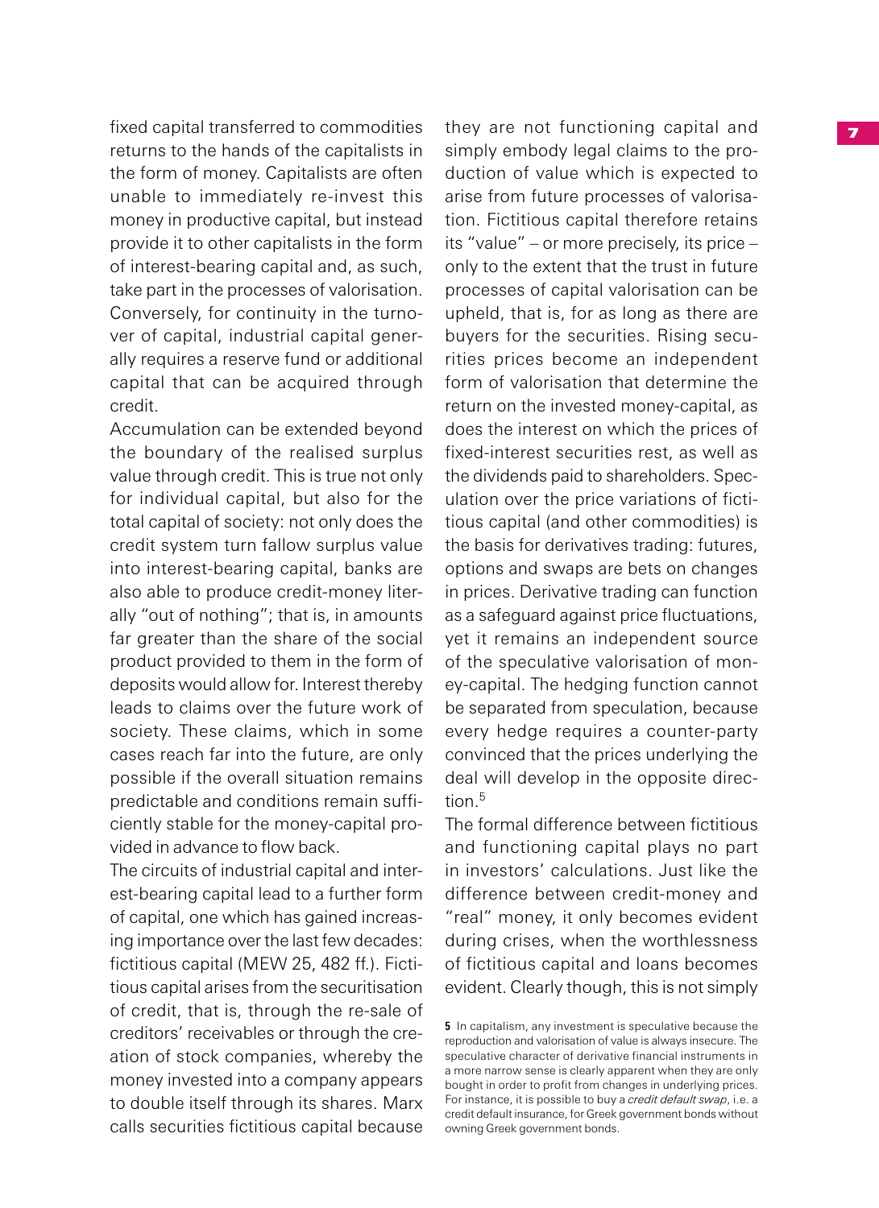fixed capital transferred to commodities returns to the hands of the capitalists in the form of money. Capitalists are often unable to immediately re-invest this money in productive capital, but instead provide it to other capitalists in the form of interest-bearing capital and, as such, take part in the processes of valorisation. Conversely, for continuity in the turnover of capital, industrial capital generally requires a reserve fund or additional capital that can be acquired through credit.

Accumulation can be extended beyond the boundary of the realised surplus value through credit. This is true not only for individual capital, but also for the total capital of society: not only does the credit system turn fallow surplus value into interest-bearing capital, banks are also able to produce credit-money literally "out of nothing"; that is, in amounts far greater than the share of the social product provided to them in the form of deposits would allow for. Interest thereby leads to claims over the future work of society. These claims, which in some cases reach far into the future, are only possible if the overall situation remains predictable and conditions remain sufficiently stable for the money-capital provided in advance to flow back.

The circuits of industrial capital and interest-bearing capital lead to a further form of capital, one which has gained increasing importance over the last few decades: fictitious capital (MEW 25, 482 ff.). Fictitious capital arises from the securitisation of credit, that is, through the re-sale of creditors' receivables or through the creation of stock companies, whereby the money invested into a company appears to double itself through its shares. Marx calls securities fictitious capital because they are not functioning capital and simply embody legal claims to the production of value which is expected to arise from future processes of valorisation. Fictitious capital therefore retains its "value" – or more precisely, its price – only to the extent that the trust in future processes of capital valorisation can be upheld, that is, for as long as there are buyers for the securities. Rising securities prices become an independent form of valorisation that determine the return on the invested money-capital, as does the interest on which the prices of fixed-interest securities rest, as well as the dividends paid to shareholders. Speculation over the price variations of fictitious capital (and other commodities) is the basis for derivatives trading: futures, options and swaps are bets on changes in prices. Derivative trading can function as a safeguard against price fluctuations, yet it remains an independent source of the speculative valorisation of money-capital. The hedging function cannot be separated from speculation, because every hedge requires a counter-party convinced that the prices underlying the deal will develop in the opposite direction.[5]

The formal difference between fictitious and functioning capital plays no part in investors' calculations. Just like the difference between credit-money and "real" money, it only becomes evident during crises, when the worthlessness of fictitious capital and loans becomes evident. Clearly though, this is not simply

---

[5] In capitalism, any investment is speculative because the reproduction and valorisation of value is always insecure. The speculative character of derivative financial instruments in a more narrow sense is clearly apparent when they are only bought in order to profit from changes in underlying prices. For instance, it is possible to buy a *credit default swap*, i.e. a credit default insurance, for Greek government bonds without owning Greek government bonds.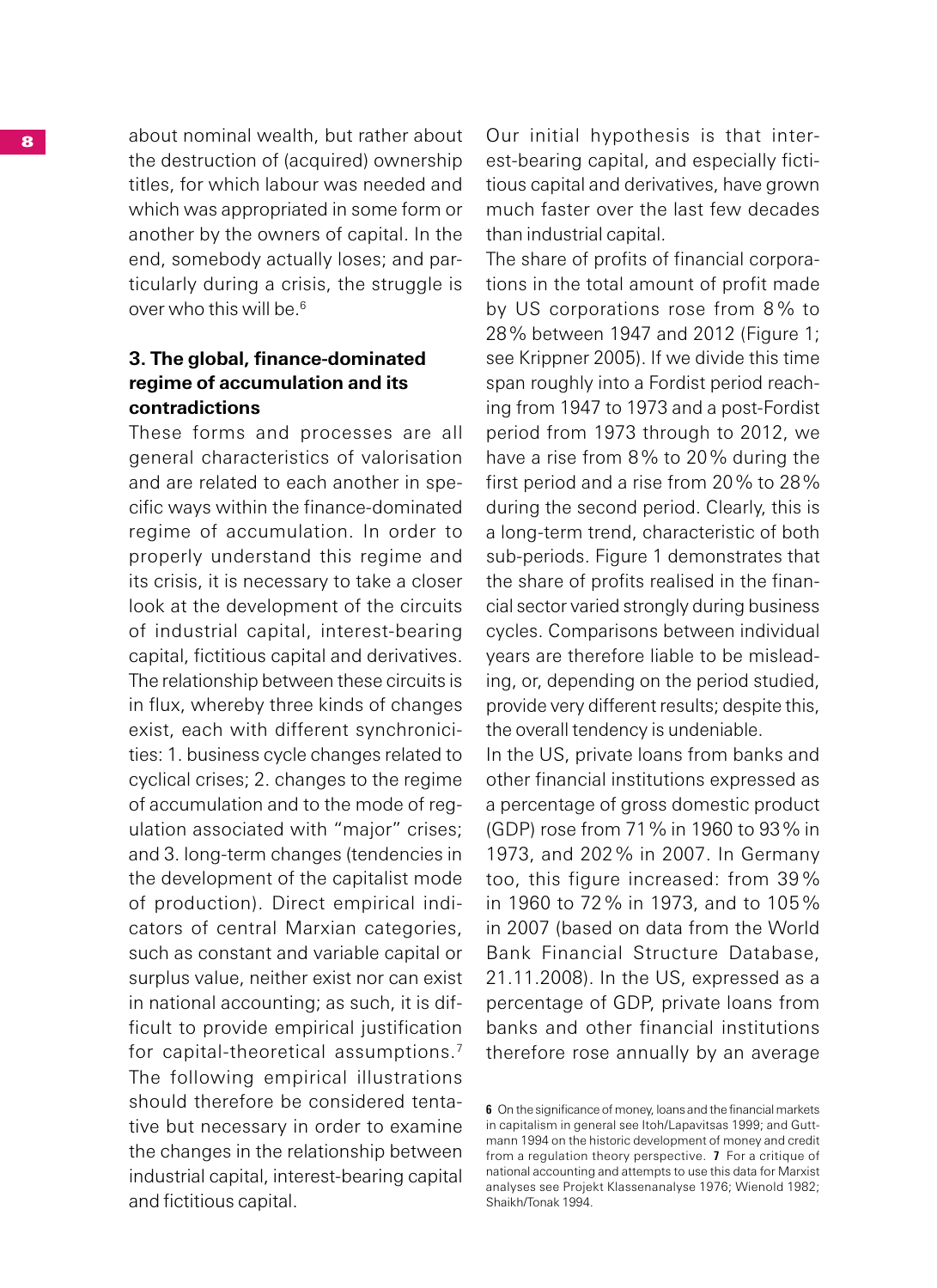about nominal wealth, but rather about the destruction of (acquired) ownership titles, for which labour was needed and which was appropriated in some form or another by the owners of capital. In the end, somebody actually loses; and particularly during a crisis, the struggle is over who this will be.[6]

### 3. The global, finance-dominated regime of accumulation and its contradictions

These forms and processes are all general characteristics of valorisation and are related to each another in specific ways within the finance-dominated regime of accumulation. In order to properly understand this regime and its crisis, it is necessary to take a closer look at the development of the circuits of industrial capital, interest-bearing capital, fictitious capital and derivatives. The relationship between these circuits is in flux, whereby three kinds of changes exist, each with different synchronicities: 1. business cycle changes related to cyclical crises; 2. changes to the regime of accumulation and to the mode of regulation associated with "major" crises; and 3. long-term changes (tendencies in the development of the capitalist mode of production). Direct empirical indicators of central Marxian categories, such as constant and variable capital or surplus value, neither exist nor can exist in national accounting; as such, it is difficult to provide empirical justification for capital-theoretical assumptions.[7] The following empirical illustrations should therefore be considered tentative but necessary in order to examine the changes in the relationship between industrial capital, interest-bearing capital and fictitious capital.

Our initial hypothesis is that interest-bearing capital, and especially fictitious capital and derivatives, have grown much faster over the last few decades than industrial capital.

The share of profits of financial corporations in the total amount of profit made by US corporations rose from 8% to 28% between 1947 and 2012 (Figure 1; see Krippner 2005). If we divide this time span roughly into a Fordist period reaching from 1947 to 1973 and a post-Fordist period from 1973 through to 2012, we have a rise from 8% to 20% during the first period and a rise from 20% to 28% during the second period. Clearly, this is a long-term trend, characteristic of both sub-periods. Figure 1 demonstrates that the share of profits realised in the financial sector varied strongly during business cycles. Comparisons between individual years are therefore liable to be misleading, or, depending on the period studied, provide very different results; despite this, the overall tendency is undeniable.

In the US, private loans from banks and other financial institutions expressed as a percentage of gross domestic product (GDP) rose from 71% in 1960 to 93% in 1973, and 202% in 2007. In Germany too, this figure increased: from 39% in 1960 to 72% in 1973, and to 105% in 2007 (based on data from the World Bank Financial Structure Database, 21.11.2008). In the US, expressed as a percentage of GDP, private loans from banks and other financial institutions therefore rose annually by an average

---

**6** On the significance of money, loans and the financial markets in capitalism in general see Itoh/Lapavitsas 1999; and Guttmann 1994 on the historic development of money and credit from a regulation theory perspective. **7** For a critique of national accounting and attempts to use this data for Marxist analyses see Projekt Klassenanalyse 1976; Wienold 1982; Shaikh/Tonak 1994.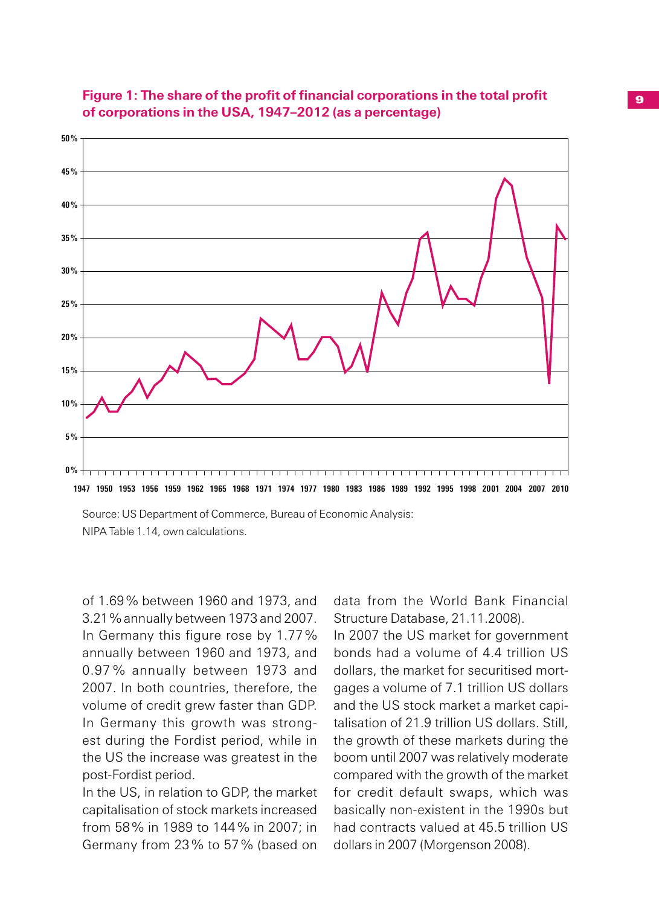**Figure 1: The share of the profit of financial corporations in the total profit of corporations in the USA, 1947–2012 (as a percentage)**

Source: US Department of Commerce, Bureau of Economic Analysis: NIPA Table 1.14, own calculations.

of 1.69 % between 1960 and 1973, and 3.21 % annually between 1973 and 2007. In Germany this figure rose by 1.77 % annually between 1960 and 1973, and 0.97 % annually between 1973 and 2007. In both countries, therefore, the volume of credit grew faster than GDP. In Germany this growth was strongest during the Fordist period, while in the US the increase was greatest in the post-Fordist period.

In the US, in relation to GDP, the market capitalisation of stock markets increased from 58 % in 1989 to 144 % in 2007; in Germany from 23 % to 57 % (based on data from the World Bank Financial Structure Database, 21.11.2008).

In 2007 the US market for government bonds had a volume of 4.4 trillion US dollars, the market for securitised mortgages a volume of 7.1 trillion US dollars and the US stock market a market capitalisation of 21.9 trillion US dollars. Still, the growth of these markets during the boom until 2007 was relatively moderate compared with the growth of the market for credit default swaps, which was basically non-existent in the 1990s but had contracts valued at 45.5 trillion US dollars in 2007 (Morgenson 2008).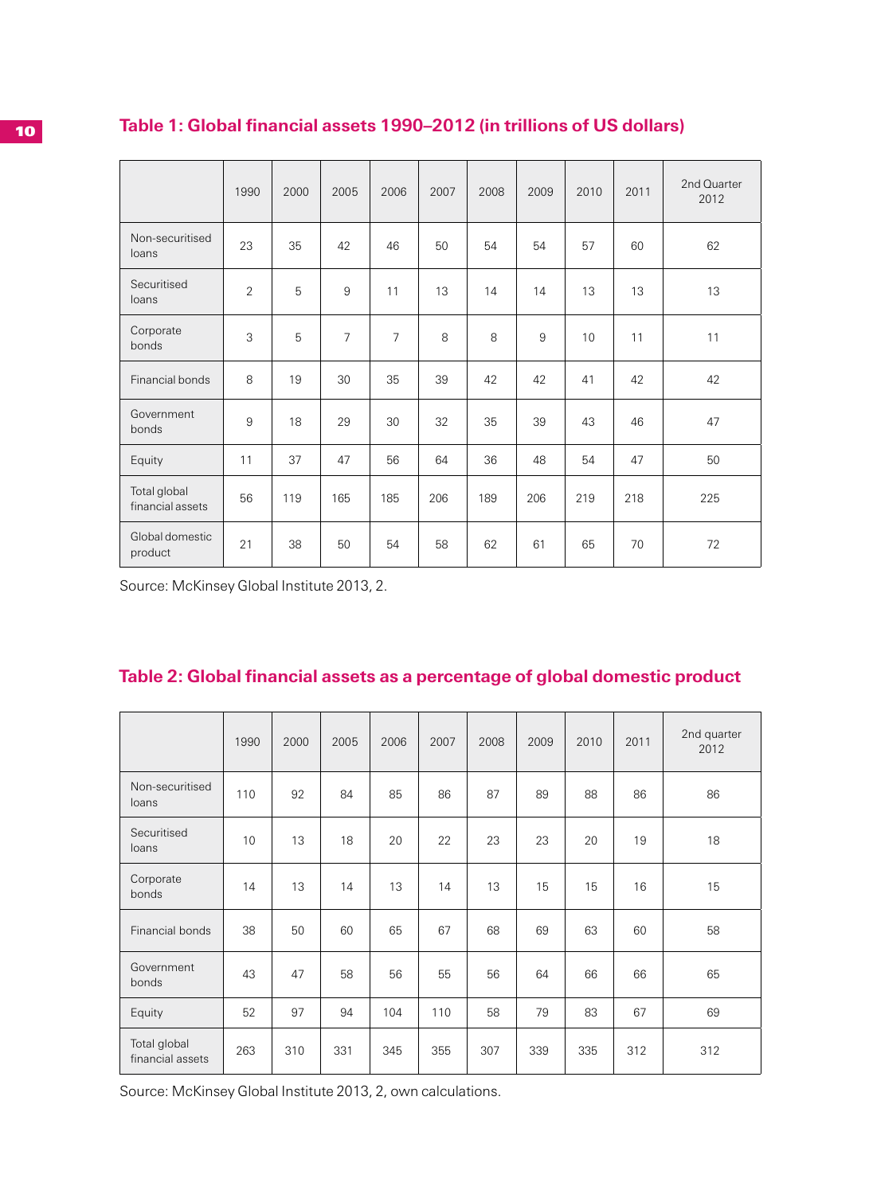### Table 1: Global financial assets 1990–2012 (in trillions of US dollars)

| | 1990 | 2000 | 2005 | 2006 | 2007 | 2008 | 2009 | 2010 | 2011 | 2nd Quarter 2012 |
|---|---|---|---|---|---|---|---|---|---|---|
| Non-securitised loans | 23 | 35 | 42 | 46 | 50 | 54 | 54 | 57 | 60 | 62 |
| Securitised loans | 2 | 5 | 9 | 11 | 13 | 14 | 14 | 13 | 13 | 13 |
| Corporate bonds | 3 | 5 | 7 | 7 | 8 | 8 | 9 | 10 | 11 | 11 |
| Financial bonds | 8 | 19 | 30 | 35 | 39 | 42 | 42 | 41 | 42 | 42 |
| Government bonds | 9 | 18 | 29 | 30 | 32 | 35 | 39 | 43 | 46 | 47 |
| Equity | 11 | 37 | 47 | 56 | 64 | 36 | 48 | 54 | 47 | 50 |
| Total global financial assets | 56 | 119 | 165 | 185 | 206 | 189 | 206 | 219 | 218 | 225 |
| Global domestic product | 21 | 38 | 50 | 54 | 58 | 62 | 61 | 65 | 70 | 72 |

Source: McKinsey Global Institute 2013, 2.

### Table 2: Global financial assets as a percentage of global domestic product

| | 1990 | 2000 | 2005 | 2006 | 2007 | 2008 | 2009 | 2010 | 2011 | 2nd quarter 2012 |
|---|---|---|---|---|---|---|---|---|---|---|
| Non-securitised loans | 110 | 92 | 84 | 85 | 86 | 87 | 89 | 88 | 86 | 86 |
| Securitised loans | 10 | 13 | 18 | 20 | 22 | 23 | 23 | 20 | 19 | 18 |
| Corporate bonds | 14 | 13 | 14 | 13 | 14 | 13 | 15 | 15 | 16 | 15 |
| Financial bonds | 38 | 50 | 60 | 65 | 67 | 68 | 69 | 63 | 60 | 58 |
| Government bonds | 43 | 47 | 58 | 56 | 55 | 56 | 64 | 66 | 66 | 65 |
| Equity | 52 | 97 | 94 | 104 | 110 | 58 | 79 | 83 | 67 | 69 |
| Total global financial assets | 263 | 310 | 331 | 345 | 355 | 307 | 339 | 335 | 312 | 312 |

Source: McKinsey Global Institute 2013, 2, own calculations.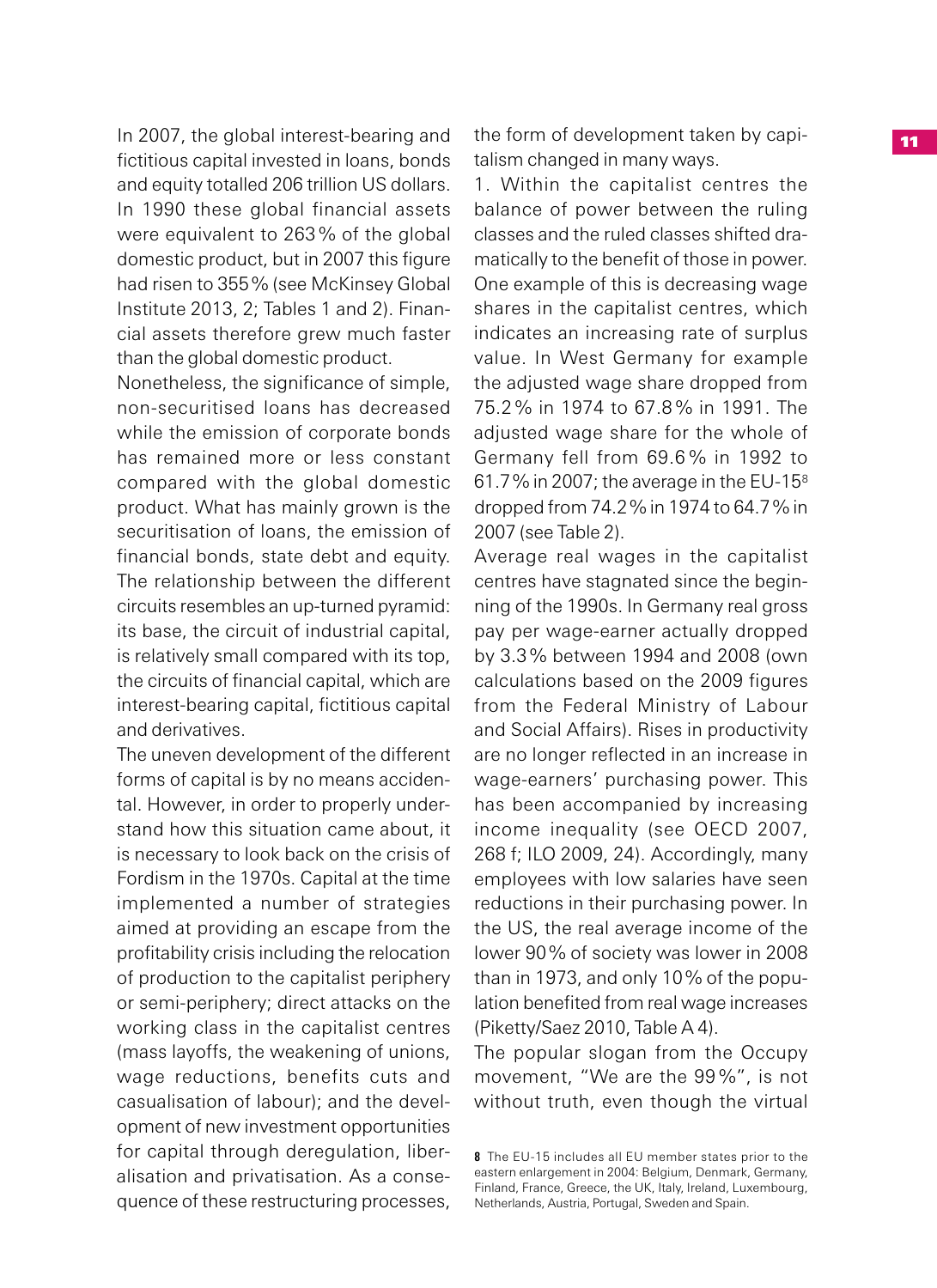In 2007, the global interest-bearing and fictitious capital invested in loans, bonds and equity totalled 206 trillion US dollars. In 1990 these global financial assets were equivalent to 263 % of the global domestic product, but in 2007 this figure had risen to 355 % (see McKinsey Global Institute 2013, 2; Tables 1 and 2). Financial assets therefore grew much faster than the global domestic product.

Nonetheless, the significance of simple, non-securitised loans has decreased while the emission of corporate bonds has remained more or less constant compared with the global domestic product. What has mainly grown is the securitisation of loans, the emission of financial bonds, state debt and equity. The relationship between the different circuits resembles an up-turned pyramid: its base, the circuit of industrial capital, is relatively small compared with its top, the circuits of financial capital, which are interest-bearing capital, fictitious capital and derivatives.

The uneven development of the different forms of capital is by no means accidental. However, in order to properly understand how this situation came about, it is necessary to look back on the crisis of Fordism in the 1970s. Capital at the time implemented a number of strategies aimed at providing an escape from the profitability crisis including the relocation of production to the capitalist periphery or semi-periphery; direct attacks on the working class in the capitalist centres (mass layoffs, the weakening of unions, wage reductions, benefits cuts and casualisation of labour); and the development of new investment opportunities for capital through deregulation, liberalisation and privatisation. As a consequence of these restructuring processes, the form of development taken by capitalism changed in many ways.

1. Within the capitalist centres the balance of power between the ruling classes and the ruled classes shifted dramatically to the benefit of those in power. One example of this is decreasing wage shares in the capitalist centres, which indicates an increasing rate of surplus value. In West Germany for example the adjusted wage share dropped from 75.2 % in 1974 to 67.8 % in 1991. The adjusted wage share for the whole of Germany fell from 69.6 % in 1992 to 61.7 % in 2007; the average in the EU-15[8] dropped from 74.2 % in 1974 to 64.7 % in 2007 (see Table 2).

Average real wages in the capitalist centres have stagnated since the beginning of the 1990s. In Germany real gross pay per wage-earner actually dropped by 3.3 % between 1994 and 2008 (own calculations based on the 2009 figures from the Federal Ministry of Labour and Social Affairs). Rises in productivity are no longer reflected in an increase in wage-earners' purchasing power. This has been accompanied by increasing income inequality (see OECD 2007, 268 f; ILO 2009, 24). Accordingly, many employees with low salaries have seen reductions in their purchasing power. In the US, the real average income of the lower 90 % of society was lower in 2008 than in 1973, and only 10 % of the population benefited from real wage increases (Piketty/Saez 2010, Table A 4).

The popular slogan from the Occupy movement, "We are the 99 %", is not without truth, even though the virtual

**8** The EU-15 includes all EU member states prior to the eastern enlargement in 2004: Belgium, Denmark, Germany, Finland, France, Greece, the UK, Italy, Ireland, Luxembourg, Netherlands, Austria, Portugal, Sweden and Spain.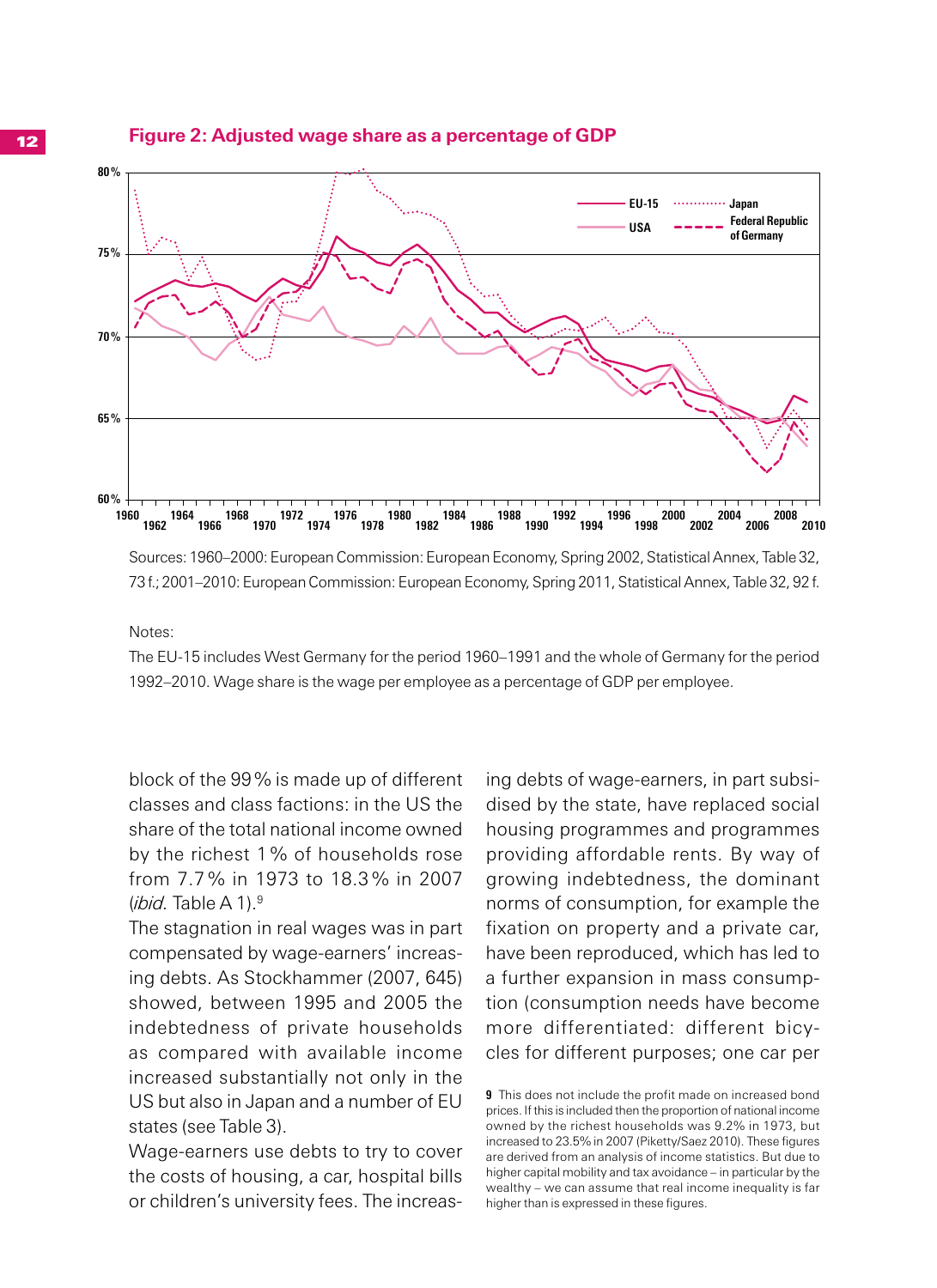## Figure 2: Adjusted wage share as a percentage of GDP

Sources: 1960–2000: European Commission: European Economy, Spring 2002, Statistical Annex, Table 32, 73 f.; 2001–2010: European Commission: European Economy, Spring 2011, Statistical Annex, Table 32, 92 f.

Notes:

The EU-15 includes West Germany for the period 1960–1991 and the whole of Germany for the period 1992–2010. Wage share is the wage per employee as a percentage of GDP per employee.

block of the 99 % is made up of different classes and class factions: in the US the share of the total national income owned by the richest 1 % of households rose from 7.7 % in 1973 to 18.3 % in 2007 (*ibid.* Table A 1).[9]

The stagnation in real wages was in part compensated by wage-earners' increasing debts. As Stockhammer (2007, 645) showed, between 1995 and 2005 the indebtedness of private households as compared with available income increased substantially not only in the US but also in Japan and a number of EU states (see Table 3).

Wage-earners use debts to try to cover the costs of housing, a car, hospital bills or children's university fees. The increasing debts of wage-earners, in part subsidised by the state, have replaced social housing programmes and programmes providing affordable rents. By way of growing indebtedness, the dominant norms of consumption, for example the fixation on property and a private car, have been reproduced, which has led to a further expansion in mass consumption (consumption needs have become more differentiated: different bicycles for different purposes; one car per

**9** This does not include the profit made on increased bond prices. If this is included then the proportion of national income owned by the richest households was 9.2% in 1973, but increased to 23.5% in 2007 (Piketty/Saez 2010). These figures are derived from an analysis of income statistics. But due to higher capital mobility and tax avoidance – in particular by the wealthy – we can assume that real income inequality is far higher than is expressed in these figures.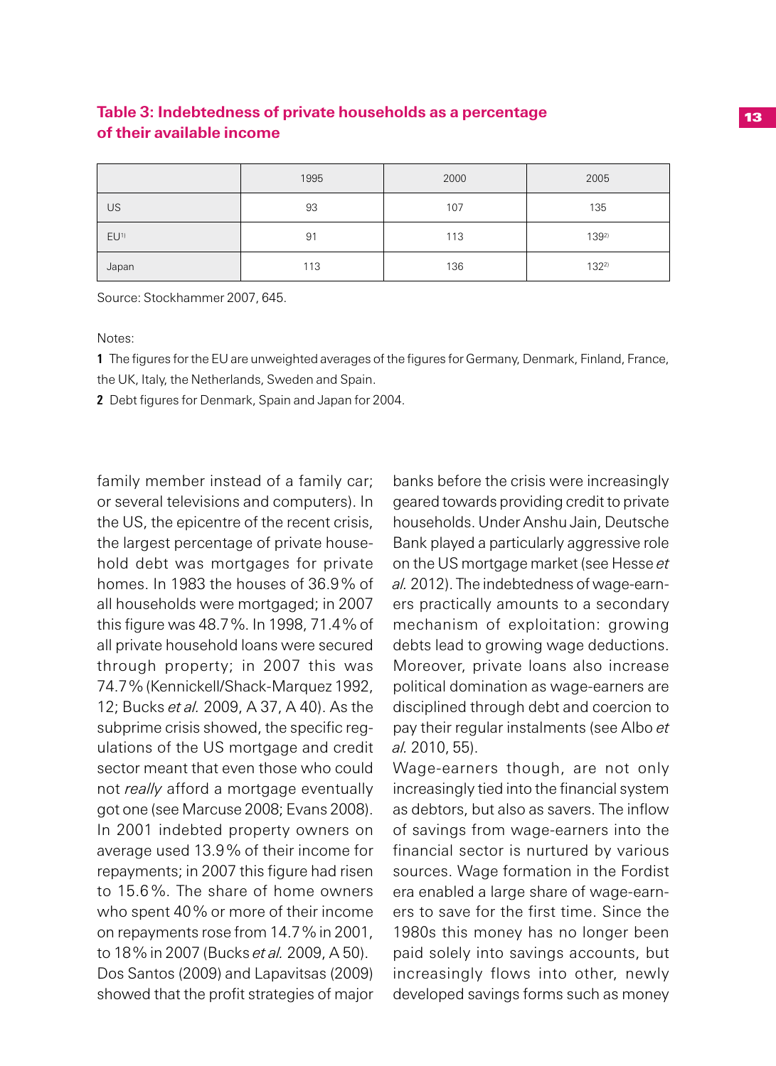**Table 3: Indebtedness of private households as a percentage of their available income**

| | 1995 | 2000 | 2005 |
|---|---|---|---|
| US | 93 | 107 | 135 |
| EU[1] | 91 | 113 | 139[2] |
| Japan | 113 | 136 | 132[2] |

Source: Stockhammer 2007, 645.

Notes:

**1** The figures for the EU are unweighted averages of the figures for Germany, Denmark, Finland, France, the UK, Italy, the Netherlands, Sweden and Spain.

**2** Debt figures for Denmark, Spain and Japan for 2004.

family member instead of a family car; or several televisions and computers). In the US, the epicentre of the recent crisis, the largest percentage of private household debt was mortgages for private homes. In 1983 the houses of 36.9 % of all households were mortgaged; in 2007 this figure was 48.7 %. In 1998, 71.4 % of all private household loans were secured through property; in 2007 this was 74.7 % (Kennickell/Shack-Marquez 1992, 12; Bucks *et al.* 2009, A 37, A 40). As the subprime crisis showed, the specific regulations of the US mortgage and credit sector meant that even those who could not *really* afford a mortgage eventually got one (see Marcuse 2008; Evans 2008). In 2001 indebted property owners on average used 13.9 % of their income for repayments; in 2007 this figure had risen to 15.6 %. The share of home owners who spent 40 % or more of their income on repayments rose from 14.7 % in 2001, to 18 % in 2007 (Bucks *et al.* 2009, A 50). Dos Santos (2009) and Lapavitsas (2009) showed that the profit strategies of major banks before the crisis were increasingly geared towards providing credit to private households. Under Anshu Jain, Deutsche Bank played a particularly aggressive role on the US mortgage market (see Hesse *et al.* 2012). The indebtedness of wage-earners practically amounts to a secondary mechanism of exploitation: growing debts lead to growing wage deductions. Moreover, private loans also increase political domination as wage-earners are disciplined through debt and coercion to pay their regular instalments (see Albo *et al.* 2010, 55).

Wage-earners though, are not only increasingly tied into the financial system as debtors, but also as savers. The inflow of savings from wage-earners into the financial sector is nurtured by various sources. Wage formation in the Fordist era enabled a large share of wage-earners to save for the first time. Since the 1980s this money has no longer been paid solely into savings accounts, but increasingly flows into other, newly developed savings forms such as money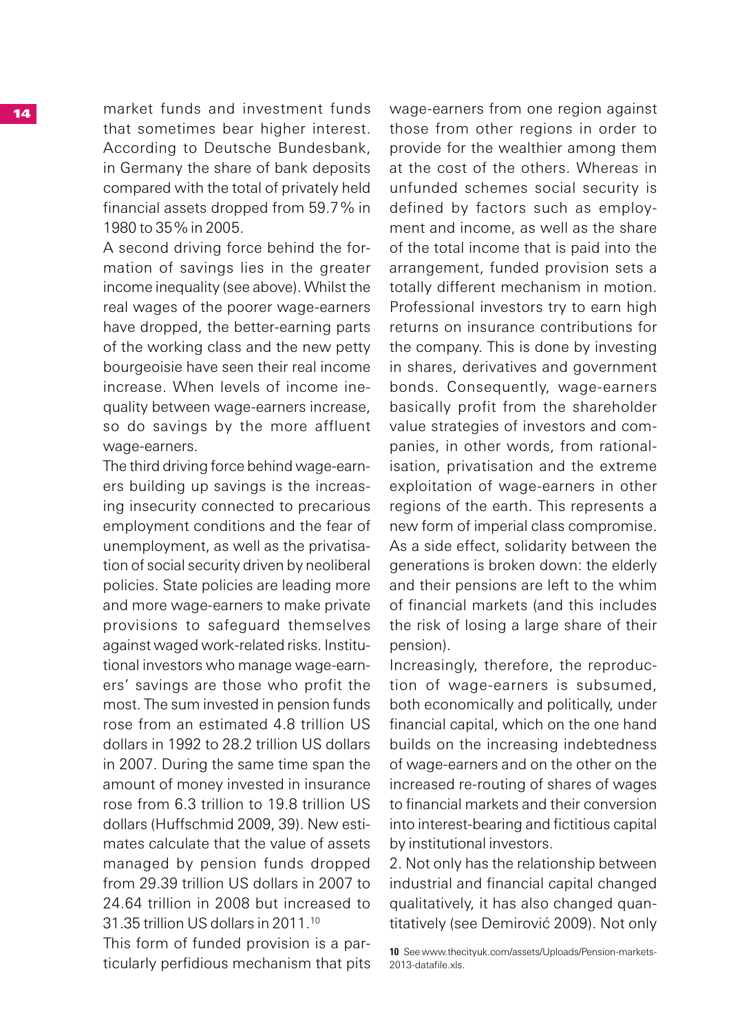market funds and investment funds that sometimes bear higher interest. According to Deutsche Bundesbank, in Germany the share of bank deposits compared with the total of privately held financial assets dropped from 59.7% in 1980 to 35% in 2005.

A second driving force behind the formation of savings lies in the greater income inequality (see above). Whilst the real wages of the poorer wage-earners have dropped, the better-earning parts of the working class and the new petty bourgeoisie have seen their real income increase. When levels of income inequality between wage-earners increase, so do savings by the more affluent wage-earners.

The third driving force behind wage-earners building up savings is the increasing insecurity connected to precarious employment conditions and the fear of unemployment, as well as the privatisation of social security driven by neoliberal policies. State policies are leading more and more wage-earners to make private provisions to safeguard themselves against waged work-related risks. Institutional investors who manage wage-earners' savings are those who profit the most. The sum invested in pension funds rose from an estimated 4.8 trillion US dollars in 1992 to 28.2 trillion US dollars in 2007. During the same time span the amount of money invested in insurance rose from 6.3 trillion to 19.8 trillion US dollars (Huffschmid 2009, 39). New estimates calculate that the value of assets managed by pension funds dropped from 29.39 trillion US dollars in 2007 to 24.64 trillion in 2008 but increased to 31.35 trillion US dollars in 2011.[10]

This form of funded provision is a particularly perfidious mechanism that pits wage-earners from one region against those from other regions in order to provide for the wealthier among them at the cost of the others. Whereas in unfunded schemes social security is defined by factors such as employment and income, as well as the share of the total income that is paid into the arrangement, funded provision sets a totally different mechanism in motion. Professional investors try to earn high returns on insurance contributions for the company. This is done by investing in shares, derivatives and government bonds. Consequently, wage-earners basically profit from the shareholder value strategies of investors and companies, in other words, from rationalisation, privatisation and the extreme exploitation of wage-earners in other regions of the earth. This represents a new form of imperial class compromise. As a side effect, solidarity between the generations is broken down: the elderly and their pensions are left to the whim of financial markets (and this includes the risk of losing a large share of their pension).

Increasingly, therefore, the reproduction of wage-earners is subsumed, both economically and politically, under financial capital, which on the one hand builds on the increasing indebtedness of wage-earners and on the other on the increased re-routing of shares of wages to financial markets and their conversion into interest-bearing and fictitious capital by institutional investors.

2. Not only has the relationship between industrial and financial capital changed qualitatively, it has also changed quantitatively (see Demirović 2009). Not only

10 See www.thecityuk.com/assets/Uploads/Pension-markets-2013-datafile.xls.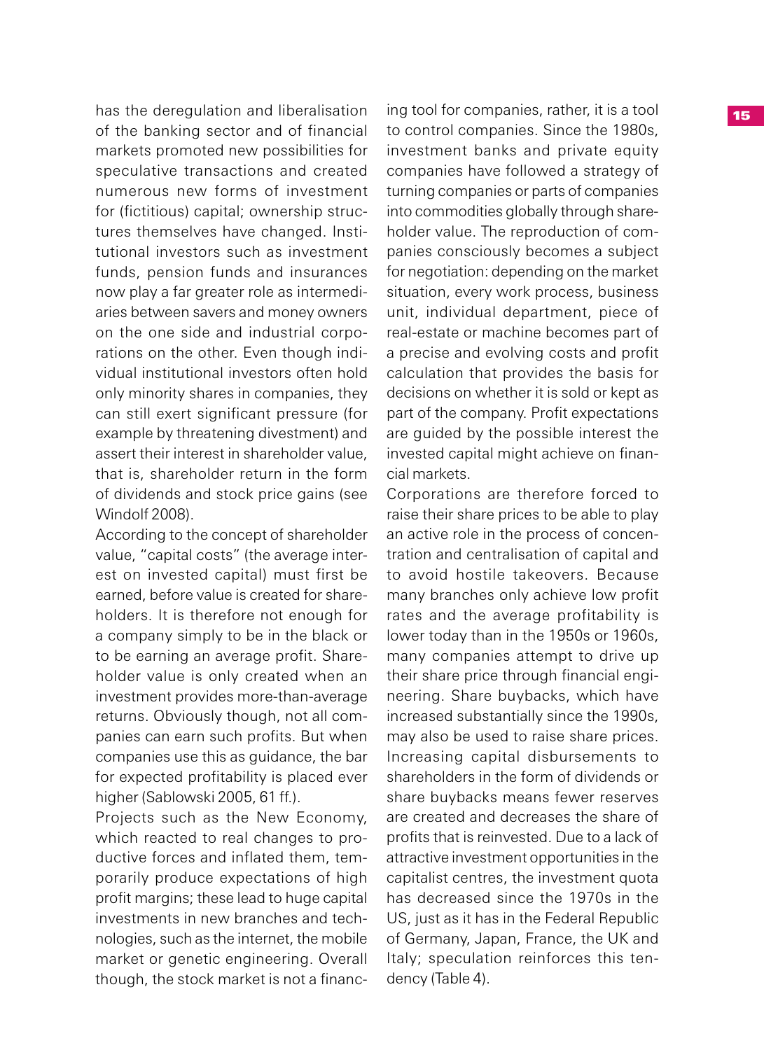has the deregulation and liberalisation of the banking sector and of financial markets promoted new possibilities for speculative transactions and created numerous new forms of investment for (fictitious) capital; ownership structures themselves have changed. Institutional investors such as investment funds, pension funds and insurances now play a far greater role as intermediaries between savers and money owners on the one side and industrial corporations on the other. Even though individual institutional investors often hold only minority shares in companies, they can still exert significant pressure (for example by threatening divestment) and assert their interest in shareholder value, that is, shareholder return in the form of dividends and stock price gains (see Windolf 2008).

According to the concept of shareholder value, "capital costs" (the average interest on invested capital) must first be earned, before value is created for shareholders. It is therefore not enough for a company simply to be in the black or to be earning an average profit. Shareholder value is only created when an investment provides more-than-average returns. Obviously though, not all companies can earn such profits. But when companies use this as guidance, the bar for expected profitability is placed ever higher (Sablowski 2005, 61 ff.).

Projects such as the New Economy, which reacted to real changes to productive forces and inflated them, temporarily produce expectations of high profit margins; these lead to huge capital investments in new branches and technologies, such as the internet, the mobile market or genetic engineering. Overall though, the stock market is not a financing tool for companies, rather, it is a tool to control companies. Since the 1980s, investment banks and private equity companies have followed a strategy of turning companies or parts of companies into commodities globally through shareholder value. The reproduction of companies consciously becomes a subject for negotiation: depending on the market situation, every work process, business unit, individual department, piece of real-estate or machine becomes part of a precise and evolving costs and profit calculation that provides the basis for decisions on whether it is sold or kept as part of the company. Profit expectations are guided by the possible interest the invested capital might achieve on financial markets.

Corporations are therefore forced to raise their share prices to be able to play an active role in the process of concentration and centralisation of capital and to avoid hostile takeovers. Because many branches only achieve low profit rates and the average profitability is lower today than in the 1950s or 1960s, many companies attempt to drive up their share price through financial engineering. Share buybacks, which have increased substantially since the 1990s, may also be used to raise share prices. Increasing capital disbursements to shareholders in the form of dividends or share buybacks means fewer reserves are created and decreases the share of profits that is reinvested. Due to a lack of attractive investment opportunities in the capitalist centres, the investment quota has decreased since the 1970s in the US, just as it has in the Federal Republic of Germany, Japan, France, the UK and Italy; speculation reinforces this tendency (Table 4).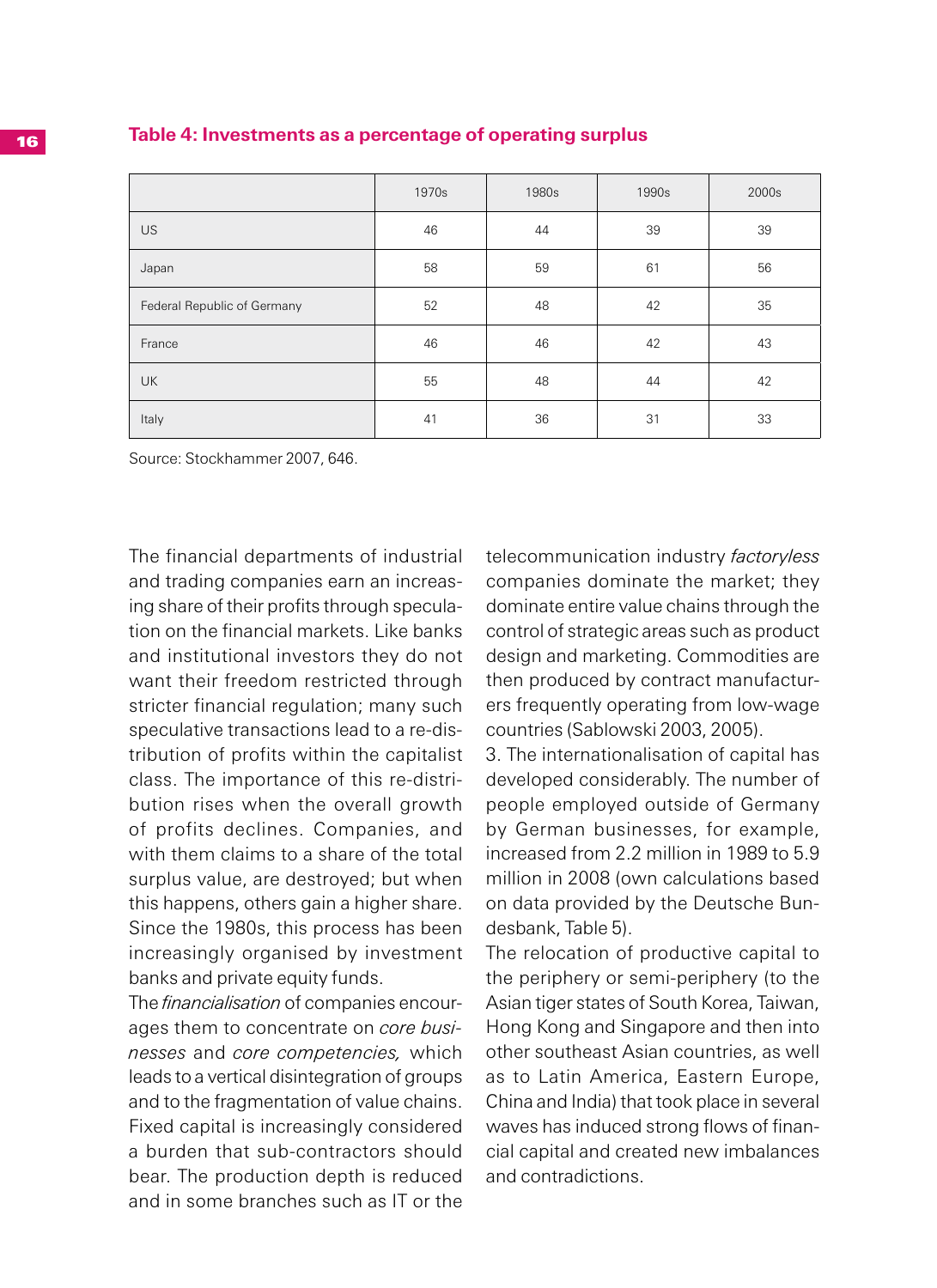**Table 4: Investments as a percentage of operating surplus**

| | 1970s | 1980s | 1990s | 2000s |
|---|---|---|---|---|
| US | 46 | 44 | 39 | 39 |
| Japan | 58 | 59 | 61 | 56 |
| Federal Republic of Germany | 52 | 48 | 42 | 35 |
| France | 46 | 46 | 42 | 43 |
| UK | 55 | 48 | 44 | 42 |
| Italy | 41 | 36 | 31 | 33 |

Source: Stockhammer 2007, 646.

The financial departments of industrial and trading companies earn an increasing share of their profits through speculation on the financial markets. Like banks and institutional investors they do not want their freedom restricted through stricter financial regulation; many such speculative transactions lead to a re-distribution of profits within the capitalist class. The importance of this re-distribution rises when the overall growth of profits declines. Companies, and with them claims to a share of the total surplus value, are destroyed; but when this happens, others gain a higher share. Since the 1980s, this process has been increasingly organised by investment banks and private equity funds.

The *financialisation* of companies encourages them to concentrate on *core businesses* and *core competencies,* which leads to a vertical disintegration of groups and to the fragmentation of value chains. Fixed capital is increasingly considered a burden that sub-contractors should bear. The production depth is reduced and in some branches such as IT or the telecommunication industry *factoryless* companies dominate the market; they dominate entire value chains through the control of strategic areas such as product design and marketing. Commodities are then produced by contract manufacturers frequently operating from low-wage countries (Sablowski 2003, 2005).

3. The internationalisation of capital has developed considerably. The number of people employed outside of Germany by German businesses, for example, increased from 2.2 million in 1989 to 5.9 million in 2008 (own calculations based on data provided by the Deutsche Bundesbank, Table 5).

The relocation of productive capital to the periphery or semi-periphery (to the Asian tiger states of South Korea, Taiwan, Hong Kong and Singapore and then into other southeast Asian countries, as well as to Latin America, Eastern Europe, China and India) that took place in several waves has induced strong flows of financial capital and created new imbalances and contradictions.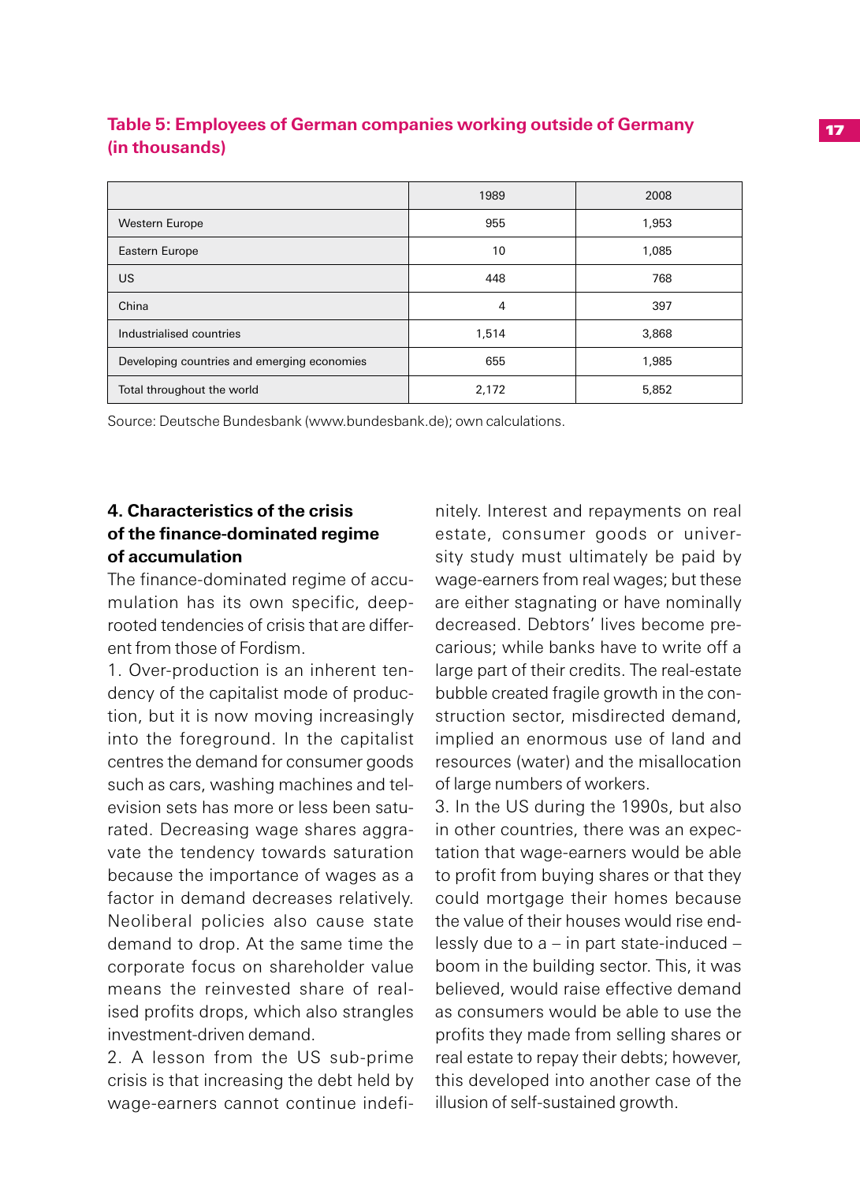**Table 5: Employees of German companies working outside of Germany (in thousands)**

| | 1989 | 2008 |
|---|---|---|
| Western Europe | 955 | 1,953 |
| Eastern Europe | 10 | 1,085 |
| US | 448 | 768 |
| China | 4 | 397 |
| Industrialised countries | 1,514 | 3,868 |
| Developing countries and emerging economies | 655 | 1,985 |
| Total throughout the world | 2,172 | 5,852 |

Source: Deutsche Bundesbank (www.bundesbank.de); own calculations.

### 4. Characteristics of the crisis of the finance-dominated regime of accumulation

The finance-dominated regime of accumulation has its own specific, deep-rooted tendencies of crisis that are different from those of Fordism.

1. Over-production is an inherent tendency of the capitalist mode of production, but it is now moving increasingly into the foreground. In the capitalist centres the demand for consumer goods such as cars, washing machines and television sets has more or less been saturated. Decreasing wage shares aggravate the tendency towards saturation because the importance of wages as a factor in demand decreases relatively. Neoliberal policies also cause state demand to drop. At the same time the corporate focus on shareholder value means the reinvested share of realised profits drops, which also strangles investment-driven demand.

2. A lesson from the US sub-prime crisis is that increasing the debt held by wage-earners cannot continue indefinitely. Interest and repayments on real estate, consumer goods or university study must ultimately be paid by wage-earners from real wages; but these are either stagnating or have nominally decreased. Debtors' lives become precarious; while banks have to write off a large part of their credits. The real-estate bubble created fragile growth in the construction sector, misdirected demand, implied an enormous use of land and resources (water) and the misallocation of large numbers of workers.

3. In the US during the 1990s, but also in other countries, there was an expectation that wage-earners would be able to profit from buying shares or that they could mortgage their homes because the value of their houses would rise endlessly due to a – in part state-induced – boom in the building sector. This, it was believed, would raise effective demand as consumers would be able to use the profits they made from selling shares or real estate to repay their debts; however, this developed into another case of the illusion of self-sustained growth.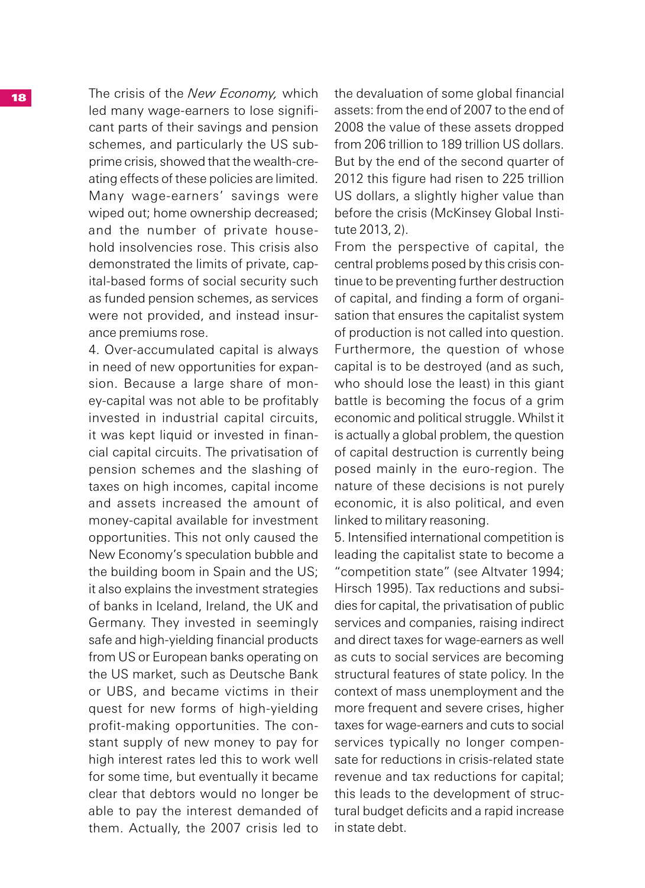The crisis of the *New Economy,* which led many wage-earners to lose significant parts of their savings and pension schemes, and particularly the US subprime crisis, showed that the wealth-creating effects of these policies are limited. Many wage-earners' savings were wiped out; home ownership decreased; and the number of private household insolvencies rose. This crisis also demonstrated the limits of private, capital-based forms of social security such as funded pension schemes, as services were not provided, and instead insurance premiums rose.

4. Over-accumulated capital is always in need of new opportunities for expansion. Because a large share of money-capital was not able to be profitably invested in industrial capital circuits, it was kept liquid or invested in financial capital circuits. The privatisation of pension schemes and the slashing of taxes on high incomes, capital income and assets increased the amount of money-capital available for investment opportunities. This not only caused the New Economy's speculation bubble and the building boom in Spain and the US; it also explains the investment strategies of banks in Iceland, Ireland, the UK and Germany. They invested in seemingly safe and high-yielding financial products from US or European banks operating on the US market, such as Deutsche Bank or UBS, and became victims in their quest for new forms of high-yielding profit-making opportunities. The constant supply of new money to pay for high interest rates led this to work well for some time, but eventually it became clear that debtors would no longer be able to pay the interest demanded of them. Actually, the 2007 crisis led to the devaluation of some global financial assets: from the end of 2007 to the end of 2008 the value of these assets dropped from 206 trillion to 189 trillion US dollars. But by the end of the second quarter of 2012 this figure had risen to 225 trillion US dollars, a slightly higher value than before the crisis (McKinsey Global Institute 2013, 2).

From the perspective of capital, the central problems posed by this crisis continue to be preventing further destruction of capital, and finding a form of organisation that ensures the capitalist system of production is not called into question. Furthermore, the question of whose capital is to be destroyed (and as such, who should lose the least) in this giant battle is becoming the focus of a grim economic and political struggle. Whilst it is actually a global problem, the question of capital destruction is currently being posed mainly in the euro-region. The nature of these decisions is not purely economic, it is also political, and even linked to military reasoning.

5. Intensified international competition is leading the capitalist state to become a "competition state" (see Altvater 1994; Hirsch 1995). Tax reductions and subsidies for capital, the privatisation of public services and companies, raising indirect and direct taxes for wage-earners as well as cuts to social services are becoming structural features of state policy. In the context of mass unemployment and the more frequent and severe crises, higher taxes for wage-earners and cuts to social services typically no longer compensate for reductions in crisis-related state revenue and tax reductions for capital; this leads to the development of structural budget deficits and a rapid increase in state debt.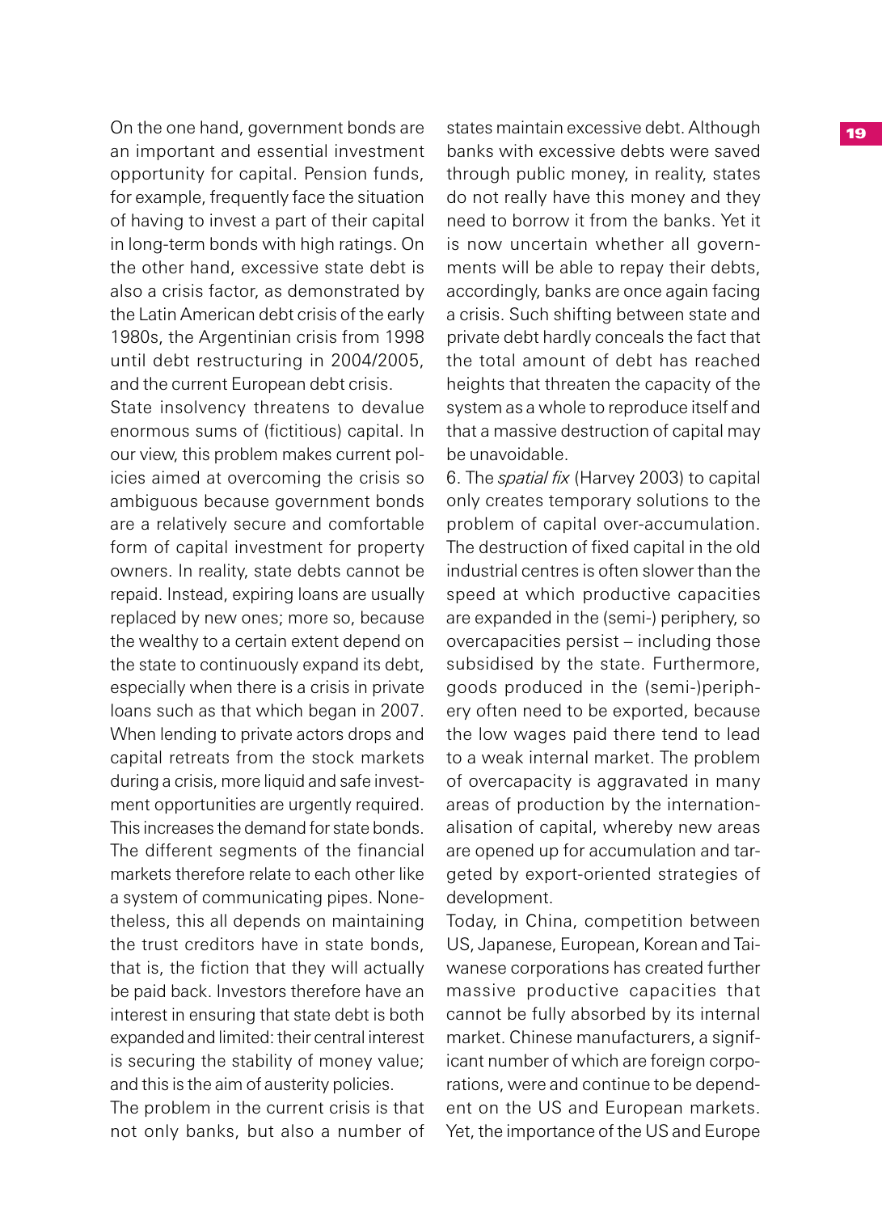On the one hand, government bonds are an important and essential investment opportunity for capital. Pension funds, for example, frequently face the situation of having to invest a part of their capital in long-term bonds with high ratings. On the other hand, excessive state debt is also a crisis factor, as demonstrated by the Latin American debt crisis of the early 1980s, the Argentinian crisis from 1998 until debt restructuring in 2004/2005, and the current European debt crisis.

State insolvency threatens to devalue enormous sums of (fictitious) capital. In our view, this problem makes current policies aimed at overcoming the crisis so ambiguous because government bonds are a relatively secure and comfortable form of capital investment for property owners. In reality, state debts cannot be repaid. Instead, expiring loans are usually replaced by new ones; more so, because the wealthy to a certain extent depend on the state to continuously expand its debt, especially when there is a crisis in private loans such as that which began in 2007. When lending to private actors drops and capital retreats from the stock markets during a crisis, more liquid and safe investment opportunities are urgently required. This increases the demand for state bonds. The different segments of the financial markets therefore relate to each other like a system of communicating pipes. Nonetheless, this all depends on maintaining the trust creditors have in state bonds, that is, the fiction that they will actually be paid back. Investors therefore have an interest in ensuring that state debt is both expanded and limited: their central interest is securing the stability of money value; and this is the aim of austerity policies.

The problem in the current crisis is that not only banks, but also a number of states maintain excessive debt. Although banks with excessive debts were saved through public money, in reality, states do not really have this money and they need to borrow it from the banks. Yet it is now uncertain whether all governments will be able to repay their debts, accordingly, banks are once again facing a crisis. Such shifting between state and private debt hardly conceals the fact that the total amount of debt has reached heights that threaten the capacity of the system as a whole to reproduce itself and that a massive destruction of capital may be unavoidable.

6. The *spatial fix* (Harvey 2003) to capital only creates temporary solutions to the problem of capital over-accumulation. The destruction of fixed capital in the old industrial centres is often slower than the speed at which productive capacities are expanded in the (semi-) periphery, so overcapacities persist – including those subsidised by the state. Furthermore, goods produced in the (semi-)periphery often need to be exported, because the low wages paid there tend to lead to a weak internal market. The problem of overcapacity is aggravated in many areas of production by the internationalisation of capital, whereby new areas are opened up for accumulation and targeted by export-oriented strategies of development.

Today, in China, competition between US, Japanese, European, Korean and Taiwanese corporations has created further massive productive capacities that cannot be fully absorbed by its internal market. Chinese manufacturers, a significant number of which are foreign corporations, were and continue to be dependent on the US and European markets. Yet, the importance of the US and Europe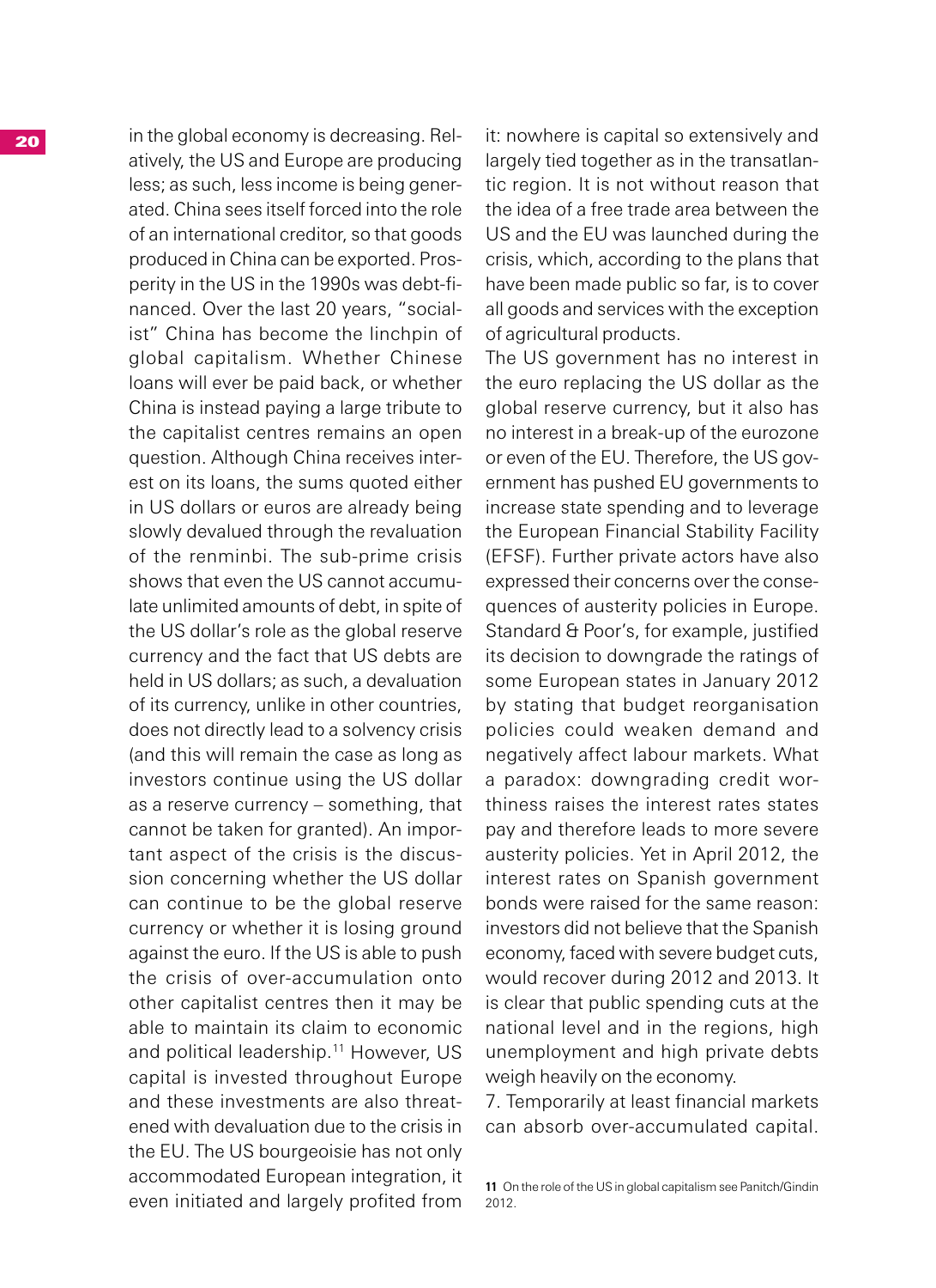in the global economy is decreasing. Relatively, the US and Europe are producing less; as such, less income is being generated. China sees itself forced into the role of an international creditor, so that goods produced in China can be exported. Prosperity in the US in the 1990s was debt-financed. Over the last 20 years, "socialist" China has become the linchpin of global capitalism. Whether Chinese loans will ever be paid back, or whether China is instead paying a large tribute to the capitalist centres remains an open question. Although China receives interest on its loans, the sums quoted either in US dollars or euros are already being slowly devalued through the revaluation of the renminbi. The sub-prime crisis shows that even the US cannot accumulate unlimited amounts of debt, in spite of the US dollar's role as the global reserve currency and the fact that US debts are held in US dollars; as such, a devaluation of its currency, unlike in other countries, does not directly lead to a solvency crisis (and this will remain the case as long as investors continue using the US dollar as a reserve currency – something, that cannot be taken for granted). An important aspect of the crisis is the discussion concerning whether the US dollar can continue to be the global reserve currency or whether it is losing ground against the euro. If the US is able to push the crisis of over-accumulation onto other capitalist centres then it may be able to maintain its claim to economic and political leadership.[11] However, US capital is invested throughout Europe and these investments are also threatened with devaluation due to the crisis in the EU. The US bourgeoisie has not only accommodated European integration, it even initiated and largely profited from it: nowhere is capital so extensively and largely tied together as in the transatlantic region. It is not without reason that the idea of a free trade area between the US and the EU was launched during the crisis, which, according to the plans that have been made public so far, is to cover all goods and services with the exception of agricultural products.

The US government has no interest in the euro replacing the US dollar as the global reserve currency, but it also has no interest in a break-up of the eurozone or even of the EU. Therefore, the US government has pushed EU governments to increase state spending and to leverage the European Financial Stability Facility (EFSF). Further private actors have also expressed their concerns over the consequences of austerity policies in Europe. Standard & Poor's, for example, justified its decision to downgrade the ratings of some European states in January 2012 by stating that budget reorganisation policies could weaken demand and negatively affect labour markets. What a paradox: downgrading credit worthiness raises the interest rates states pay and therefore leads to more severe austerity policies. Yet in April 2012, the interest rates on Spanish government bonds were raised for the same reason: investors did not believe that the Spanish economy, faced with severe budget cuts, would recover during 2012 and 2013. It is clear that public spending cuts at the national level and in the regions, high unemployment and high private debts weigh heavily on the economy.

7. Temporarily at least financial markets can absorb over-accumulated capital.

---

11 On the role of the US in global capitalism see Panitch/Gindin 2012.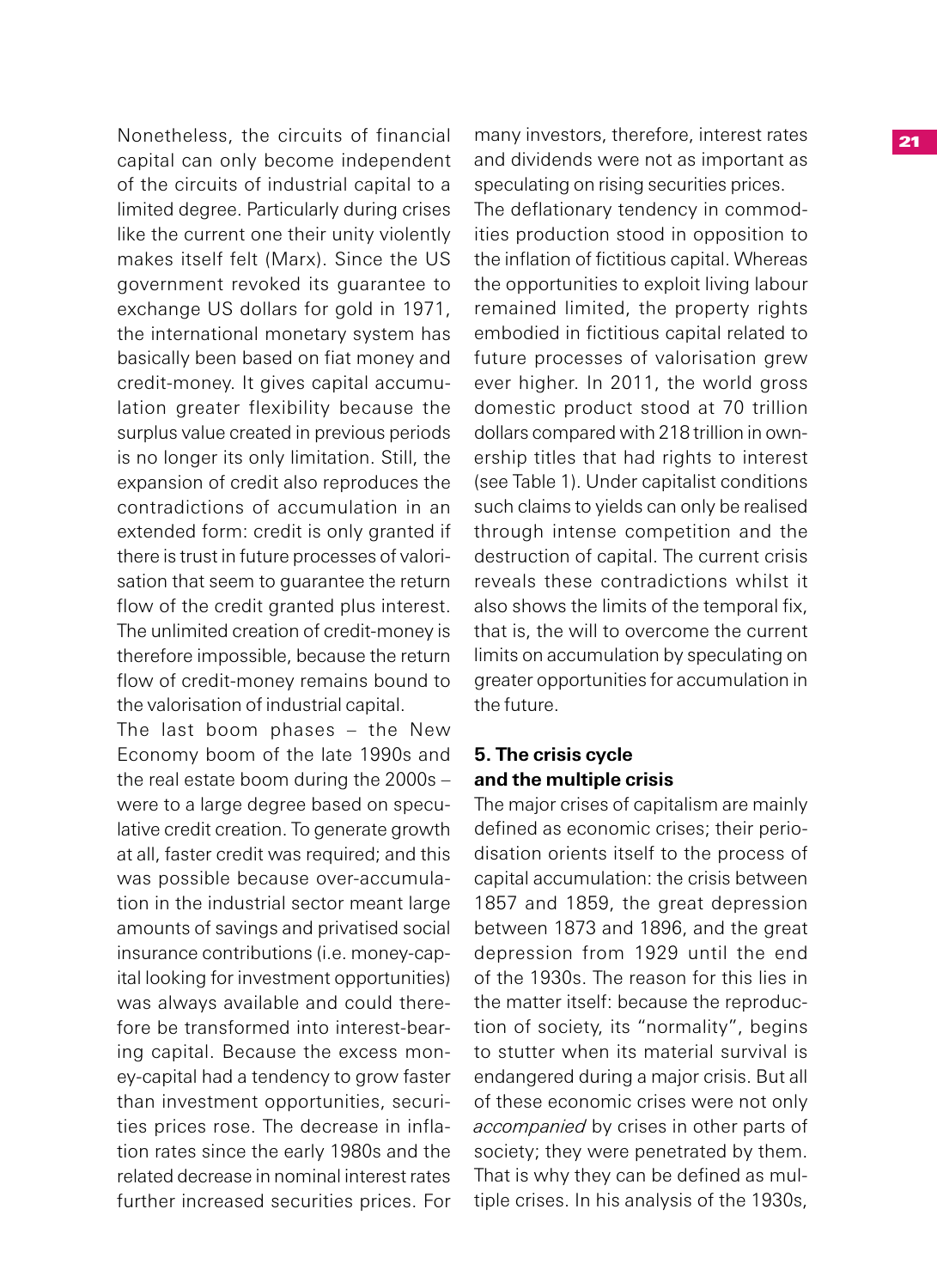Nonetheless, the circuits of financial capital can only become independent of the circuits of industrial capital to a limited degree. Particularly during crises like the current one their unity violently makes itself felt (Marx). Since the US government revoked its guarantee to exchange US dollars for gold in 1971, the international monetary system has basically been based on fiat money and credit-money. It gives capital accumulation greater flexibility because the surplus value created in previous periods is no longer its only limitation. Still, the expansion of credit also reproduces the contradictions of accumulation in an extended form: credit is only granted if there is trust in future processes of valorisation that seem to guarantee the return flow of the credit granted plus interest. The unlimited creation of credit-money is therefore impossible, because the return flow of credit-money remains bound to the valorisation of industrial capital.

The last boom phases – the New Economy boom of the late 1990s and the real estate boom during the 2000s – were to a large degree based on speculative credit creation. To generate growth at all, faster credit was required; and this was possible because over-accumulation in the industrial sector meant large amounts of savings and privatised social insurance contributions (i.e. money-capital looking for investment opportunities) was always available and could therefore be transformed into interest-bearing capital. Because the excess money-capital had a tendency to grow faster than investment opportunities, securities prices rose. The decrease in inflation rates since the early 1980s and the related decrease in nominal interest rates further increased securities prices. For many investors, therefore, interest rates and dividends were not as important as speculating on rising securities prices.

The deflationary tendency in commodities production stood in opposition to the inflation of fictitious capital. Whereas the opportunities to exploit living labour remained limited, the property rights embodied in fictitious capital related to future processes of valorisation grew ever higher. In 2011, the world gross domestic product stood at 70 trillion dollars compared with 218 trillion in ownership titles that had rights to interest (see Table 1). Under capitalist conditions such claims to yields can only be realised through intense competition and the destruction of capital. The current crisis reveals these contradictions whilst it also shows the limits of the temporal fix, that is, the will to overcome the current limits on accumulation by speculating on greater opportunities for accumulation in the future.

## 5. The crisis cycle and the multiple crisis

The major crises of capitalism are mainly defined as economic crises; their periodisation orients itself to the process of capital accumulation: the crisis between 1857 and 1859, the great depression between 1873 and 1896, and the great depression from 1929 until the end of the 1930s. The reason for this lies in the matter itself: because the reproduction of society, its "normality", begins to stutter when its material survival is endangered during a major crisis. But all of these economic crises were not only *accompanied* by crises in other parts of society; they were penetrated by them. That is why they can be defined as multiple crises. In his analysis of the 1930s,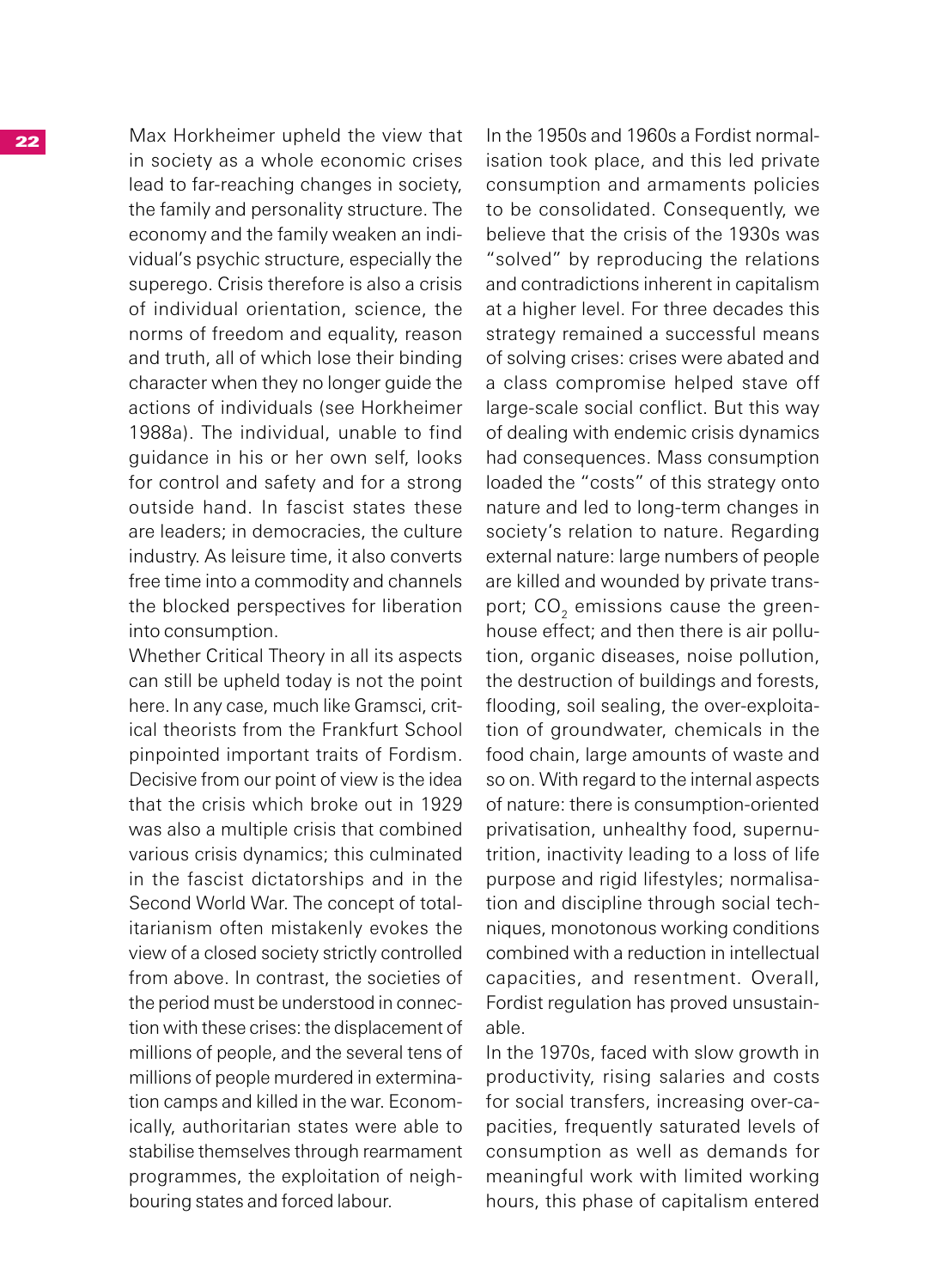Max Horkheimer upheld the view that in society as a whole economic crises lead to far-reaching changes in society, the family and personality structure. The economy and the family weaken an individual's psychic structure, especially the superego. Crisis therefore is also a crisis of individual orientation, science, the norms of freedom and equality, reason and truth, all of which lose their binding character when they no longer guide the actions of individuals (see Horkheimer 1988a). The individual, unable to find guidance in his or her own self, looks for control and safety and for a strong outside hand. In fascist states these are leaders; in democracies, the culture industry. As leisure time, it also converts free time into a commodity and channels the blocked perspectives for liberation into consumption.

Whether Critical Theory in all its aspects can still be upheld today is not the point here. In any case, much like Gramsci, critical theorists from the Frankfurt School pinpointed important traits of Fordism. Decisive from our point of view is the idea that the crisis which broke out in 1929 was also a multiple crisis that combined various crisis dynamics; this culminated in the fascist dictatorships and in the Second World War. The concept of totalitarianism often mistakenly evokes the view of a closed society strictly controlled from above. In contrast, the societies of the period must be understood in connection with these crises: the displacement of millions of people, and the several tens of millions of people murdered in extermination camps and killed in the war. Economically, authoritarian states were able to stabilise themselves through rearmament programmes, the exploitation of neighbouring states and forced labour.

In the 1950s and 1960s a Fordist normalisation took place, and this led private consumption and armaments policies to be consolidated. Consequently, we believe that the crisis of the 1930s was "solved" by reproducing the relations and contradictions inherent in capitalism at a higher level. For three decades this strategy remained a successful means of solving crises: crises were abated and a class compromise helped stave off large-scale social conflict. But this way of dealing with endemic crisis dynamics had consequences. Mass consumption loaded the "costs" of this strategy onto nature and led to long-term changes in society's relation to nature. Regarding external nature: large numbers of people are killed and wounded by private transport; $CO_2$ emissions cause the greenhouse effect; and then there is air pollution, organic diseases, noise pollution, the destruction of buildings and forests, flooding, soil sealing, the over-exploitation of groundwater, chemicals in the food chain, large amounts of waste and so on. With regard to the internal aspects of nature: there is consumption-oriented privatisation, unhealthy food, supernutrition, inactivity leading to a loss of life purpose and rigid lifestyles; normalisation and discipline through social techniques, monotonous working conditions combined with a reduction in intellectual capacities, and resentment. Overall, Fordist regulation has proved unsustainable.

In the 1970s, faced with slow growth in productivity, rising salaries and costs for social transfers, increasing over-capacities, frequently saturated levels of consumption as well as demands for meaningful work with limited working hours, this phase of capitalism entered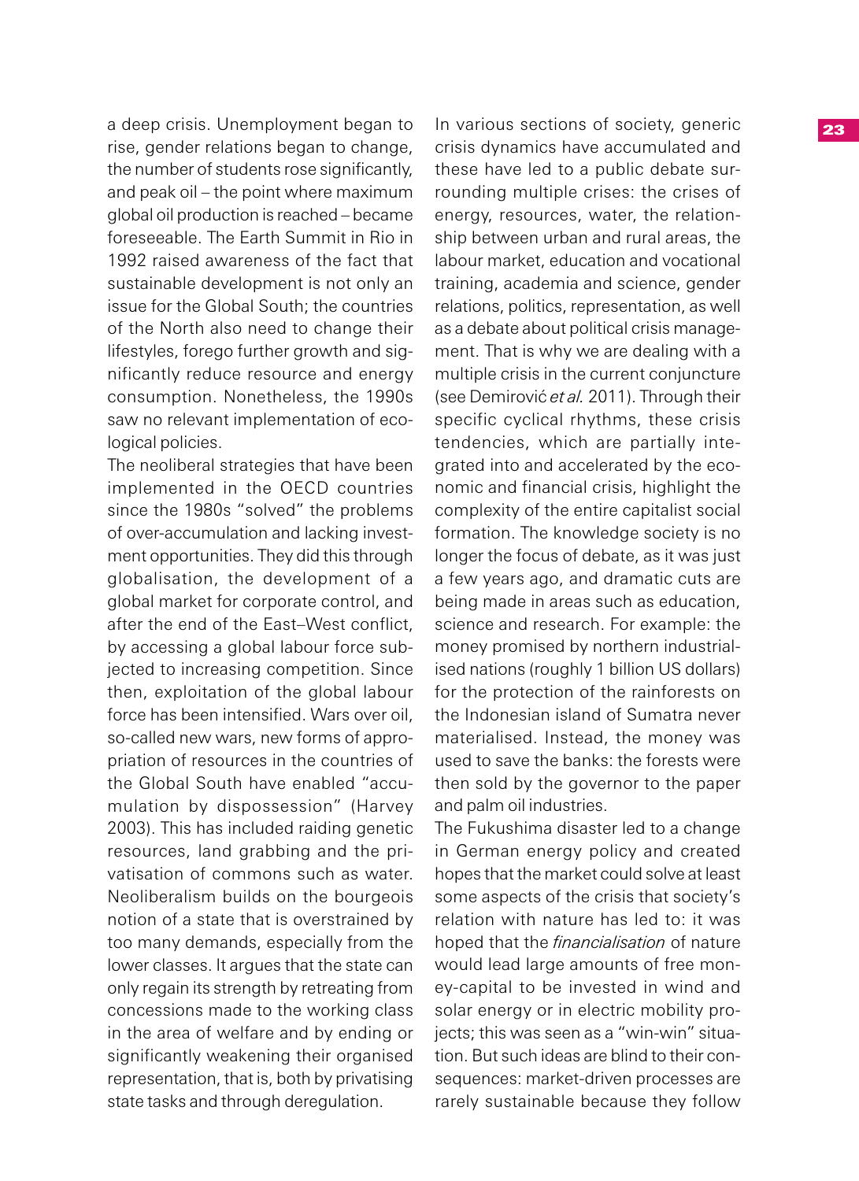a deep crisis. Unemployment began to rise, gender relations began to change, the number of students rose significantly, and peak oil – the point where maximum global oil production is reached – became foreseeable. The Earth Summit in Rio in 1992 raised awareness of the fact that sustainable development is not only an issue for the Global South; the countries of the North also need to change their lifestyles, forego further growth and significantly reduce resource and energy consumption. Nonetheless, the 1990s saw no relevant implementation of ecological policies.

The neoliberal strategies that have been implemented in the OECD countries since the 1980s "solved" the problems of over-accumulation and lacking investment opportunities. They did this through globalisation, the development of a global market for corporate control, and after the end of the East–West conflict, by accessing a global labour force subjected to increasing competition. Since then, exploitation of the global labour force has been intensified. Wars over oil, so-called new wars, new forms of appropriation of resources in the countries of the Global South have enabled "accumulation by dispossession" (Harvey 2003). This has included raiding genetic resources, land grabbing and the privatisation of commons such as water. Neoliberalism builds on the bourgeois notion of a state that is overstrained by too many demands, especially from the lower classes. It argues that the state can only regain its strength by retreating from concessions made to the working class in the area of welfare and by ending or significantly weakening their organised representation, that is, both by privatising state tasks and through deregulation.

In various sections of society, generic crisis dynamics have accumulated and these have led to a public debate surrounding multiple crises: the crises of energy, resources, water, the relationship between urban and rural areas, the labour market, education and vocational training, academia and science, gender relations, politics, representation, as well as a debate about political crisis management. That is why we are dealing with a multiple crisis in the current conjuncture (see Demirović *et al.* 2011). Through their specific cyclical rhythms, these crisis tendencies, which are partially integrated into and accelerated by the economic and financial crisis, highlight the complexity of the entire capitalist social formation. The knowledge society is no longer the focus of debate, as it was just a few years ago, and dramatic cuts are being made in areas such as education, science and research. For example: the money promised by northern industrialised nations (roughly 1 billion US dollars) for the protection of the rainforests on the Indonesian island of Sumatra never materialised. Instead, the money was used to save the banks: the forests were then sold by the governor to the paper and palm oil industries.

The Fukushima disaster led to a change in German energy policy and created hopes that the market could solve at least some aspects of the crisis that society's relation with nature has led to: it was hoped that the *financialisation* of nature would lead large amounts of free money-capital to be invested in wind and solar energy or in electric mobility projects; this was seen as a "win-win" situation. But such ideas are blind to their consequences: market-driven processes are rarely sustainable because they follow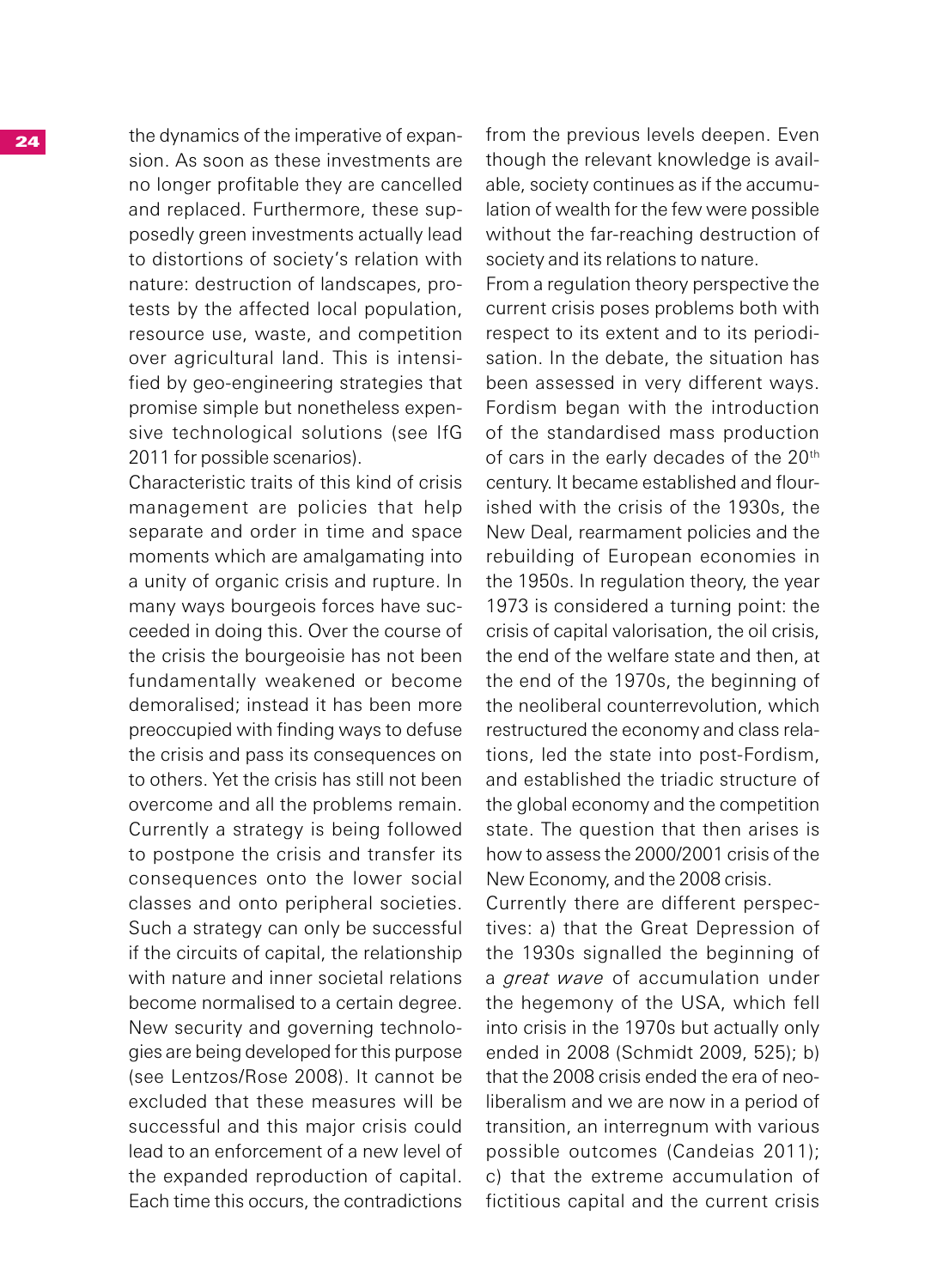the dynamics of the imperative of expansion. As soon as these investments are no longer profitable they are cancelled and replaced. Furthermore, these supposedly green investments actually lead to distortions of society's relation with nature: destruction of landscapes, protests by the affected local population, resource use, waste, and competition over agricultural land. This is intensified by geo-engineering strategies that promise simple but nonetheless expensive technological solutions (see IfG 2011 for possible scenarios).

Characteristic traits of this kind of crisis management are policies that help separate and order in time and space moments which are amalgamating into a unity of organic crisis and rupture. In many ways bourgeois forces have succeeded in doing this. Over the course of the crisis the bourgeoisie has not been fundamentally weakened or become demoralised; instead it has been more preoccupied with finding ways to defuse the crisis and pass its consequences on to others. Yet the crisis has still not been overcome and all the problems remain. Currently a strategy is being followed to postpone the crisis and transfer its consequences onto the lower social classes and onto peripheral societies. Such a strategy can only be successful if the circuits of capital, the relationship with nature and inner societal relations become normalised to a certain degree. New security and governing technologies are being developed for this purpose (see Lentzos/Rose 2008). It cannot be excluded that these measures will be successful and this major crisis could lead to an enforcement of a new level of the expanded reproduction of capital. Each time this occurs, the contradictions from the previous levels deepen. Even though the relevant knowledge is available, society continues as if the accumulation of wealth for the few were possible without the far-reaching destruction of society and its relations to nature.

From a regulation theory perspective the current crisis poses problems both with respect to its extent and to its periodisation. In the debate, the situation has been assessed in very different ways. Fordism began with the introduction of the standardised mass production of cars in the early decades of the 20th century. It became established and flourished with the crisis of the 1930s, the New Deal, rearmament policies and the rebuilding of European economies in the 1950s. In regulation theory, the year 1973 is considered a turning point: the crisis of capital valorisation, the oil crisis, the end of the welfare state and then, at the end of the 1970s, the beginning of the neoliberal counterrevolution, which restructured the economy and class relations, led the state into post-Fordism, and established the triadic structure of the global economy and the competition state. The question that then arises is how to assess the 2000/2001 crisis of the New Economy, and the 2008 crisis.

Currently there are different perspectives: a) that the Great Depression of the 1930s signalled the beginning of a *great wave* of accumulation under the hegemony of the USA, which fell into crisis in the 1970s but actually only ended in 2008 (Schmidt 2009, 525); b) that the 2008 crisis ended the era of neoliberalism and we are now in a period of transition, an interregnum with various possible outcomes (Candeias 2011); c) that the extreme accumulation of fictitious capital and the current crisis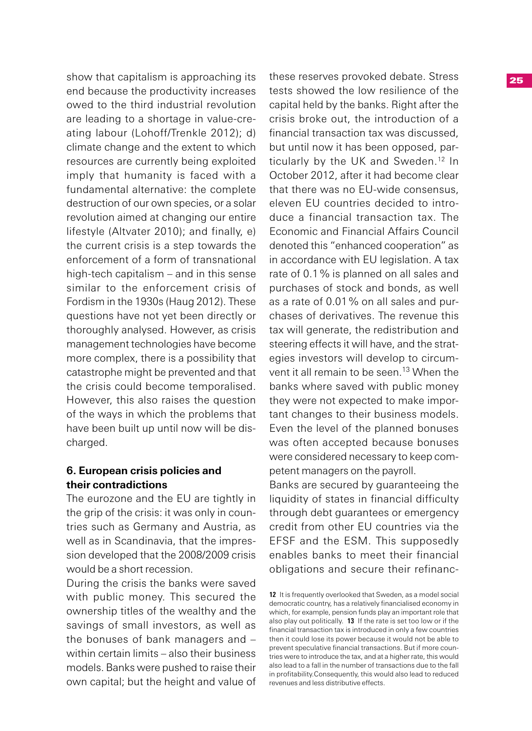show that capitalism is approaching its end because the productivity increases owed to the third industrial revolution are leading to a shortage in value-creating labour (Lohoff/Trenkle 2012); d) climate change and the extent to which resources are currently being exploited imply that humanity is faced with a fundamental alternative: the complete destruction of our own species, or a solar revolution aimed at changing our entire lifestyle (Altvater 2010); and finally, e) the current crisis is a step towards the enforcement of a form of transnational high-tech capitalism – and in this sense similar to the enforcement crisis of Fordism in the 1930s (Haug 2012). These questions have not yet been directly or thoroughly analysed. However, as crisis management technologies have become more complex, there is a possibility that catastrophe might be prevented and that the crisis could become temporalised. However, this also raises the question of the ways in which the problems that have been built up until now will be discharged.

### 6. European crisis policies and their contradictions

The eurozone and the EU are tightly in the grip of the crisis: it was only in countries such as Germany and Austria, as well as in Scandinavia, that the impression developed that the 2008/2009 crisis would be a short recession.

During the crisis the banks were saved with public money. This secured the ownership titles of the wealthy and the savings of small investors, as well as the bonuses of bank managers and – within certain limits – also their business models. Banks were pushed to raise their own capital; but the height and value of these reserves provoked debate. Stress tests showed the low resilience of the capital held by the banks. Right after the crisis broke out, the introduction of a financial transaction tax was discussed, but until now it has been opposed, particularly by the UK and Sweden.[12] In October 2012, after it had become clear that there was no EU-wide consensus, eleven EU countries decided to introduce a financial transaction tax. The Economic and Financial Affairs Council denoted this "enhanced cooperation" as in accordance with EU legislation. A tax rate of 0.1 % is planned on all sales and purchases of stock and bonds, as well as a rate of 0.01 % on all sales and purchases of derivatives. The revenue this tax will generate, the redistribution and steering effects it will have, and the strategies investors will develop to circumvent it all remain to be seen.[13] When the banks where saved with public money they were not expected to make important changes to their business models. Even the level of the planned bonuses was often accepted because bonuses were considered necessary to keep competent managers on the payroll.

Banks are secured by guaranteeing the liquidity of states in financial difficulty through debt guarantees or emergency credit from other EU countries via the EFSF and the ESM. This supposedly enables banks to meet their financial obligations and secure their refinanc-

**12** It is frequently overlooked that Sweden, as a model social democratic country, has a relatively financialised economy in which, for example, pension funds play an important role that also play out politically. **13** If the rate is set too low or if the financial transaction tax is introduced in only a few countries then it could lose its power because it would not be able to prevent speculative financial transactions. But if more countries were to introduce the tax, and at a higher rate, this would also lead to a fall in the number of transactions due to the fall in profitability.Consequently, this would also lead to reduced revenues and less distributive effects.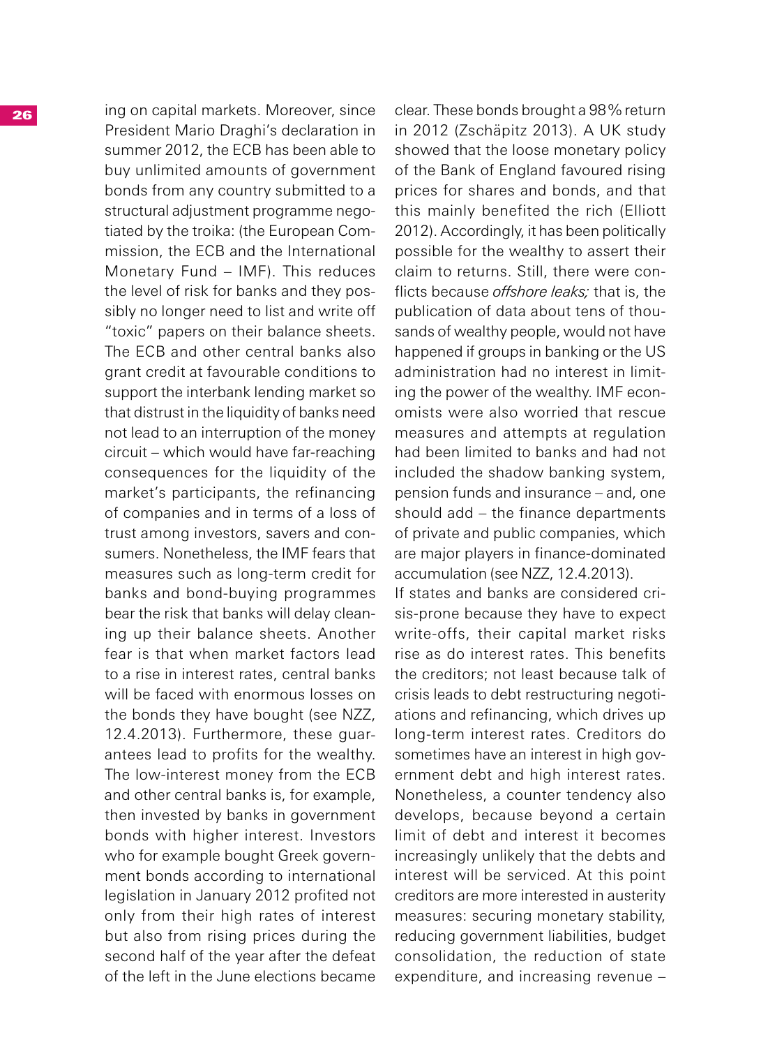ing on capital markets. Moreover, since President Mario Draghi's declaration in summer 2012, the ECB has been able to buy unlimited amounts of government bonds from any country submitted to a structural adjustment programme negotiated by the troika: (the European Commission, the ECB and the International Monetary Fund – IMF). This reduces the level of risk for banks and they possibly no longer need to list and write off "toxic" papers on their balance sheets. The ECB and other central banks also grant credit at favourable conditions to support the interbank lending market so that distrust in the liquidity of banks need not lead to an interruption of the money circuit – which would have far-reaching consequences for the liquidity of the market's participants, the refinancing of companies and in terms of a loss of trust among investors, savers and consumers. Nonetheless, the IMF fears that measures such as long-term credit for banks and bond-buying programmes bear the risk that banks will delay cleaning up their balance sheets. Another fear is that when market factors lead to a rise in interest rates, central banks will be faced with enormous losses on the bonds they have bought (see NZZ, 12.4.2013). Furthermore, these guarantees lead to profits for the wealthy. The low-interest money from the ECB and other central banks is, for example, then invested by banks in government bonds with higher interest. Investors who for example bought Greek government bonds according to international legislation in January 2012 profited not only from their high rates of interest but also from rising prices during the second half of the year after the defeat of the left in the June elections became clear. These bonds brought a 98% return in 2012 (Zschäpitz 2013). A UK study showed that the loose monetary policy of the Bank of England favoured rising prices for shares and bonds, and that this mainly benefited the rich (Elliott 2012). Accordingly, it has been politically possible for the wealthy to assert their claim to returns. Still, there were conflicts because *offshore leaks;* that is, the publication of data about tens of thousands of wealthy people, would not have happened if groups in banking or the US administration had no interest in limiting the power of the wealthy. IMF economists were also worried that rescue measures and attempts at regulation had been limited to banks and had not included the shadow banking system, pension funds and insurance – and, one should add – the finance departments of private and public companies, which are major players in finance-dominated accumulation (see NZZ, 12.4.2013).

If states and banks are considered crisis-prone because they have to expect write-offs, their capital market risks rise as do interest rates. This benefits the creditors; not least because talk of crisis leads to debt restructuring negotiations and refinancing, which drives up long-term interest rates. Creditors do sometimes have an interest in high government debt and high interest rates. Nonetheless, a counter tendency also develops, because beyond a certain limit of debt and interest it becomes increasingly unlikely that the debts and interest will be serviced. At this point creditors are more interested in austerity measures: securing monetary stability, reducing government liabilities, budget consolidation, the reduction of state expenditure, and increasing revenue –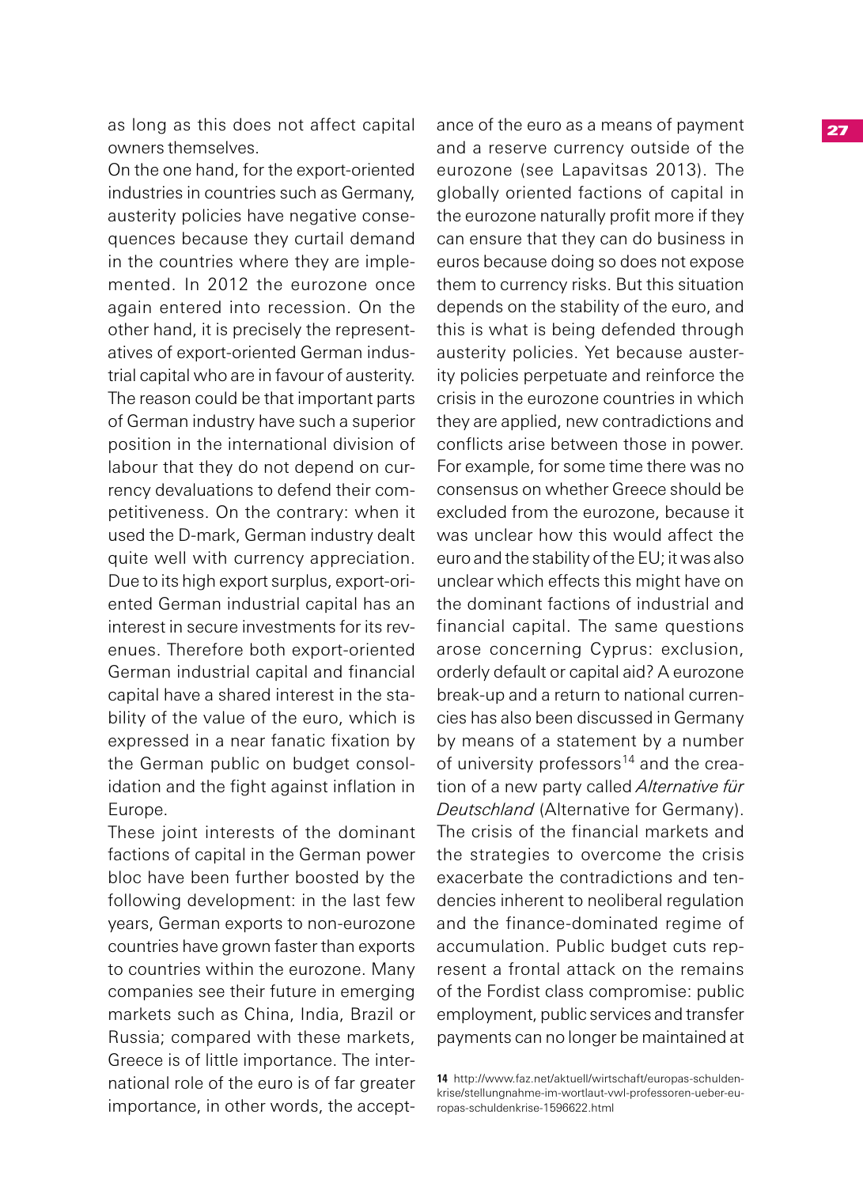as long as this does not affect capital owners themselves.

On the one hand, for the export-oriented industries in countries such as Germany, austerity policies have negative consequences because they curtail demand in the countries where they are implemented. In 2012 the eurozone once again entered into recession. On the other hand, it is precisely the representatives of export-oriented German industrial capital who are in favour of austerity. The reason could be that important parts of German industry have such a superior position in the international division of labour that they do not depend on currency devaluations to defend their competitiveness. On the contrary: when it used the D-mark, German industry dealt quite well with currency appreciation. Due to its high export surplus, export-oriented German industrial capital has an interest in secure investments for its revenues. Therefore both export-oriented German industrial capital and financial capital have a shared interest in the stability of the value of the euro, which is expressed in a near fanatic fixation by the German public on budget consolidation and the fight against inflation in Europe.

These joint interests of the dominant factions of capital in the German power bloc have been further boosted by the following development: in the last few years, German exports to non-eurozone countries have grown faster than exports to countries within the eurozone. Many companies see their future in emerging markets such as China, India, Brazil or Russia; compared with these markets, Greece is of little importance. The international role of the euro is of far greater importance, in other words, the acceptance of the euro as a means of payment and a reserve currency outside of the eurozone (see Lapavitsas 2013). The globally oriented factions of capital in the eurozone naturally profit more if they can ensure that they can do business in euros because doing so does not expose them to currency risks. But this situation depends on the stability of the euro, and this is what is being defended through austerity policies. Yet because austerity policies perpetuate and reinforce the crisis in the eurozone countries in which they are applied, new contradictions and conflicts arise between those in power. For example, for some time there was no consensus on whether Greece should be excluded from the eurozone, because it was unclear how this would affect the euro and the stability of the EU; it was also unclear which effects this might have on the dominant factions of industrial and financial capital. The same questions arose concerning Cyprus: exclusion, orderly default or capital aid? A eurozone break-up and a return to national currencies has also been discussed in Germany by means of a statement by a number of university professors[14] and the creation of a new party called *Alternative für Deutschland* (Alternative for Germany). The crisis of the financial markets and the strategies to overcome the crisis exacerbate the contradictions and tendencies inherent to neoliberal regulation and the finance-dominated regime of accumulation. Public budget cuts represent a frontal attack on the remains of the Fordist class compromise: public employment, public services and transfer payments can no longer be maintained at

**14** http://www.faz.net/aktuell/wirtschaft/europas-schuldenkrise/stellungnahme-im-wortlaut-vwl-professoren-ueber-europas-schuldenkrise-1596622.html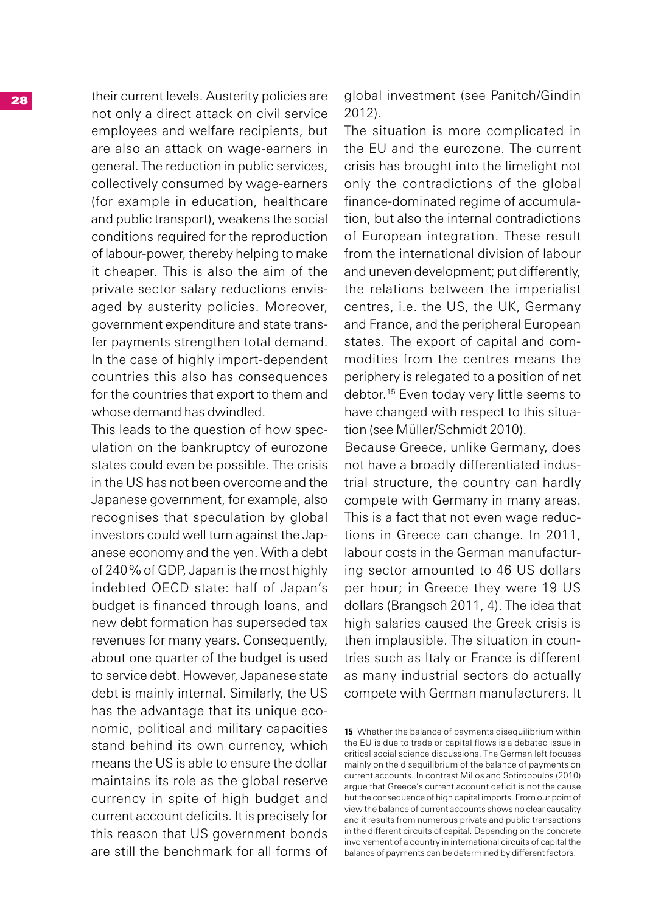their current levels. Austerity policies are not only a direct attack on civil service employees and welfare recipients, but are also an attack on wage-earners in general. The reduction in public services, collectively consumed by wage-earners (for example in education, healthcare and public transport), weakens the social conditions required for the reproduction of labour-power, thereby helping to make it cheaper. This is also the aim of the private sector salary reductions envisaged by austerity policies. Moreover, government expenditure and state transfer payments strengthen total demand. In the case of highly import-dependent countries this also has consequences for the countries that export to them and whose demand has dwindled.

This leads to the question of how speculation on the bankruptcy of eurozone states could even be possible. The crisis in the US has not been overcome and the Japanese government, for example, also recognises that speculation by global investors could well turn against the Japanese economy and the yen. With a debt of 240% of GDP, Japan is the most highly indebted OECD state: half of Japan's budget is financed through loans, and new debt formation has superseded tax revenues for many years. Consequently, about one quarter of the budget is used to service debt. However, Japanese state debt is mainly internal. Similarly, the US has the advantage that its unique economic, political and military capacities stand behind its own currency, which means the US is able to ensure the dollar maintains its role as the global reserve currency in spite of high budget and current account deficits. It is precisely for this reason that US government bonds are still the benchmark for all forms of global investment (see Panitch/Gindin 2012).

The situation is more complicated in the EU and the eurozone. The current crisis has brought into the limelight not only the contradictions of the global finance-dominated regime of accumulation, but also the internal contradictions of European integration. These result from the international division of labour and uneven development; put differently, the relations between the imperialist centres, i.e. the US, the UK, Germany and France, and the peripheral European states. The export of capital and commodities from the centres means the periphery is relegated to a position of net debtor.[15] Even today very little seems to have changed with respect to this situation (see Müller/Schmidt 2010).

Because Greece, unlike Germany, does not have a broadly differentiated industrial structure, the country can hardly compete with Germany in many areas. This is a fact that not even wage reductions in Greece can change. In 2011, labour costs in the German manufacturing sector amounted to 46 US dollars per hour; in Greece they were 19 US dollars (Brangsch 2011, 4). The idea that high salaries caused the Greek crisis is then implausible. The situation in countries such as Italy or France is different as many industrial sectors do actually compete with German manufacturers. It

---

**15** Whether the balance of payments disequilibrium within the EU is due to trade or capital flows is a debated issue in critical social science discussions. The German left focuses mainly on the disequilibrium of the balance of payments on current accounts. In contrast Milios and Sotiropoulos (2010) argue that Greece's current account deficit is not the cause but the consequence of high capital imports. From our point of view the balance of current accounts shows no clear causality and it results from numerous private and public transactions in the different circuits of capital. Depending on the concrete involvement of a country in international circuits of capital the balance of payments can be determined by different factors.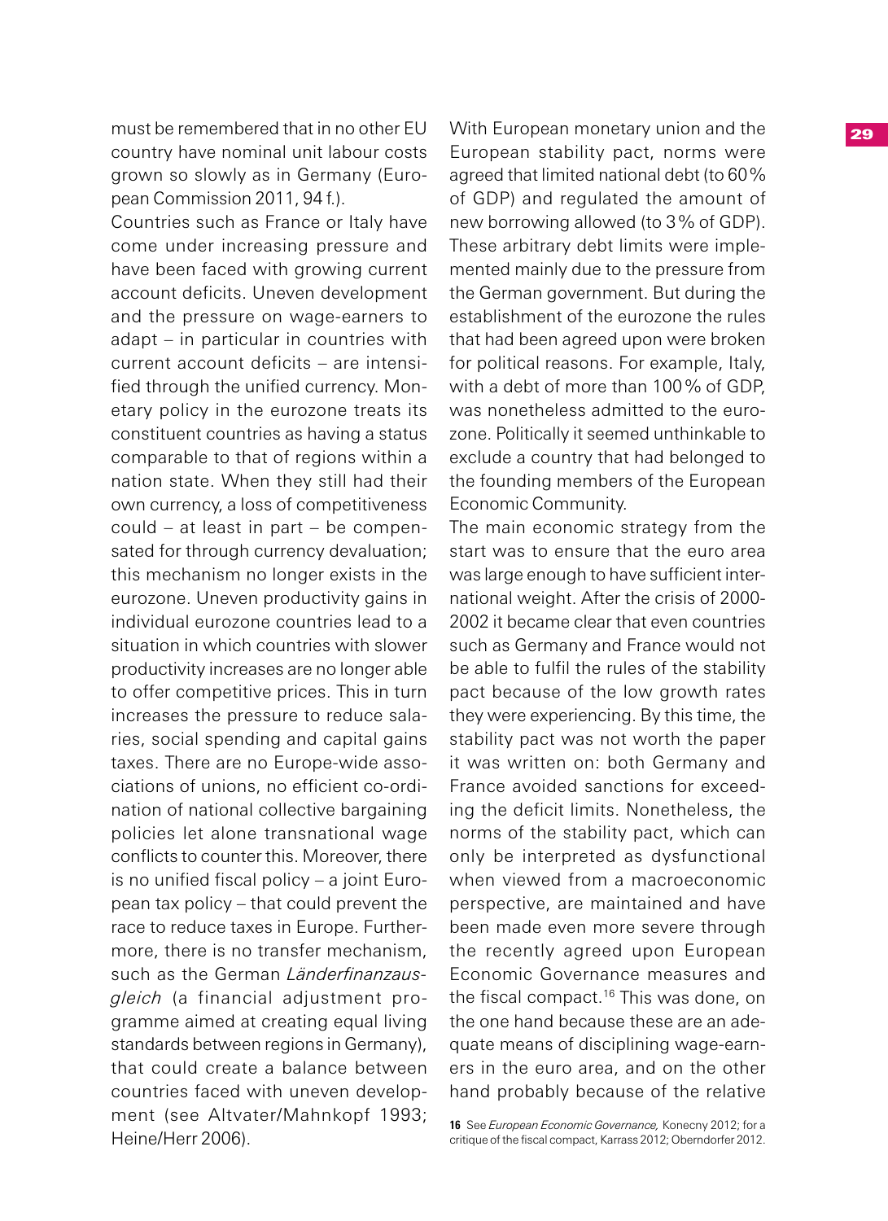must be remembered that in no other EU country have nominal unit labour costs grown so slowly as in Germany (European Commission 2011, 94 f.).

Countries such as France or Italy have come under increasing pressure and have been faced with growing current account deficits. Uneven development and the pressure on wage-earners to adapt – in particular in countries with current account deficits – are intensified through the unified currency. Monetary policy in the eurozone treats its constituent countries as having a status comparable to that of regions within a nation state. When they still had their own currency, a loss of competitiveness could – at least in part – be compensated for through currency devaluation; this mechanism no longer exists in the eurozone. Uneven productivity gains in individual eurozone countries lead to a situation in which countries with slower productivity increases are no longer able to offer competitive prices. This in turn increases the pressure to reduce salaries, social spending and capital gains taxes. There are no Europe-wide associations of unions, no efficient co-ordination of national collective bargaining policies let alone transnational wage conflicts to counter this. Moreover, there is no unified fiscal policy – a joint European tax policy – that could prevent the race to reduce taxes in Europe. Furthermore, there is no transfer mechanism, such as the German *Länderfinanzausgleich* (a financial adjustment programme aimed at creating equal living standards between regions in Germany), that could create a balance between countries faced with uneven development (see Altvater/Mahnkopf 1993; Heine/Herr 2006).

With European monetary union and the European stability pact, norms were agreed that limited national debt (to 60% of GDP) and regulated the amount of new borrowing allowed (to 3% of GDP). These arbitrary debt limits were implemented mainly due to the pressure from the German government. But during the establishment of the eurozone the rules that had been agreed upon were broken for political reasons. For example, Italy, with a debt of more than 100% of GDP, was nonetheless admitted to the eurozone. Politically it seemed unthinkable to exclude a country that had belonged to the founding members of the European Economic Community.

The main economic strategy from the start was to ensure that the euro area was large enough to have sufficient international weight. After the crisis of 2000-2002 it became clear that even countries such as Germany and France would not be able to fulfil the rules of the stability pact because of the low growth rates they were experiencing. By this time, the stability pact was not worth the paper it was written on: both Germany and France avoided sanctions for exceeding the deficit limits. Nonetheless, the norms of the stability pact, which can only be interpreted as dysfunctional when viewed from a macroeconomic perspective, are maintained and have been made even more severe through the recently agreed upon European Economic Governance measures and the fiscal compact.[16] This was done, on the one hand because these are an adequate means of disciplining wage-earners in the euro area, and on the other hand probably because of the relative

**16** See *European Economic Governance,* Konecny 2012; for a critique of the fiscal compact, Karrass 2012; Oberndorfer 2012.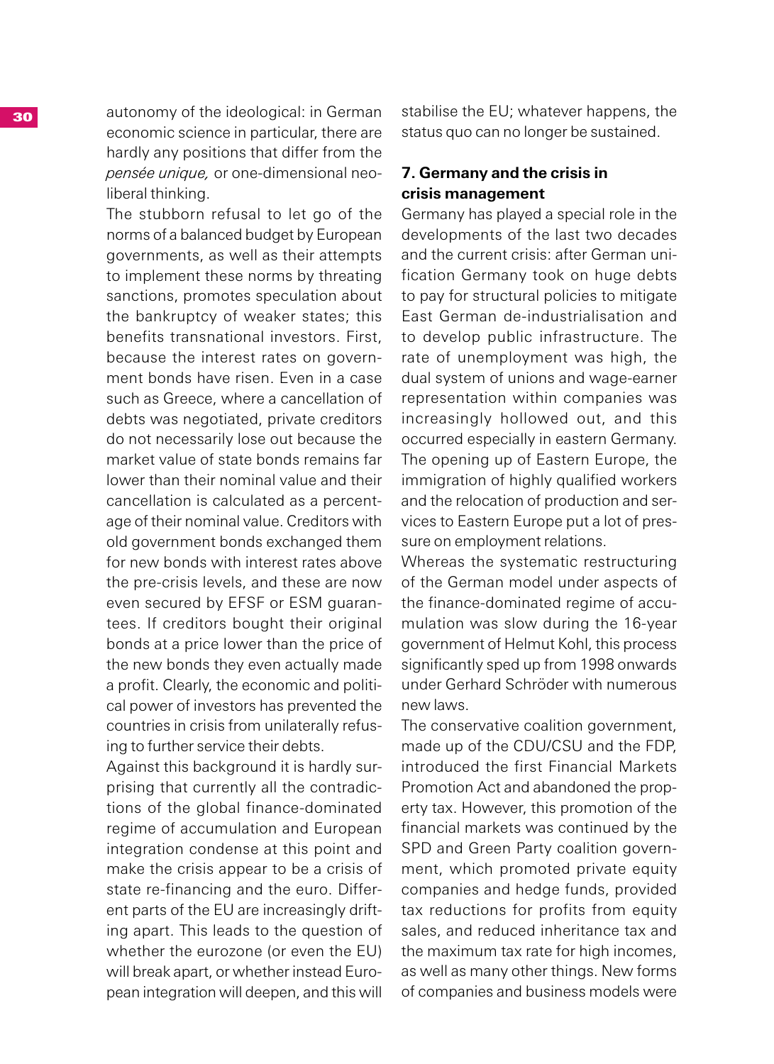autonomy of the ideological: in German economic science in particular, there are hardly any positions that differ from the *pensée unique,* or one-dimensional neoliberal thinking.

The stubborn refusal to let go of the norms of a balanced budget by European governments, as well as their attempts to implement these norms by threating sanctions, promotes speculation about the bankruptcy of weaker states; this benefits transnational investors. First, because the interest rates on government bonds have risen. Even in a case such as Greece, where a cancellation of debts was negotiated, private creditors do not necessarily lose out because the market value of state bonds remains far lower than their nominal value and their cancellation is calculated as a percentage of their nominal value. Creditors with old government bonds exchanged them for new bonds with interest rates above the pre-crisis levels, and these are now even secured by EFSF or ESM guarantees. If creditors bought their original bonds at a price lower than the price of the new bonds they even actually made a profit. Clearly, the economic and political power of investors has prevented the countries in crisis from unilaterally refusing to further service their debts.

Against this background it is hardly surprising that currently all the contradictions of the global finance-dominated regime of accumulation and European integration condense at this point and make the crisis appear to be a crisis of state re-financing and the euro. Different parts of the EU are increasingly drifting apart. This leads to the question of whether the eurozone (or even the EU) will break apart, or whether instead European integration will deepen, and this will stabilise the EU; whatever happens, the status quo can no longer be sustained.

## 7. Germany and the crisis in crisis management

Germany has played a special role in the developments of the last two decades and the current crisis: after German unification Germany took on huge debts to pay for structural policies to mitigate East German de-industrialisation and to develop public infrastructure. The rate of unemployment was high, the dual system of unions and wage-earner representation within companies was increasingly hollowed out, and this occurred especially in eastern Germany. The opening up of Eastern Europe, the immigration of highly qualified workers and the relocation of production and services to Eastern Europe put a lot of pressure on employment relations.

Whereas the systematic restructuring of the German model under aspects of the finance-dominated regime of accumulation was slow during the 16-year government of Helmut Kohl, this process significantly sped up from 1998 onwards under Gerhard Schröder with numerous new laws.

The conservative coalition government, made up of the CDU/CSU and the FDP, introduced the first Financial Markets Promotion Act and abandoned the property tax. However, this promotion of the financial markets was continued by the SPD and Green Party coalition government, which promoted private equity companies and hedge funds, provided tax reductions for profits from equity sales, and reduced inheritance tax and the maximum tax rate for high incomes, as well as many other things. New forms of companies and business models were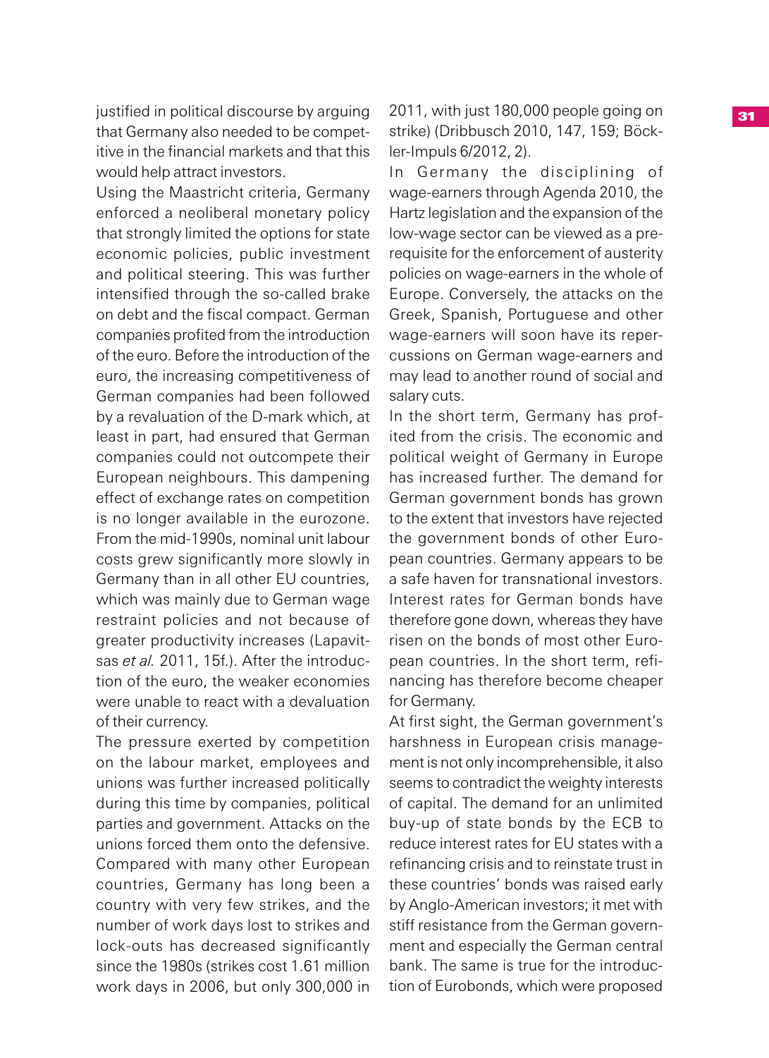justified in political discourse by arguing that Germany also needed to be competitive in the financial markets and that this would help attract investors.

Using the Maastricht criteria, Germany enforced a neoliberal monetary policy that strongly limited the options for state economic policies, public investment and political steering. This was further intensified through the so-called brake on debt and the fiscal compact. German companies profited from the introduction of the euro. Before the introduction of the euro, the increasing competitiveness of German companies had been followed by a revaluation of the D-mark which, at least in part, had ensured that German companies could not outcompete their European neighbours. This dampening effect of exchange rates on competition is no longer available in the eurozone. From the mid-1990s, nominal unit labour costs grew significantly more slowly in Germany than in all other EU countries, which was mainly due to German wage restraint policies and not because of greater productivity increases (Lapavitsas *et al.* 2011, 15f.). After the introduction of the euro, the weaker economies were unable to react with a devaluation of their currency.

The pressure exerted by competition on the labour market, employees and unions was further increased politically during this time by companies, political parties and government. Attacks on the unions forced them onto the defensive. Compared with many other European countries, Germany has long been a country with very few strikes, and the number of work days lost to strikes and lock-outs has decreased significantly since the 1980s (strikes cost 1.61 million work days in 2006, but only 300,000 in 2011, with just 180,000 people going on strike) (Dribbusch 2010, 147, 159; Böckler-Impuls 6/2012, 2).

In Germany the disciplining of wage-earners through Agenda 2010, the Hartz legislation and the expansion of the low-wage sector can be viewed as a prerequisite for the enforcement of austerity policies on wage-earners in the whole of Europe. Conversely, the attacks on the Greek, Spanish, Portuguese and other wage-earners will soon have its repercussions on German wage-earners and may lead to another round of social and salary cuts.

In the short term, Germany has profited from the crisis. The economic and political weight of Germany in Europe has increased further. The demand for German government bonds has grown to the extent that investors have rejected the government bonds of other European countries. Germany appears to be a safe haven for transnational investors. Interest rates for German bonds have therefore gone down, whereas they have risen on the bonds of most other European countries. In the short term, refinancing has therefore become cheaper for Germany.

At first sight, the German government's harshness in European crisis management is not only incomprehensible, it also seems to contradict the weighty interests of capital. The demand for an unlimited buy-up of state bonds by the ECB to reduce interest rates for EU states with a refinancing crisis and to reinstate trust in these countries' bonds was raised early by Anglo-American investors; it met with stiff resistance from the German government and especially the German central bank. The same is true for the introduction of Eurobonds, which were proposed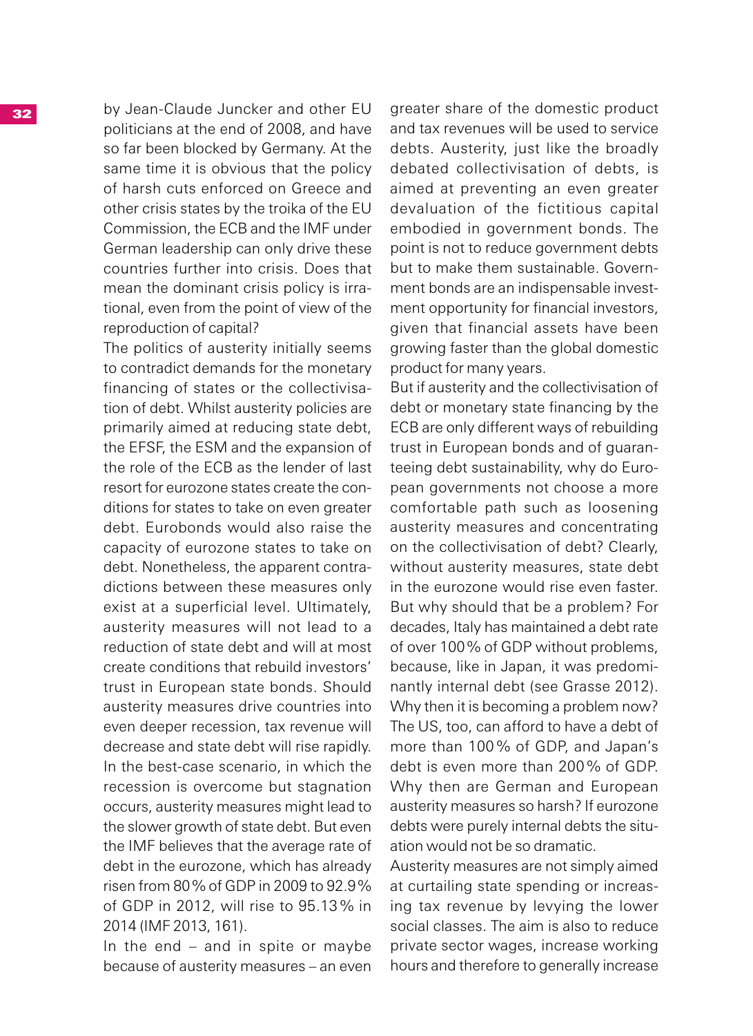by Jean-Claude Juncker and other EU politicians at the end of 2008, and have so far been blocked by Germany. At the same time it is obvious that the policy of harsh cuts enforced on Greece and other crisis states by the troika of the EU Commission, the ECB and the IMF under German leadership can only drive these countries further into crisis. Does that mean the dominant crisis policy is irrational, even from the point of view of the reproduction of capital?

The politics of austerity initially seems to contradict demands for the monetary financing of states or the collectivisation of debt. Whilst austerity policies are primarily aimed at reducing state debt, the EFSF, the ESM and the expansion of the role of the ECB as the lender of last resort for eurozone states create the conditions for states to take on even greater debt. Eurobonds would also raise the capacity of eurozone states to take on debt. Nonetheless, the apparent contradictions between these measures only exist at a superficial level. Ultimately, austerity measures will not lead to a reduction of state debt and will at most create conditions that rebuild investors' trust in European state bonds. Should austerity measures drive countries into even deeper recession, tax revenue will decrease and state debt will rise rapidly. In the best-case scenario, in which the recession is overcome but stagnation occurs, austerity measures might lead to the slower growth of state debt. But even the IMF believes that the average rate of debt in the eurozone, which has already risen from 80% of GDP in 2009 to 92.9% of GDP in 2012, will rise to 95.13% in 2014 (IMF 2013, 161).

In the end – and in spite or maybe because of austerity measures – an even greater share of the domestic product and tax revenues will be used to service debts. Austerity, just like the broadly debated collectivisation of debts, is aimed at preventing an even greater devaluation of the fictitious capital embodied in government bonds. The point is not to reduce government debts but to make them sustainable. Government bonds are an indispensable investment opportunity for financial investors, given that financial assets have been growing faster than the global domestic product for many years.

But if austerity and the collectivisation of debt or monetary state financing by the ECB are only different ways of rebuilding trust in European bonds and of guaranteeing debt sustainability, why do European governments not choose a more comfortable path such as loosening austerity measures and concentrating on the collectivisation of debt? Clearly, without austerity measures, state debt in the eurozone would rise even faster. But why should that be a problem? For decades, Italy has maintained a debt rate of over 100% of GDP without problems, because, like in Japan, it was predominantly internal debt (see Grasse 2012). Why then it is becoming a problem now? The US, too, can afford to have a debt of more than 100% of GDP, and Japan's debt is even more than 200% of GDP. Why then are German and European austerity measures so harsh? If eurozone debts were purely internal debts the situation would not be so dramatic.

Austerity measures are not simply aimed at curtailing state spending or increasing tax revenue by levying the lower social classes. The aim is also to reduce private sector wages, increase working hours and therefore to generally increase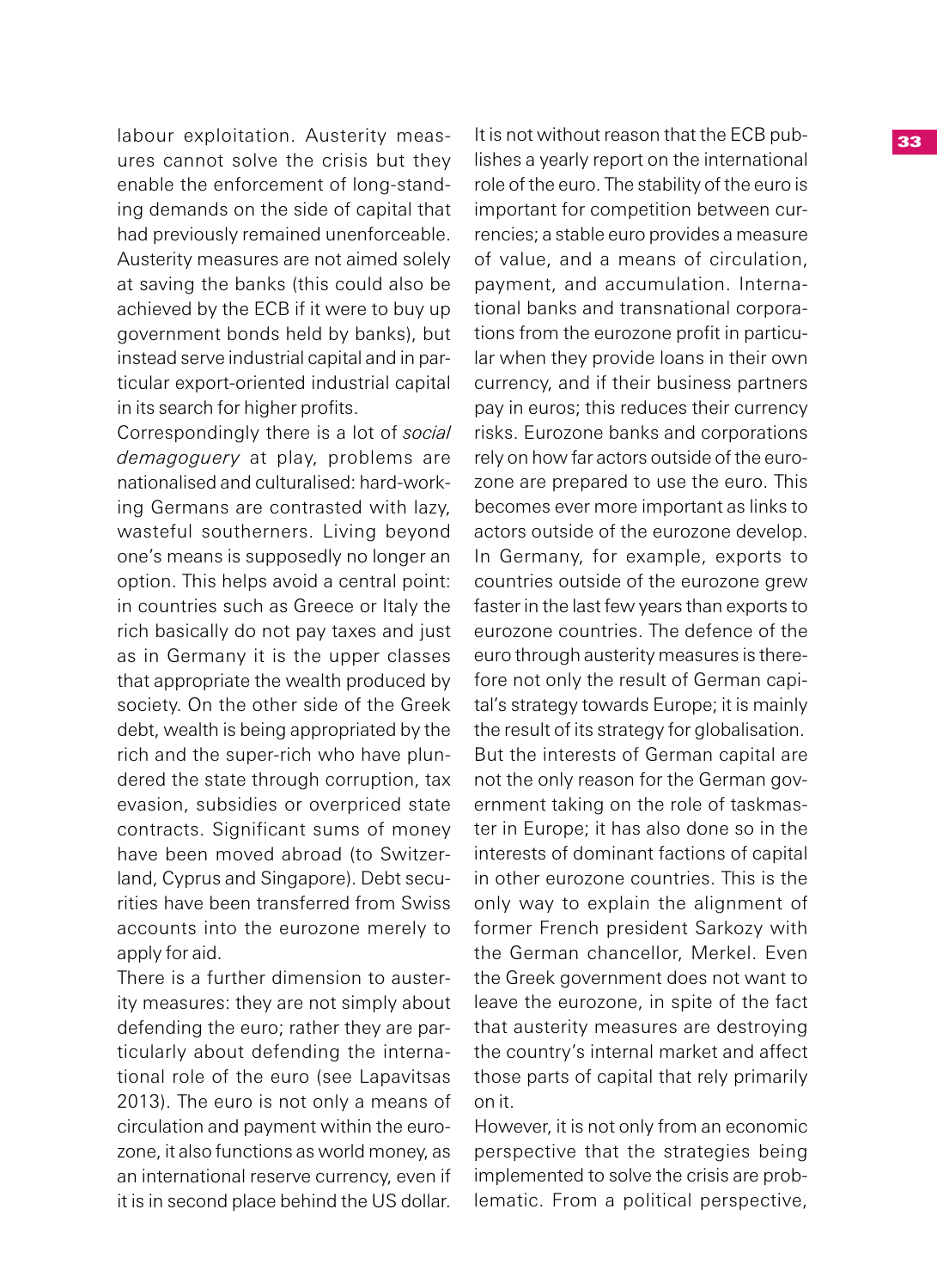labour exploitation. Austerity measures cannot solve the crisis but they enable the enforcement of long-standing demands on the side of capital that had previously remained unenforceable. Austerity measures are not aimed solely at saving the banks (this could also be achieved by the ECB if it were to buy up government bonds held by banks), but instead serve industrial capital and in particular export-oriented industrial capital in its search for higher profits.

Correspondingly there is a lot of *social demagoguery* at play, problems are nationalised and culturalised: hard-working Germans are contrasted with lazy, wasteful southerners. Living beyond one's means is supposedly no longer an option. This helps avoid a central point: in countries such as Greece or Italy the rich basically do not pay taxes and just as in Germany it is the upper classes that appropriate the wealth produced by society. On the other side of the Greek debt, wealth is being appropriated by the rich and the super-rich who have plundered the state through corruption, tax evasion, subsidies or overpriced state contracts. Significant sums of money have been moved abroad (to Switzerland, Cyprus and Singapore). Debt securities have been transferred from Swiss accounts into the eurozone merely to apply for aid.

There is a further dimension to austerity measures: they are not simply about defending the euro; rather they are particularly about defending the international role of the euro (see Lapavitsas 2013). The euro is not only a means of circulation and payment within the eurozone, it also functions as world money, as an international reserve currency, even if it is in second place behind the US dollar. It is not without reason that the ECB publishes a yearly report on the international role of the euro. The stability of the euro is important for competition between currencies; a stable euro provides a measure of value, and a means of circulation, payment, and accumulation. International banks and transnational corporations from the eurozone profit in particular when they provide loans in their own currency, and if their business partners pay in euros; this reduces their currency risks. Eurozone banks and corporations rely on how far actors outside of the eurozone are prepared to use the euro. This becomes ever more important as links to actors outside of the eurozone develop. In Germany, for example, exports to countries outside of the eurozone grew faster in the last few years than exports to eurozone countries. The defence of the euro through austerity measures is therefore not only the result of German capital's strategy towards Europe; it is mainly the result of its strategy for globalisation. But the interests of German capital are not the only reason for the German government taking on the role of taskmaster in Europe; it has also done so in the interests of dominant factions of capital in other eurozone countries. This is the only way to explain the alignment of former French president Sarkozy with the German chancellor, Merkel. Even the Greek government does not want to leave the eurozone, in spite of the fact that austerity measures are destroying the country's internal market and affect those parts of capital that rely primarily on it.

However, it is not only from an economic perspective that the strategies being implemented to solve the crisis are problematic. From a political perspective,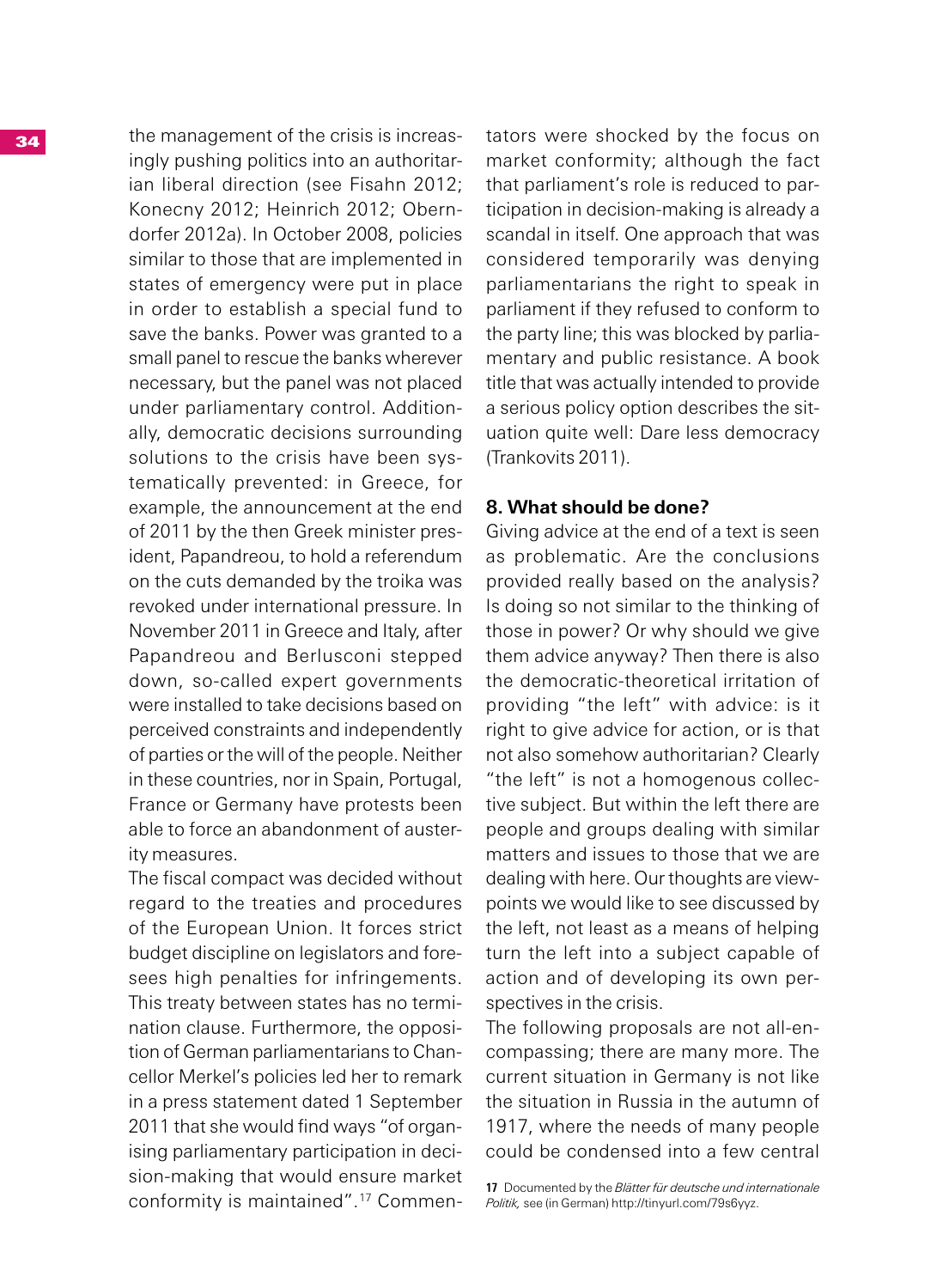the management of the crisis is increasingly pushing politics into an authoritarian liberal direction (see Fisahn 2012; Konecny 2012; Heinrich 2012; Oberndorfer 2012a). In October 2008, policies similar to those that are implemented in states of emergency were put in place in order to establish a special fund to save the banks. Power was granted to a small panel to rescue the banks wherever necessary, but the panel was not placed under parliamentary control. Additionally, democratic decisions surrounding solutions to the crisis have been systematically prevented: in Greece, for example, the announcement at the end of 2011 by the then Greek minister president, Papandreou, to hold a referendum on the cuts demanded by the troika was revoked under international pressure. In November 2011 in Greece and Italy, after Papandreou and Berlusconi stepped down, so-called expert governments were installed to take decisions based on perceived constraints and independently of parties or the will of the people. Neither in these countries, nor in Spain, Portugal, France or Germany have protests been able to force an abandonment of austerity measures.

The fiscal compact was decided without regard to the treaties and procedures of the European Union. It forces strict budget discipline on legislators and foresees high penalties for infringements. This treaty between states has no termination clause. Furthermore, the opposition of German parliamentarians to Chancellor Merkel's policies led her to remark in a press statement dated 1 September 2011 that she would find ways "of organising parliamentary participation in decision-making that would ensure market conformity is maintained".[17] Commentators were shocked by the focus on market conformity; although the fact that parliament's role is reduced to participation in decision-making is already a scandal in itself. One approach that was considered temporarily was denying parliamentarians the right to speak in parliament if they refused to conform to the party line; this was blocked by parliamentary and public resistance. A book title that was actually intended to provide a serious policy option describes the situation quite well: Dare less democracy (Trankovits 2011).

## 8. What should be done?

Giving advice at the end of a text is seen as problematic. Are the conclusions provided really based on the analysis? Is doing so not similar to the thinking of those in power? Or why should we give them advice anyway? Then there is also the democratic-theoretical irritation of providing "the left" with advice: is it right to give advice for action, or is that not also somehow authoritarian? Clearly "the left" is not a homogenous collective subject. But within the left there are people and groups dealing with similar matters and issues to those that we are dealing with here. Our thoughts are viewpoints we would like to see discussed by the left, not least as a means of helping turn the left into a subject capable of action and of developing its own perspectives in the crisis.

The following proposals are not all-encompassing; there are many more. The current situation in Germany is not like the situation in Russia in the autumn of 1917, where the needs of many people could be condensed into a few central

---

[17] Documented by the *Blätter für deutsche und internationale Politik,* see (in German) http://tinyurl.com/79s6yyz.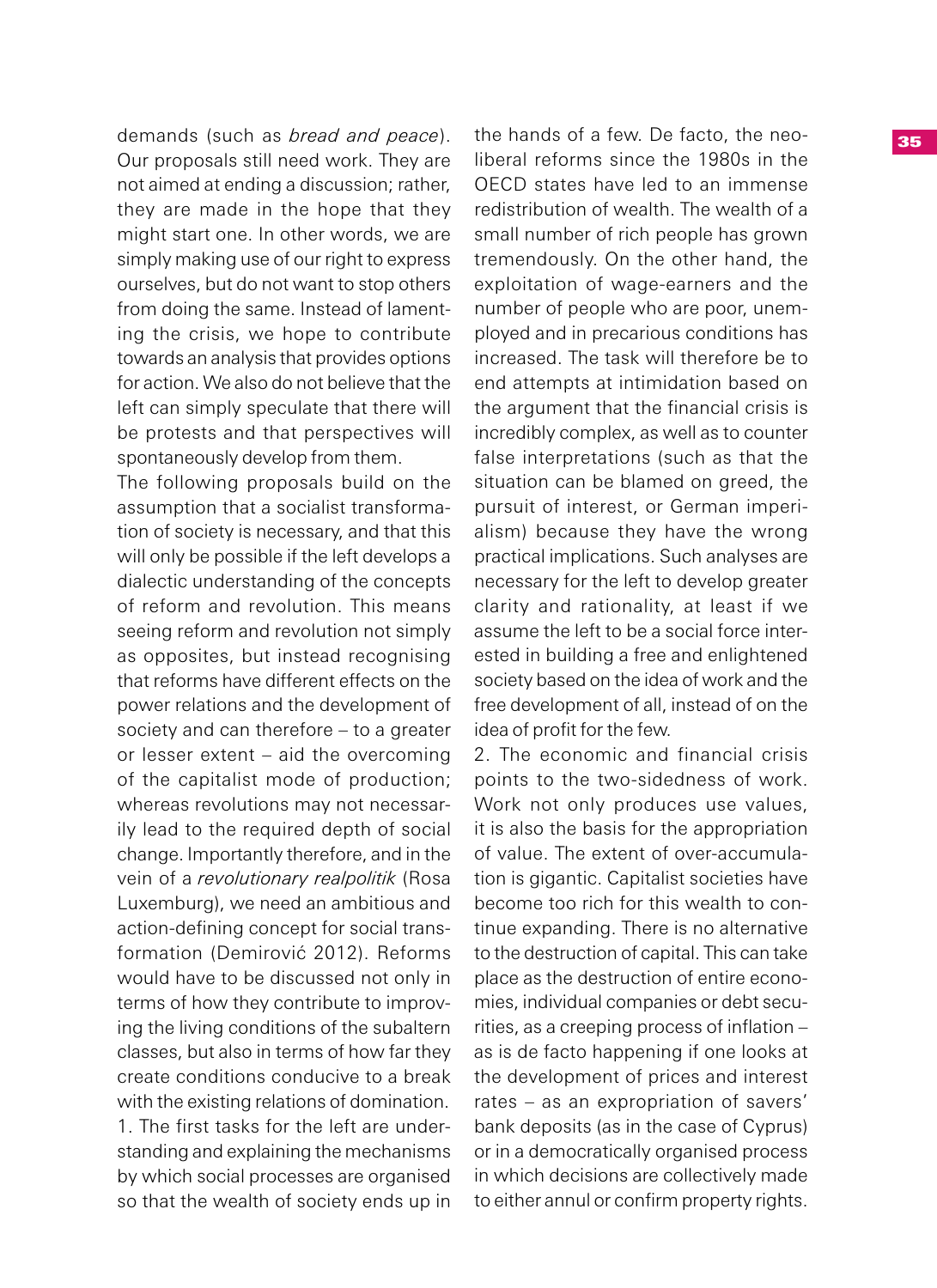demands (such as *bread and peace*). Our proposals still need work. They are not aimed at ending a discussion; rather, they are made in the hope that they might start one. In other words, we are simply making use of our right to express ourselves, but do not want to stop others from doing the same. Instead of lamenting the crisis, we hope to contribute towards an analysis that provides options for action. We also do not believe that the left can simply speculate that there will be protests and that perspectives will spontaneously develop from them.

The following proposals build on the assumption that a socialist transformation of society is necessary, and that this will only be possible if the left develops a dialectic understanding of the concepts of reform and revolution. This means seeing reform and revolution not simply as opposites, but instead recognising that reforms have different effects on the power relations and the development of society and can therefore – to a greater or lesser extent – aid the overcoming of the capitalist mode of production; whereas revolutions may not necessarily lead to the required depth of social change. Importantly therefore, and in the vein of a *revolutionary realpolitik* (Rosa Luxemburg), we need an ambitious and action-defining concept for social transformation (Demirović 2012). Reforms would have to be discussed not only in terms of how they contribute to improving the living conditions of the subaltern classes, but also in terms of how far they create conditions conducive to a break with the existing relations of domination.

1. The first tasks for the left are understanding and explaining the mechanisms by which social processes are organised so that the wealth of society ends up in the hands of a few. De facto, the neoliberal reforms since the 1980s in the OECD states have led to an immense redistribution of wealth. The wealth of a small number of rich people has grown tremendously. On the other hand, the exploitation of wage-earners and the number of people who are poor, unemployed and in precarious conditions has increased. The task will therefore be to end attempts at intimidation based on the argument that the financial crisis is incredibly complex, as well as to counter false interpretations (such as that the situation can be blamed on greed, the pursuit of interest, or German imperialism) because they have the wrong practical implications. Such analyses are necessary for the left to develop greater clarity and rationality, at least if we assume the left to be a social force interested in building a free and enlightened society based on the idea of work and the free development of all, instead of on the idea of profit for the few.

2. The economic and financial crisis points to the two-sidedness of work. Work not only produces use values, it is also the basis for the appropriation of value. The extent of over-accumulation is gigantic. Capitalist societies have become too rich for this wealth to continue expanding. There is no alternative to the destruction of capital. This can take place as the destruction of entire economies, individual companies or debt securities, as a creeping process of inflation – as is de facto happening if one looks at the development of prices and interest rates – as an expropriation of savers' bank deposits (as in the case of Cyprus) or in a democratically organised process in which decisions are collectively made to either annul or confirm property rights.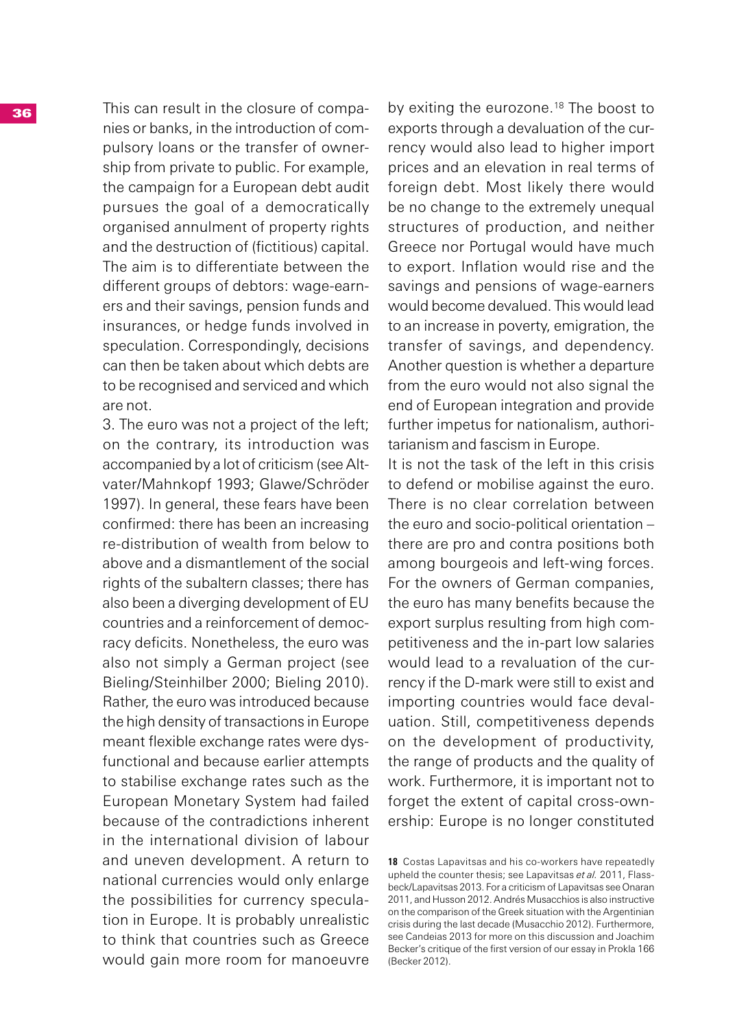This can result in the closure of companies or banks, in the introduction of compulsory loans or the transfer of ownership from private to public. For example, the campaign for a European debt audit pursues the goal of a democratically organised annulment of property rights and the destruction of (fictitious) capital. The aim is to differentiate between the different groups of debtors: wage-earners and their savings, pension funds and insurances, or hedge funds involved in speculation. Correspondingly, decisions can then be taken about which debts are to be recognised and serviced and which are not.

3. The euro was not a project of the left; on the contrary, its introduction was accompanied by a lot of criticism (see Altvater/Mahnkopf 1993; Glawe/Schröder 1997). In general, these fears have been confirmed: there has been an increasing re-distribution of wealth from below to above and a dismantlement of the social rights of the subaltern classes; there has also been a diverging development of EU countries and a reinforcement of democracy deficits. Nonetheless, the euro was also not simply a German project (see Bieling/Steinhilber 2000; Bieling 2010). Rather, the euro was introduced because the high density of transactions in Europe meant flexible exchange rates were dysfunctional and because earlier attempts to stabilise exchange rates such as the European Monetary System had failed because of the contradictions inherent in the international division of labour and uneven development. A return to national currencies would only enlarge the possibilities for currency speculation in Europe. It is probably unrealistic to think that countries such as Greece would gain more room for manoeuvre by exiting the eurozone.[18] The boost to exports through a devaluation of the currency would also lead to higher import prices and an elevation in real terms of foreign debt. Most likely there would be no change to the extremely unequal structures of production, and neither Greece nor Portugal would have much to export. Inflation would rise and the savings and pensions of wage-earners would become devalued. This would lead to an increase in poverty, emigration, the transfer of savings, and dependency. Another question is whether a departure from the euro would not also signal the end of European integration and provide further impetus for nationalism, authoritarianism and fascism in Europe.

It is not the task of the left in this crisis to defend or mobilise against the euro. There is no clear correlation between the euro and socio-political orientation – there are pro and contra positions both among bourgeois and left-wing forces. For the owners of German companies, the euro has many benefits because the export surplus resulting from high competitiveness and the in-part low salaries would lead to a revaluation of the currency if the D-mark were still to exist and importing countries would face devaluation. Still, competitiveness depends on the development of productivity, the range of products and the quality of work. Furthermore, it is important not to forget the extent of capital cross-ownership: Europe is no longer constituted

**18** Costas Lapavitsas and his co-workers have repeatedly upheld the counter thesis; see Lapavitsas *et al.* 2011, Flassbeck/Lapavitsas 2013. For a criticism of Lapavitsas see Onaran 2011, and Husson 2012. Andrés Musacchios is also instructive on the comparison of the Greek situation with the Argentinian crisis during the last decade (Musacchio 2012). Furthermore, see Candeias 2013 for more on this discussion and Joachim Becker's critique of the first version of our essay in Prokla 166 (Becker 2012).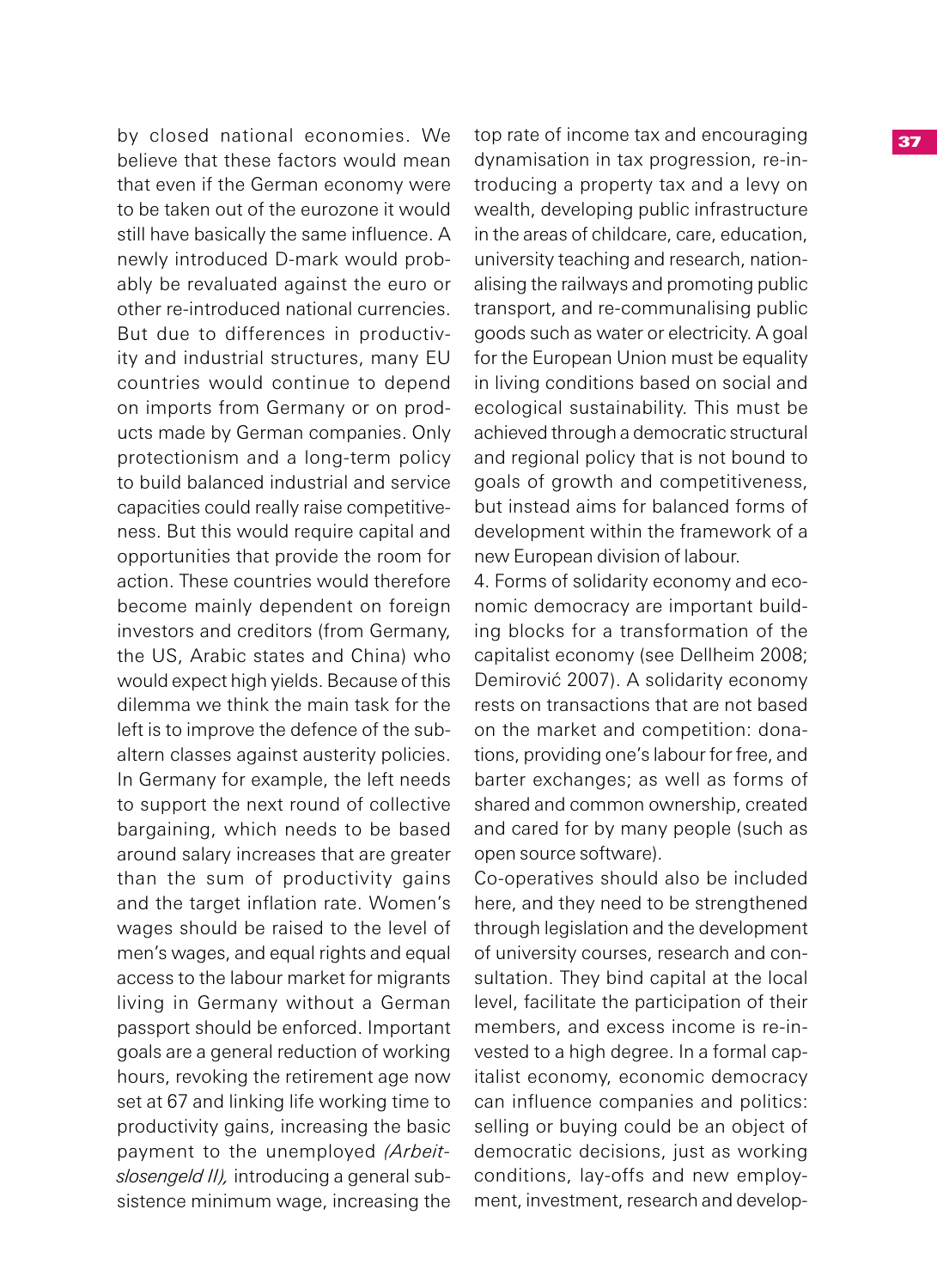by closed national economies. We believe that these factors would mean that even if the German economy were to be taken out of the eurozone it would still have basically the same influence. A newly introduced D-mark would probably be revaluated against the euro or other re-introduced national currencies. But due to differences in productivity and industrial structures, many EU countries would continue to depend on imports from Germany or on products made by German companies. Only protectionism and a long-term policy to build balanced industrial and service capacities could really raise competitiveness. But this would require capital and opportunities that provide the room for action. These countries would therefore become mainly dependent on foreign investors and creditors (from Germany, the US, Arabic states and China) who would expect high yields. Because of this dilemma we think the main task for the left is to improve the defence of the subaltern classes against austerity policies. In Germany for example, the left needs to support the next round of collective bargaining, which needs to be based around salary increases that are greater than the sum of productivity gains and the target inflation rate. Women's wages should be raised to the level of men's wages, and equal rights and equal access to the labour market for migrants living in Germany without a German passport should be enforced. Important goals are a general reduction of working hours, revoking the retirement age now set at 67 and linking life working time to productivity gains, increasing the basic payment to the unemployed *(Arbeitslosengeld II),* introducing a general subsistence minimum wage, increasing the top rate of income tax and encouraging dynamisation in tax progression, re-introducing a property tax and a levy on wealth, developing public infrastructure in the areas of childcare, care, education, university teaching and research, nationalising the railways and promoting public transport, and re-communalising public goods such as water or electricity. A goal for the European Union must be equality in living conditions based on social and ecological sustainability. This must be achieved through a democratic structural and regional policy that is not bound to goals of growth and competitiveness, but instead aims for balanced forms of development within the framework of a new European division of labour.

4. Forms of solidarity economy and economic democracy are important building blocks for a transformation of the capitalist economy (see Dellheim 2008; Demirović 2007). A solidarity economy rests on transactions that are not based on the market and competition: donations, providing one's labour for free, and barter exchanges; as well as forms of shared and common ownership, created and cared for by many people (such as open source software).

Co-operatives should also be included here, and they need to be strengthened through legislation and the development of university courses, research and consultation. They bind capital at the local level, facilitate the participation of their members, and excess income is re-invested to a high degree. In a formal capitalist economy, economic democracy can influence companies and politics: selling or buying could be an object of democratic decisions, just as working conditions, lay-offs and new employment, investment, research and develop-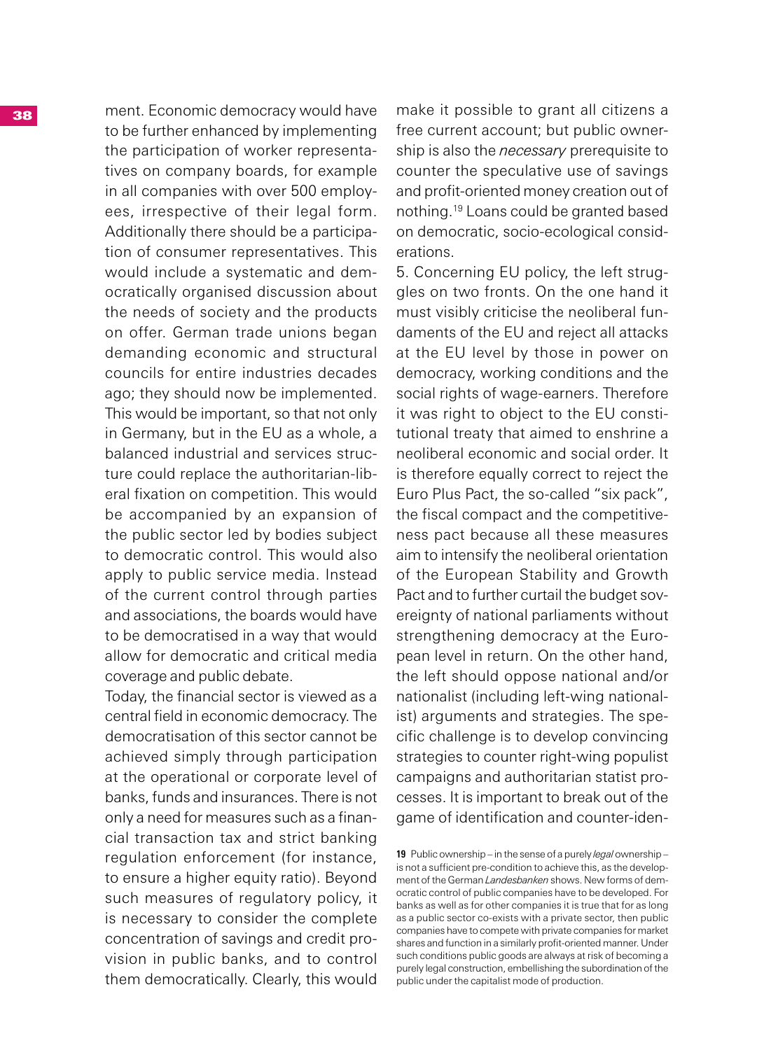ment. Economic democracy would have to be further enhanced by implementing the participation of worker representatives on company boards, for example in all companies with over 500 employees, irrespective of their legal form. Additionally there should be a participation of consumer representatives. This would include a systematic and democratically organised discussion about the needs of society and the products on offer. German trade unions began demanding economic and structural councils for entire industries decades ago; they should now be implemented. This would be important, so that not only in Germany, but in the EU as a whole, a balanced industrial and services structure could replace the authoritarian-liberal fixation on competition. This would be accompanied by an expansion of the public sector led by bodies subject to democratic control. This would also apply to public service media. Instead of the current control through parties and associations, the boards would have to be democratised in a way that would allow for democratic and critical media coverage and public debate.

Today, the financial sector is viewed as a central field in economic democracy. The democratisation of this sector cannot be achieved simply through participation at the operational or corporate level of banks, funds and insurances. There is not only a need for measures such as a financial transaction tax and strict banking regulation enforcement (for instance, to ensure a higher equity ratio). Beyond such measures of regulatory policy, it is necessary to consider the complete concentration of savings and credit provision in public banks, and to control them democratically. Clearly, this would make it possible to grant all citizens a free current account; but public ownership is also the *necessary* prerequisite to counter the speculative use of savings and profit-oriented money creation out of nothing.[19] Loans could be granted based on democratic, socio-ecological considerations.

5. Concerning EU policy, the left struggles on two fronts. On the one hand it must visibly criticise the neoliberal fundaments of the EU and reject all attacks at the EU level by those in power on democracy, working conditions and the social rights of wage-earners. Therefore it was right to object to the EU constitutional treaty that aimed to enshrine a neoliberal economic and social order. It is therefore equally correct to reject the Euro Plus Pact, the so-called "six pack", the fiscal compact and the competitiveness pact because all these measures aim to intensify the neoliberal orientation of the European Stability and Growth Pact and to further curtail the budget sovereignty of national parliaments without strengthening democracy at the European level in return. On the other hand, the left should oppose national and/or nationalist (including left-wing nationalist) arguments and strategies. The specific challenge is to develop convincing strategies to counter right-wing populist campaigns and authoritarian statist processes. It is important to break out of the game of identification and counter-iden-

---

[19] Public ownership – in the sense of a purely *legal* ownership – is not a sufficient pre-condition to achieve this, as the development of the German *Landesbanken* shows. New forms of democratic control of public companies have to be developed. For banks as well as for other companies it is true that for as long as a public sector co-exists with a private sector, then public companies have to compete with private companies for market shares and function in a similarly profit-oriented manner. Under such conditions public goods are always at risk of becoming a purely legal construction, embellishing the subordination of the public under the capitalist mode of production.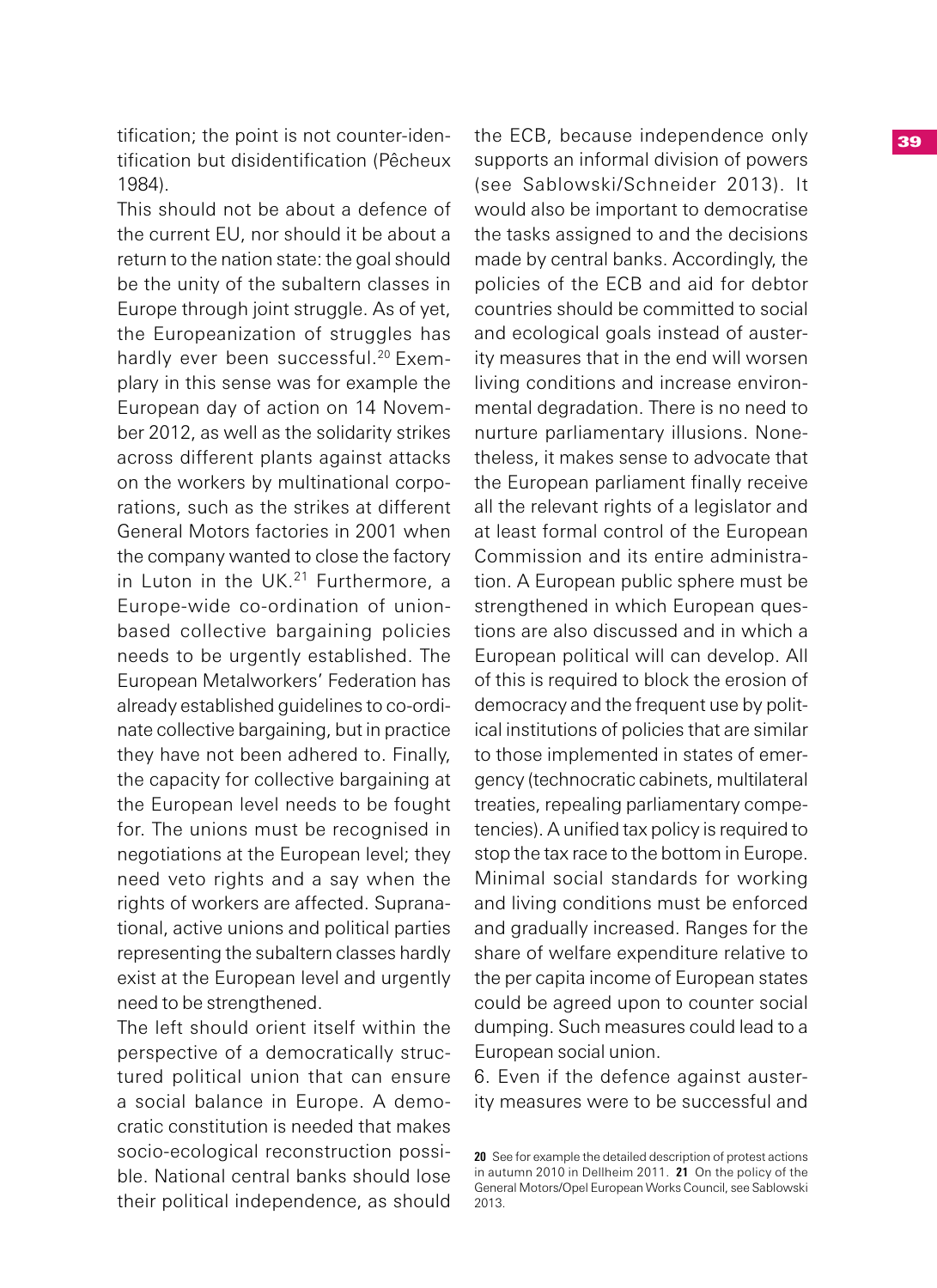tification; the point is not counter-identification but disidentification (Pêcheux 1984).

This should not be about a defence of the current EU, nor should it be about a return to the nation state: the goal should be the unity of the subaltern classes in Europe through joint struggle. As of yet, the Europeanization of struggles has hardly ever been successful.[20] Exemplary in this sense was for example the European day of action on 14 November 2012, as well as the solidarity strikes across different plants against attacks on the workers by multinational corporations, such as the strikes at different General Motors factories in 2001 when the company wanted to close the factory in Luton in the UK.[21] Furthermore, a Europe-wide co-ordination of union-based collective bargaining policies needs to be urgently established. The European Metalworkers' Federation has already established guidelines to co-ordinate collective bargaining, but in practice they have not been adhered to. Finally, the capacity for collective bargaining at the European level needs to be fought for. The unions must be recognised in negotiations at the European level; they need veto rights and a say when the rights of workers are affected. Supranational, active unions and political parties representing the subaltern classes hardly exist at the European level and urgently need to be strengthened.

The left should orient itself within the perspective of a democratically structured political union that can ensure a social balance in Europe. A democratic constitution is needed that makes socio-ecological reconstruction possible. National central banks should lose their political independence, as should the ECB, because independence only supports an informal division of powers (see Sablowski/Schneider 2013). It would also be important to democratise the tasks assigned to and the decisions made by central banks. Accordingly, the policies of the ECB and aid for debtor countries should be committed to social and ecological goals instead of austerity measures that in the end will worsen living conditions and increase environmental degradation. There is no need to nurture parliamentary illusions. Nonetheless, it makes sense to advocate that the European parliament finally receive all the relevant rights of a legislator and at least formal control of the European Commission and its entire administration. A European public sphere must be strengthened in which European questions are also discussed and in which a European political will can develop. All of this is required to block the erosion of democracy and the frequent use by political institutions of policies that are similar to those implemented in states of emergency (technocratic cabinets, multilateral treaties, repealing parliamentary competencies). A unified tax policy is required to stop the tax race to the bottom in Europe. Minimal social standards for working and living conditions must be enforced and gradually increased. Ranges for the share of welfare expenditure relative to the per capita income of European states could be agreed upon to counter social dumping. Such measures could lead to a European social union.

6. Even if the defence against austerity measures were to be successful and

---

**20** See for example the detailed description of protest actions in autumn 2010 in Dellheim 2011. **21** On the policy of the General Motors/Opel European Works Council, see Sablowski 2013.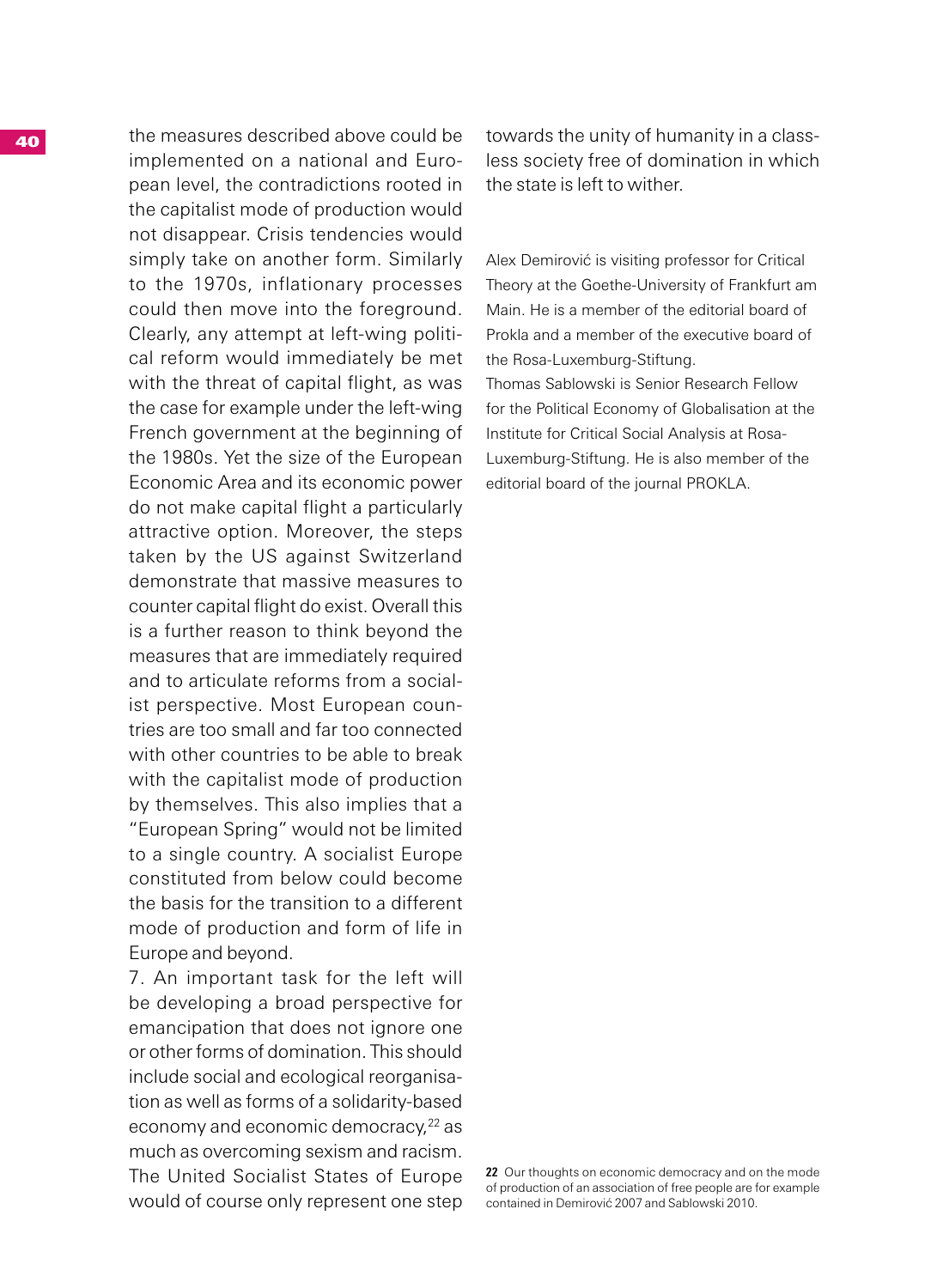the measures described above could be implemented on a national and European level, the contradictions rooted in the capitalist mode of production would not disappear. Crisis tendencies would simply take on another form. Similarly to the 1970s, inflationary processes could then move into the foreground. Clearly, any attempt at left-wing political reform would immediately be met with the threat of capital flight, as was the case for example under the left-wing French government at the beginning of the 1980s. Yet the size of the European Economic Area and its economic power do not make capital flight a particularly attractive option. Moreover, the steps taken by the US against Switzerland demonstrate that massive measures to counter capital flight do exist. Overall this is a further reason to think beyond the measures that are immediately required and to articulate reforms from a socialist perspective. Most European countries are too small and far too connected with other countries to be able to break with the capitalist mode of production by themselves. This also implies that a "European Spring" would not be limited to a single country. A socialist Europe constituted from below could become the basis for the transition to a different mode of production and form of life in Europe and beyond.

7. An important task for the left will be developing a broad perspective for emancipation that does not ignore one or other forms of domination. This should include social and ecological reorganisation as well as forms of a solidarity-based economy and economic democracy,[22] as much as overcoming sexism and racism. The United Socialist States of Europe would of course only represent one step towards the unity of humanity in a classless society free of domination in which the state is left to wither.

Alex Demirović is visiting professor for Critical Theory at the Goethe-University of Frankfurt am Main. He is a member of the editorial board of Prokla and a member of the executive board of the Rosa-Luxemburg-Stiftung.
Thomas Sablowski is Senior Research Fellow for the Political Economy of Globalisation at the Institute for Critical Social Analysis at Rosa-Luxemburg-Stiftung. He is also member of the editorial board of the journal PROKLA.

[22] Our thoughts on economic democracy and on the mode of production of an association of free people are for example contained in Demirović 2007 and Sablowski 2010.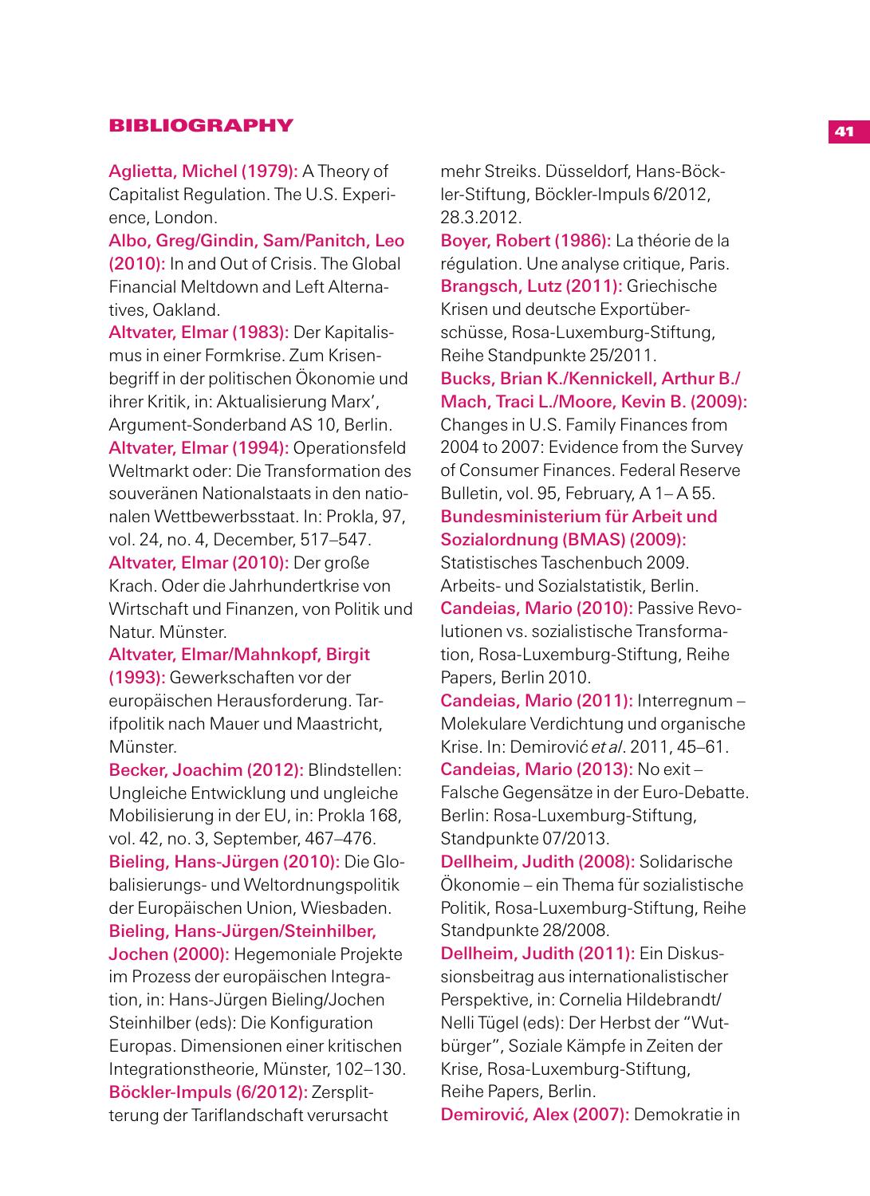## BIBLIOGRAPHY

**Aglietta, Michel (1979):** A Theory of Capitalist Regulation. The U.S. Experience, London.

**Albo, Greg/Gindin, Sam/Panitch, Leo (2010):** In and Out of Crisis. The Global Financial Meltdown and Left Alternatives, Oakland.

**Altvater, Elmar (1983):** Der Kapitalismus in einer Formkrise. Zum Krisenbegriff in der politischen Ökonomie und ihrer Kritik, in: Aktualisierung Marx', Argument-Sonderband AS 10, Berlin.

**Altvater, Elmar (1994):** Operationsfeld Weltmarkt oder: Die Transformation des souveränen Nationalstaats in den nationalen Wettbewerbsstaat. In: Prokla, 97, vol. 24, no. 4, December, 517–547.

**Altvater, Elmar (2010):** Der große Krach. Oder die Jahrhundertkrise von Wirtschaft und Finanzen, von Politik und Natur. Münster.

**Altvater, Elmar/Mahnkopf, Birgit (1993):** Gewerkschaften vor der europäischen Herausforderung. Tarifpolitik nach Mauer und Maastricht, Münster.

**Becker, Joachim (2012):** Blindstellen: Ungleiche Entwicklung und ungleiche Mobilisierung in der EU, in: Prokla 168, vol. 42, no. 3, September, 467–476.

**Bieling, Hans-Jürgen (2010):** Die Globalisierungs- und Weltordnungspolitik der Europäischen Union, Wiesbaden.

**Bieling, Hans-Jürgen/Steinhilber, Jochen (2000):** Hegemoniale Projekte im Prozess der europäischen Integration, in: Hans-Jürgen Bieling/Jochen Steinhilber (eds): Die Konfiguration Europas. Dimensionen einer kritischen Integrationstheorie, Münster, 102–130.

**Böckler-Impuls (6/2012):** Zersplitterung der Tariflandschaft verursacht mehr Streiks. Düsseldorf, Hans-Böckler-Stiftung, Böckler-Impuls 6/2012, 28.3.2012.

**Boyer, Robert (1986):** La théorie de la régulation. Une analyse critique, Paris.

**Brangsch, Lutz (2011):** Griechische Krisen und deutsche Exportüberschüsse, Rosa-Luxemburg-Stiftung, Reihe Standpunkte 25/2011.

**Bucks, Brian K./Kennickell, Arthur B./Mach, Traci L./Moore, Kevin B. (2009):** Changes in U.S. Family Finances from 2004 to 2007: Evidence from the Survey of Consumer Finances. Federal Reserve Bulletin, vol. 95, February, A 1– A 55.

**Bundesministerium für Arbeit und Sozialordnung (BMAS) (2009):** Statistisches Taschenbuch 2009. Arbeits- und Sozialstatistik, Berlin.

**Candeias, Mario (2010):** Passive Revolutionen vs. sozialistische Transformation, Rosa-Luxemburg-Stiftung, Reihe Papers, Berlin 2010.

**Candeias, Mario (2011):** Interregnum – Molekulare Verdichtung und organische Krise. In: Demirović *et al*. 2011, 45–61.

**Candeias, Mario (2013):** No exit – Falsche Gegensätze in der Euro-Debatte. Berlin: Rosa-Luxemburg-Stiftung, Standpunkte 07/2013.

**Dellheim, Judith (2008):** Solidarische Ökonomie – ein Thema für sozialistische Politik, Rosa-Luxemburg-Stiftung, Reihe Standpunkte 28/2008.

**Dellheim, Judith (2011):** Ein Diskussionsbeitrag aus internationalistischer Perspektive, in: Cornelia Hildebrandt/Nelli Tügel (eds): Der Herbst der "Wutbürger", Soziale Kämpfe in Zeiten der Krise, Rosa-Luxemburg-Stiftung, Reihe Papers, Berlin.

**Demirović, Alex (2007):** Demokratie in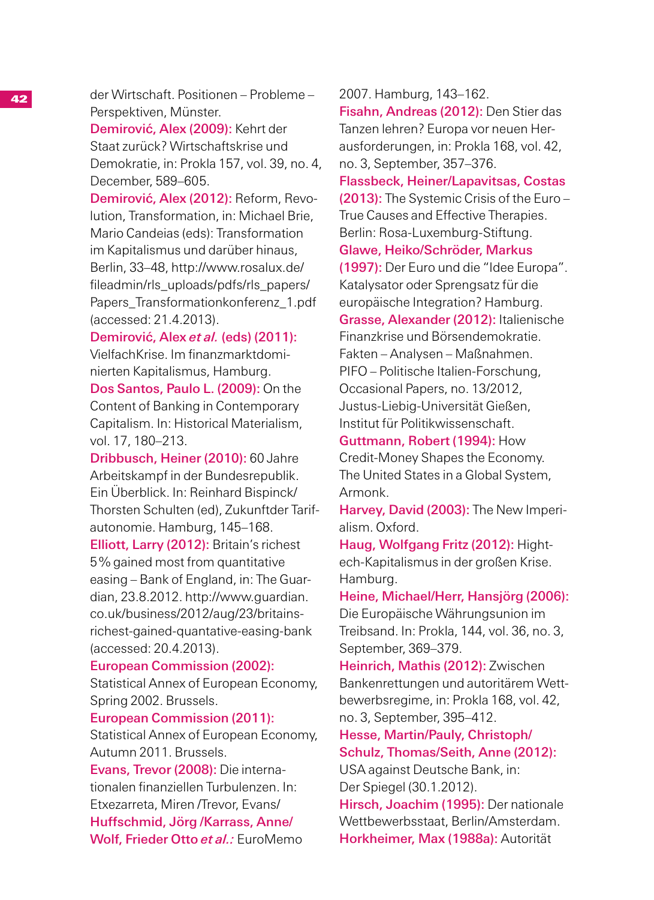der Wirtschaft. Positionen – Probleme – Perspektiven, Münster.

**Demirović, Alex (2009):** Kehrt der Staat zurück? Wirtschaftskrise und Demokratie, in: Prokla 157, vol. 39, no. 4, December, 589–605.

**Demirović, Alex (2012):** Reform, Revolution, Transformation, in: Michael Brie, Mario Candeias (eds): Transformation im Kapitalismus und darüber hinaus, Berlin, 33–48, http://www.rosalux.de/fileadmin/rls_uploads/pdfs/rls_papers/Papers_Transformationkonferenz_1.pdf (accessed: 21.4.2013).

**Demirović, Alex *et al.* (eds) (2011):** VielfachKrise. Im finanzmarktdominierten Kapitalismus, Hamburg.

**Dos Santos, Paulo L. (2009):** On the Content of Banking in Contemporary Capitalism. In: Historical Materialism, vol. 17, 180–213.

**Dribbusch, Heiner (2010):** 60 Jahre Arbeitskampf in der Bundesrepublik. Ein Überblick. In: Reinhard Bispinck/Thorsten Schulten (ed), Zukunftder Tarifautonomie. Hamburg, 145–168.

**Elliott, Larry (2012):** Britain's richest 5% gained most from quantitative easing – Bank of England, in: The Guardian, 23.8.2012. http://www.guardian.co.uk/business/2012/aug/23/britains-richest-gained-quantative-easing-bank (accessed: 20.4.2013).

**European Commission (2002):** Statistical Annex of European Economy, Spring 2002. Brussels.

**European Commission (2011):** Statistical Annex of European Economy, Autumn 2011. Brussels.

**Evans, Trevor (2008):** Die internationalen finanziellen Turbulenzen. In: Etxezarreta, Miren /Trevor, Evans/ **Huffschmid, Jörg /Karrass, Anne/ Wolf, Frieder Otto *et al.*:** EuroMemo 2007. Hamburg, 143–162.

**Fisahn, Andreas (2012):** Den Stier das Tanzen lehren? Europa vor neuen Herausforderungen, in: Prokla 168, vol. 42, no. 3, September, 357–376.

**Flassbeck, Heiner/Lapavitsas, Costas (2013):** The Systemic Crisis of the Euro – True Causes and Effective Therapies. Berlin: Rosa-Luxemburg-Stiftung.

**Glawe, Heiko/Schröder, Markus (1997):** Der Euro und die "Idee Europa". Katalysator oder Sprengsatz für die europäische Integration? Hamburg.

**Grasse, Alexander (2012):** Italienische Finanzkrise und Börsendemokratie. Fakten – Analysen – Maßnahmen. PIFO – Politische Italien-Forschung, Occasional Papers, no. 13/2012, Justus-Liebig-Universität Gießen, Institut für Politikwissenschaft.

**Guttmann, Robert (1994):** How Credit-Money Shapes the Economy. The United States in a Global System, Armonk.

**Harvey, David (2003):** The New Imperialism. Oxford.

**Haug, Wolfgang Fritz (2012):** Hightech-Kapitalismus in der großen Krise. Hamburg.

**Heine, Michael/Herr, Hansjörg (2006):** Die Europäische Währungsunion im Treibsand. In: Prokla, 144, vol. 36, no. 3, September, 369–379.

**Heinrich, Mathis (2012):** Zwischen Bankenrettungen und autoritärem Wettbewerbsregime, in: Prokla 168, vol. 42, no. 3, September, 395–412.

**Hesse, Martin/Pauly, Christoph/Schulz, Thomas/Seith, Anne (2012):** USA against Deutsche Bank, in: Der Spiegel (30.1.2012).

**Hirsch, Joachim (1995):** Der nationale Wettbewerbsstaat, Berlin/Amsterdam.

**Horkheimer, Max (1988a):** Autorität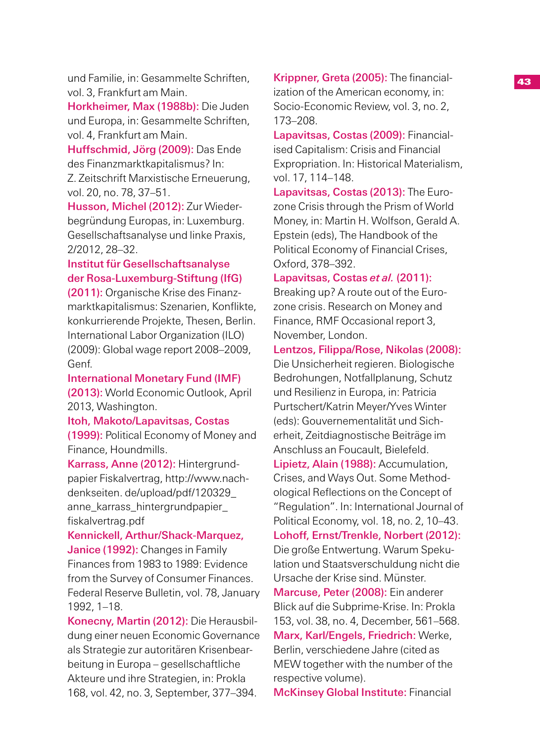und Familie, in: Gesammelte Schriften, vol. 3, Frankfurt am Main.

**Horkheimer, Max (1988b):** Die Juden und Europa, in: Gesammelte Schriften, vol. 4, Frankfurt am Main.

**Huffschmid, Jörg (2009):** Das Ende des Finanzmarktkapitalismus? In: Z. Zeitschrift Marxistische Erneuerung, vol. 20, no. 78, 37–51.

**Husson, Michel (2012):** Zur Wiederbegründung Europas, in: Luxemburg. Gesellschaftsanalyse und linke Praxis, 2/2012, 28–32.

**Institut für Gesellschaftsanalyse der Rosa-Luxemburg-Stiftung (IfG) (2011):** Organische Krise des Finanzmarktkapitalismus: Szenarien, Konflikte, konkurrierende Projekte, Thesen, Berlin.

International Labor Organization (ILO) (2009): Global wage report 2008–2009, Genf.

**International Monetary Fund (IMF) (2013):** World Economic Outlook, April 2013, Washington.

**Itoh, Makoto/Lapavitsas, Costas (1999):** Political Economy of Money and Finance, Houndmills.

**Karrass, Anne (2012):** Hintergrundpapier Fiskalvertrag, http://www.nachdenkseiten. de/upload/pdf/120329_anne_karrass_hintergrundpapier_fiskalvertrag.pdf

**Kennickell, Arthur/Shack-Marquez, Janice (1992):** Changes in Family Finances from 1983 to 1989: Evidence from the Survey of Consumer Finances. Federal Reserve Bulletin, vol. 78, January 1992, 1–18.

**Konecny, Martin (2012):** Die Herausbildung einer neuen Economic Governance als Strategie zur autoritären Krisenbearbeitung in Europa – gesellschaftliche Akteure und ihre Strategien, in: Prokla 168, vol. 42, no. 3, September, 377–394.

**Krippner, Greta (2005):** The financialization of the American economy, in: Socio-Economic Review, vol. 3, no. 2, 173–208.

**Lapavitsas, Costas (2009):** Financialised Capitalism: Crisis and Financial Expropriation. In: Historical Materialism, vol. 17, 114–148.

**Lapavitsas, Costas (2013):** The Eurozone Crisis through the Prism of World Money, in: Martin H. Wolfson, Gerald A. Epstein (eds), The Handbook of the Political Economy of Financial Crises, Oxford, 378–392.

**Lapavitsas, Costas *et al.* (2011):** Breaking up? A route out of the Eurozone crisis. Research on Money and Finance, RMF Occasional report 3, November, London.

**Lentzos, Filippa/Rose, Nikolas (2008):** Die Unsicherheit regieren. Biologische Bedrohungen, Notfallplanung, Schutz und Resilienz in Europa, in: Patricia Purtschert/Katrin Meyer/Yves Winter (eds): Gouvernementalität und Sicherheit, Zeitdiagnostische Beiträge im Anschluss an Foucault, Bielefeld.

**Lipietz, Alain (1988):** Accumulation, Crises, and Ways Out. Some Methodological Reflections on the Concept of "Regulation". In: International Journal of Political Economy, vol. 18, no. 2, 10–43.

**Lohoff, Ernst/Trenkle, Norbert (2012):** Die große Entwertung. Warum Spekulation und Staatsverschuldung nicht die Ursache der Krise sind. Münster.

**Marcuse, Peter (2008):** Ein anderer Blick auf die Subprime-Krise. In: Prokla 153, vol. 38, no. 4, December, 561–568.

**Marx, Karl/Engels, Friedrich:** Werke, Berlin, verschiedene Jahre (cited as MEW together with the number of the respective volume).

**McKinsey Global Institute:** Financial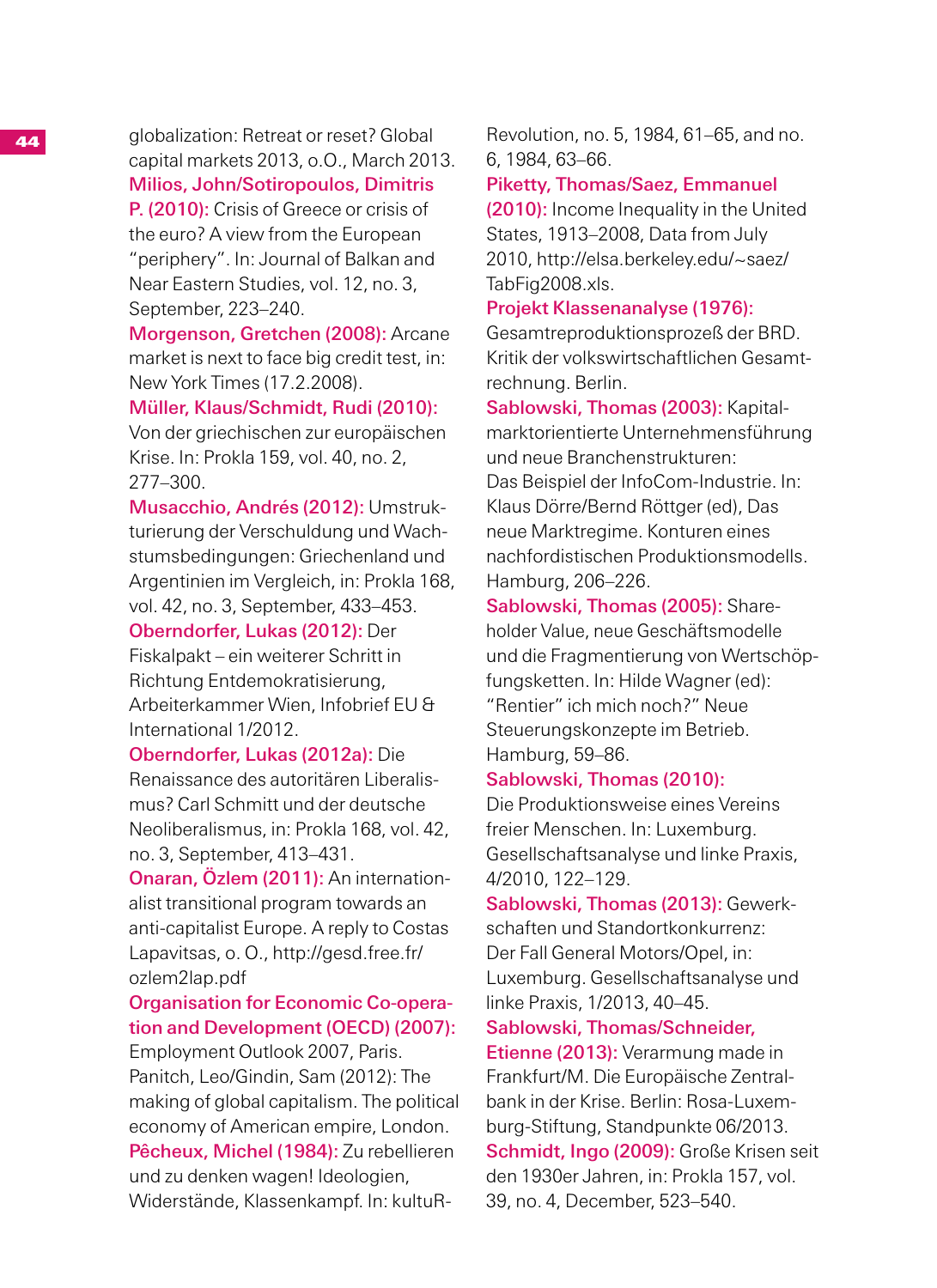globalization: Retreat or reset? Global capital markets 2013, o.O., March 2013.

**Milios, John/Sotiropoulos, Dimitris P. (2010):** Crisis of Greece or crisis of the euro? A view from the European "periphery". In: Journal of Balkan and Near Eastern Studies, vol. 12, no. 3, September, 223–240.

**Morgenson, Gretchen (2008):** Arcane market is next to face big credit test, in: New York Times (17.2.2008).

**Müller, Klaus/Schmidt, Rudi (2010):** Von der griechischen zur europäischen Krise. In: Prokla 159, vol. 40, no. 2, 277–300.

**Musacchio, Andrés (2012):** Umstrukturierung der Verschuldung und Wachstumsbedingungen: Griechenland und Argentinien im Vergleich, in: Prokla 168, vol. 42, no. 3, September, 433–453.

**Oberndorfer, Lukas (2012):** Der Fiskalpakt – ein weiterer Schritt in Richtung Entdemokratisierung, Arbeiterkammer Wien, Infobrief EU & International 1/2012.

**Oberndorfer, Lukas (2012a):** Die Renaissance des autoritären Liberalismus? Carl Schmitt und der deutsche Neoliberalismus, in: Prokla 168, vol. 42, no. 3, September, 413–431.

**Onaran, Özlem (2011):** An internationalist transitional program towards an anti-capitalist Europe. A reply to Costas Lapavitsas, o. O., http://gesd.free.fr/ozlem2lap.pdf

**Organisation for Economic Co-operation and Development (OECD) (2007):** Employment Outlook 2007, Paris.

Panitch, Leo/Gindin, Sam (2012): The making of global capitalism. The political economy of American empire, London.

**Pêcheux, Michel (1984):** Zu rebellieren und zu denken wagen! Ideologien, Widerstände, Klassenkampf. In: kultuRRevolution, no. 5, 1984, 61–65, and no. 6, 1984, 63–66.

**Piketty, Thomas/Saez, Emmanuel (2010):** Income Inequality in the United States, 1913–2008, Data from July 2010, http://elsa.berkeley.edu/~saez/TabFig2008.xls.

**Projekt Klassenanalyse (1976):** Gesamtreproduktionsprozeß der BRD. Kritik der volkswirtschaftlichen Gesamtrechnung. Berlin.

**Sablowski, Thomas (2003):** Kapitalmarktorientierte Unternehmensführung und neue Branchenstrukturen: Das Beispiel der InfoCom-Industrie. In: Klaus Dörre/Bernd Röttger (ed), Das neue Marktregime. Konturen eines nachfordistischen Produktionsmodells. Hamburg, 206–226.

**Sablowski, Thomas (2005):** Shareholder Value, neue Geschäftsmodelle und die Fragmentierung von Wertschöpfungsketten. In: Hilde Wagner (ed): "Rentier" ich mich noch?" Neue Steuerungskonzepte im Betrieb. Hamburg, 59–86.

**Sablowski, Thomas (2010):** Die Produktionsweise eines Vereins freier Menschen. In: Luxemburg. Gesellschaftsanalyse und linke Praxis, 4/2010, 122–129.

**Sablowski, Thomas (2013):** Gewerkschaften und Standortkonkurrenz: Der Fall General Motors/Opel, in: Luxemburg. Gesellschaftsanalyse und linke Praxis, 1/2013, 40–45.

**Sablowski, Thomas/Schneider, Etienne (2013):** Verarmung made in Frankfurt/M. Die Europäische Zentralbank in der Krise. Berlin: Rosa-Luxemburg-Stiftung, Standpunkte 06/2013.

**Schmidt, Ingo (2009):** Große Krisen seit den 1930er Jahren, in: Prokla 157, vol. 39, no. 4, December, 523–540.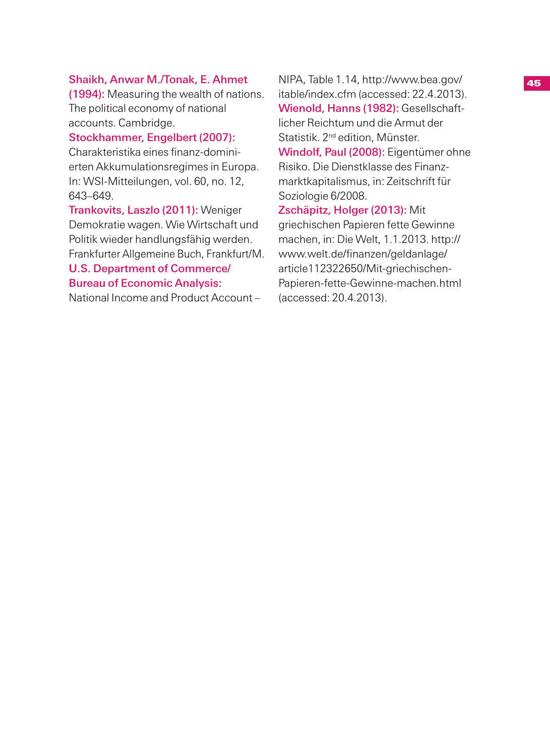**Shaikh, Anwar M./Tonak, E. Ahmet (1994):** Measuring the wealth of nations. The political economy of national accounts. Cambridge.

**Stockhammer, Engelbert (2007):** Charakteristika eines finanz-dominierten Akkumulationsregimes in Europa. In: WSI-Mitteilungen, vol. 60, no. 12, 643–649.

**Trankovits, Laszlo (2011):** Weniger Demokratie wagen. Wie Wirtschaft und Politik wieder handlungsfähig werden. Frankfurter Allgemeine Buch, Frankfurt/M.

**U.S. Department of Commerce/Bureau of Economic Analysis:** National Income and Product Account – NIPA, Table 1.14, http://www.bea.gov/itable/index.cfm (accessed: 22.4.2013).

**Wienold, Hanns (1982):** Gesellschaftlicher Reichtum und die Armut der Statistik. 2nd edition, Münster.

**Windolf, Paul (2008):** Eigentümer ohne Risiko. Die Dienstklasse des Finanzmarktkapitalismus, in: Zeitschrift für Soziologie 6/2008.

**Zschäpitz, Holger (2013):** Mit griechischen Papieren fette Gewinne machen, in: Die Welt, 1.1.2013. http://www.welt.de/finanzen/geldanlage/article112322650/Mit-griechischen-Papieren-fette-Gewinne-machen.html (accessed: 20.4.2013).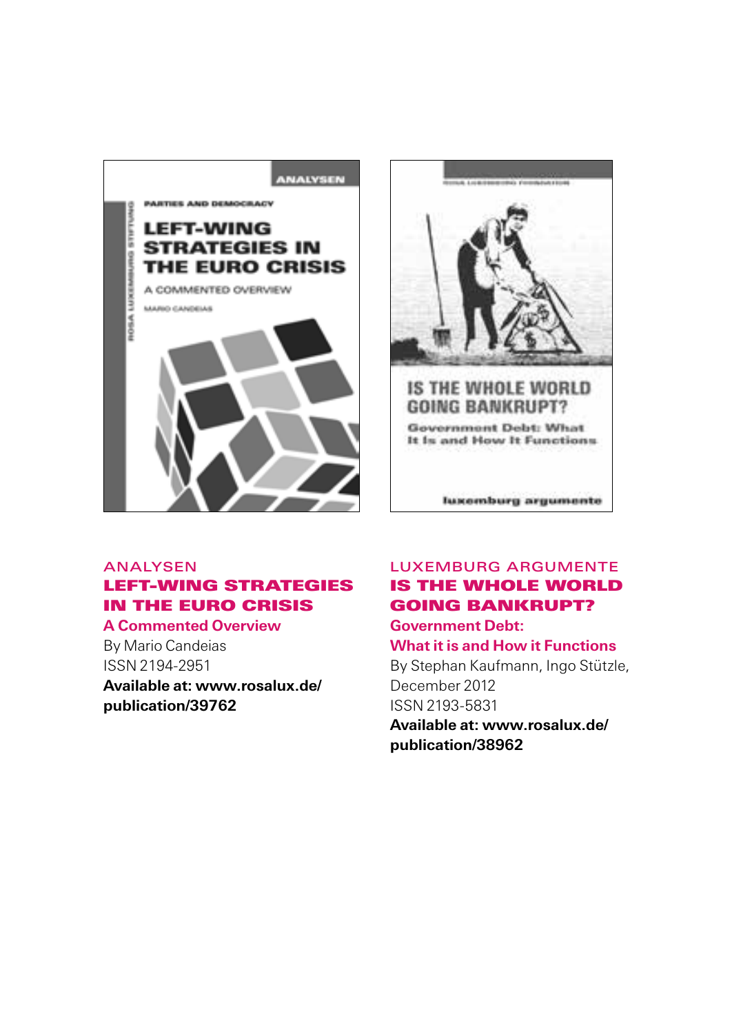ANALYSEN

**LEFT-WING STRATEGIES IN THE EURO CRISIS**

**A Commented Overview**

By Mario Candeias
ISSN 2194-2951

**Available at: www.rosalux.de/publication/39762**

LUXEMBURG ARGUMENTE

**IS THE WHOLE WORLD GOING BANKRUPT?**

**Government Debt: What it is and How it Functions**

By Stephan Kaufmann, Ingo Stützle, December 2012
ISSN 2193-5831

**Available at: www.rosalux.de/publication/38962**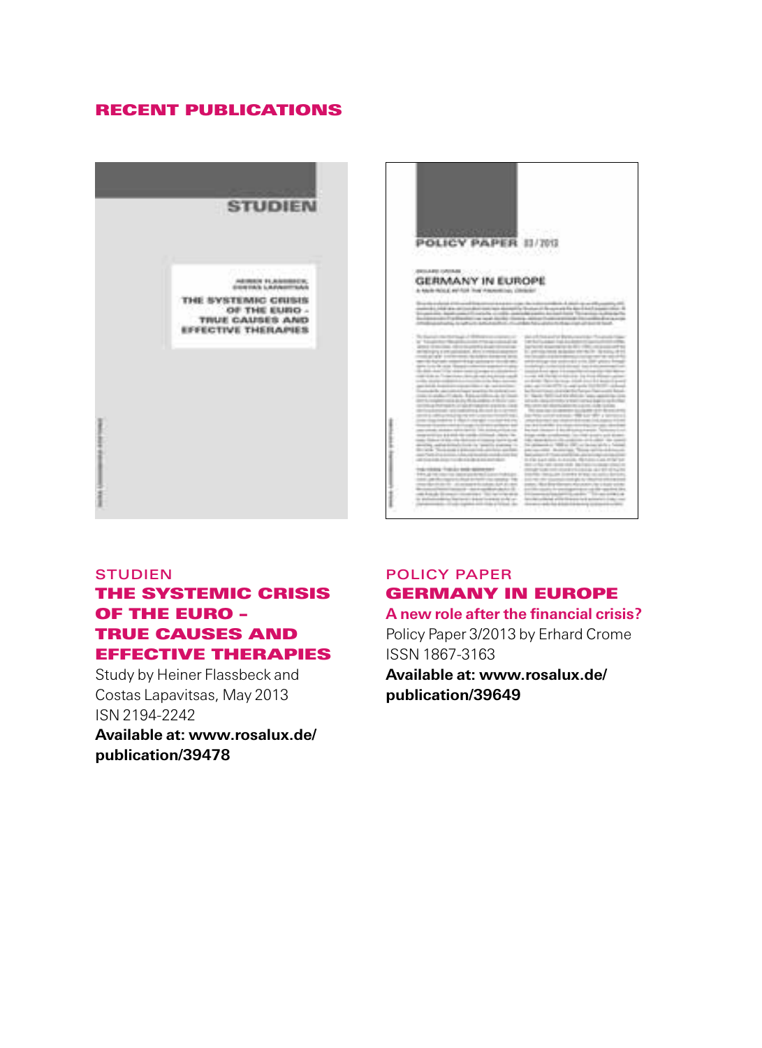## RECENT PUBLICATIONS

STUDIEN

### THE SYSTEMIC CRISIS OF THE EURO – TRUE CAUSES AND EFFECTIVE THERAPIES

Study by Heiner Flassbeck and Costas Lapavitsas, May 2013
ISN 2194-2242
**Available at: www.rosalux.de/publication/39478**

POLICY PAPER

### GERMANY IN EUROPE

**A new role after the financial crisis?**

Policy Paper 3/2013 by Erhard Crome
ISSN 1867-3163
**Available at: www.rosalux.de/publication/39649**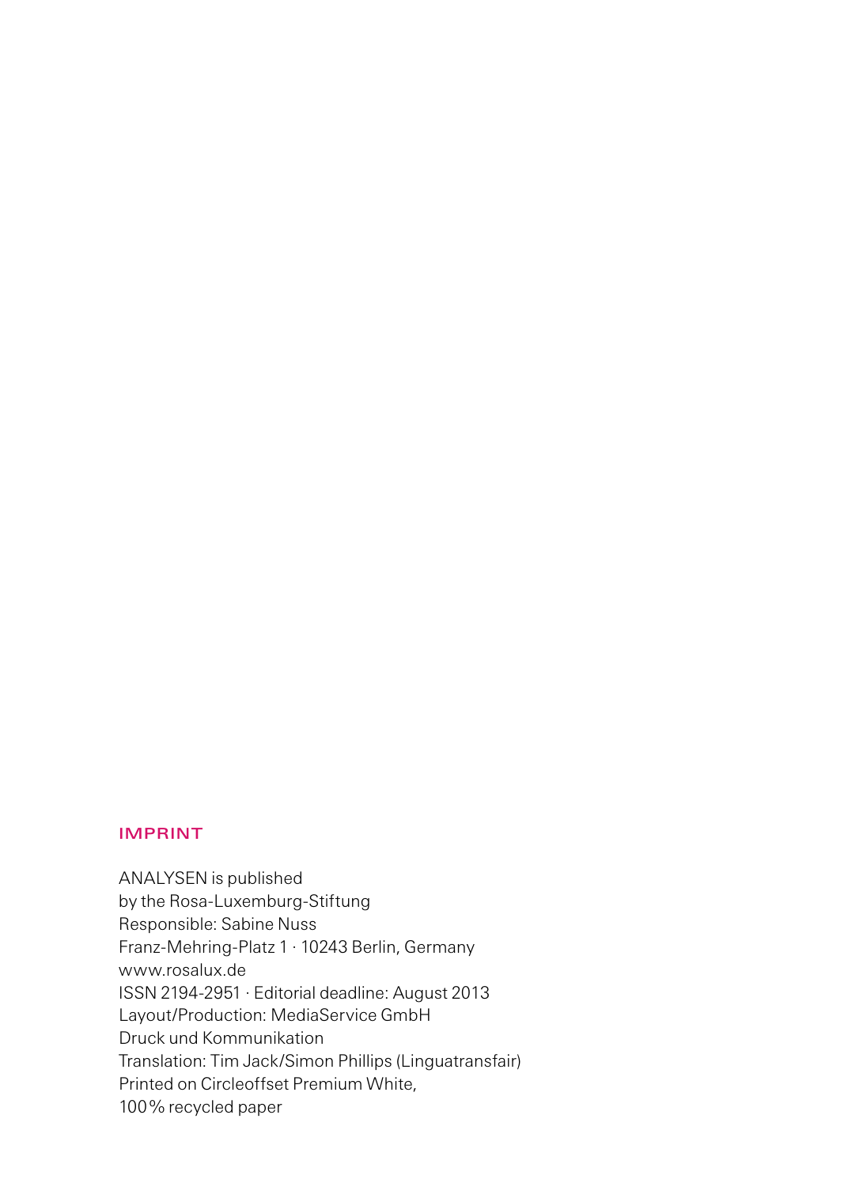## IMPRINT

ANALYSEN is published
by the Rosa-Luxemburg-Stiftung
Responsible: Sabine Nuss
Franz-Mehring-Platz 1 · 10243 Berlin, Germany
www.rosalux.de
ISSN 2194-2951 · Editorial deadline: August 2013
Layout/Production: MediaService GmbH
Druck und Kommunikation
Translation: Tim Jack/Simon Phillips (Linguatransfair)
Printed on Circleoffset Premium White,
100% recycled paper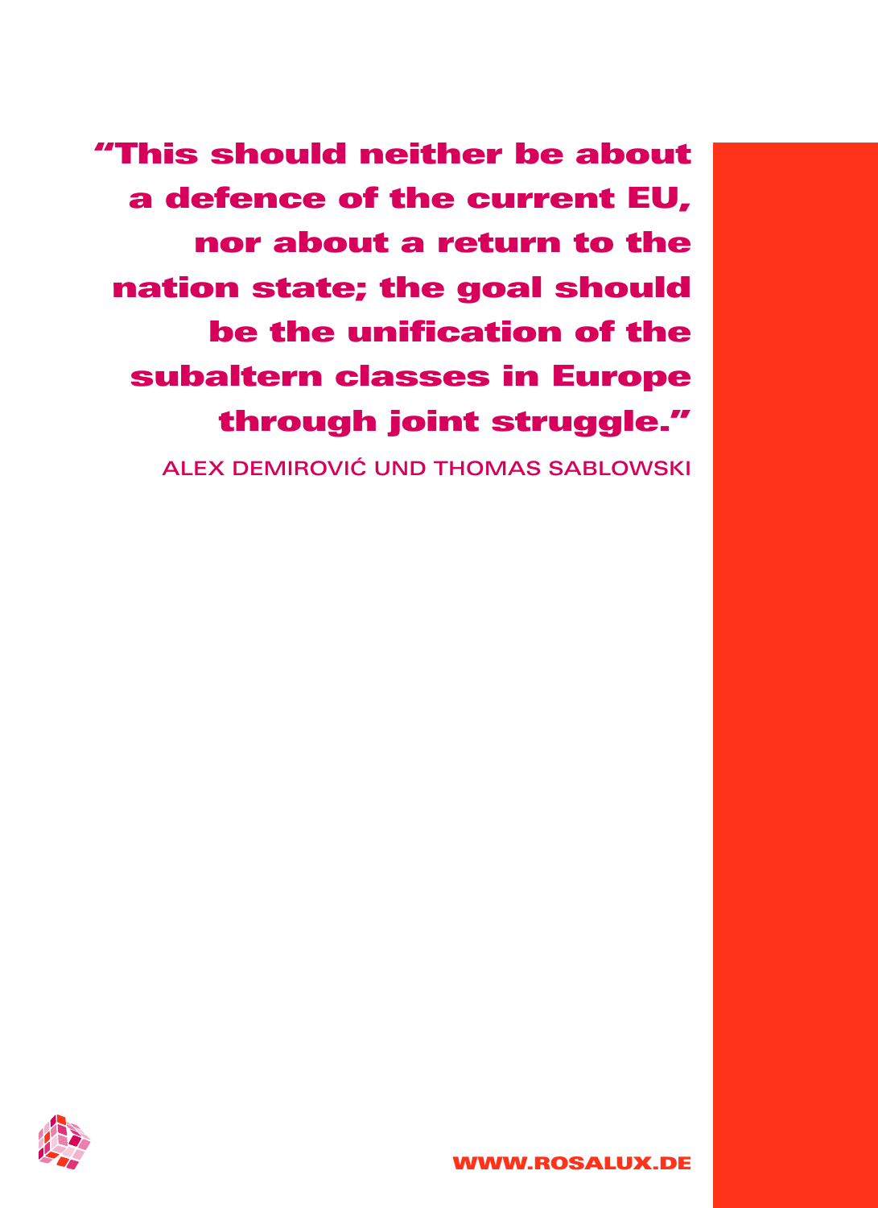**“This should neither be about a defence of the current EU, nor about a return to the nation state; the goal should be the unification of the subaltern classes in Europe through joint struggle.”**

ALEX DEMIROVIĆ UND THOMAS SABLOWSKI

WWW.ROSALUX.DE